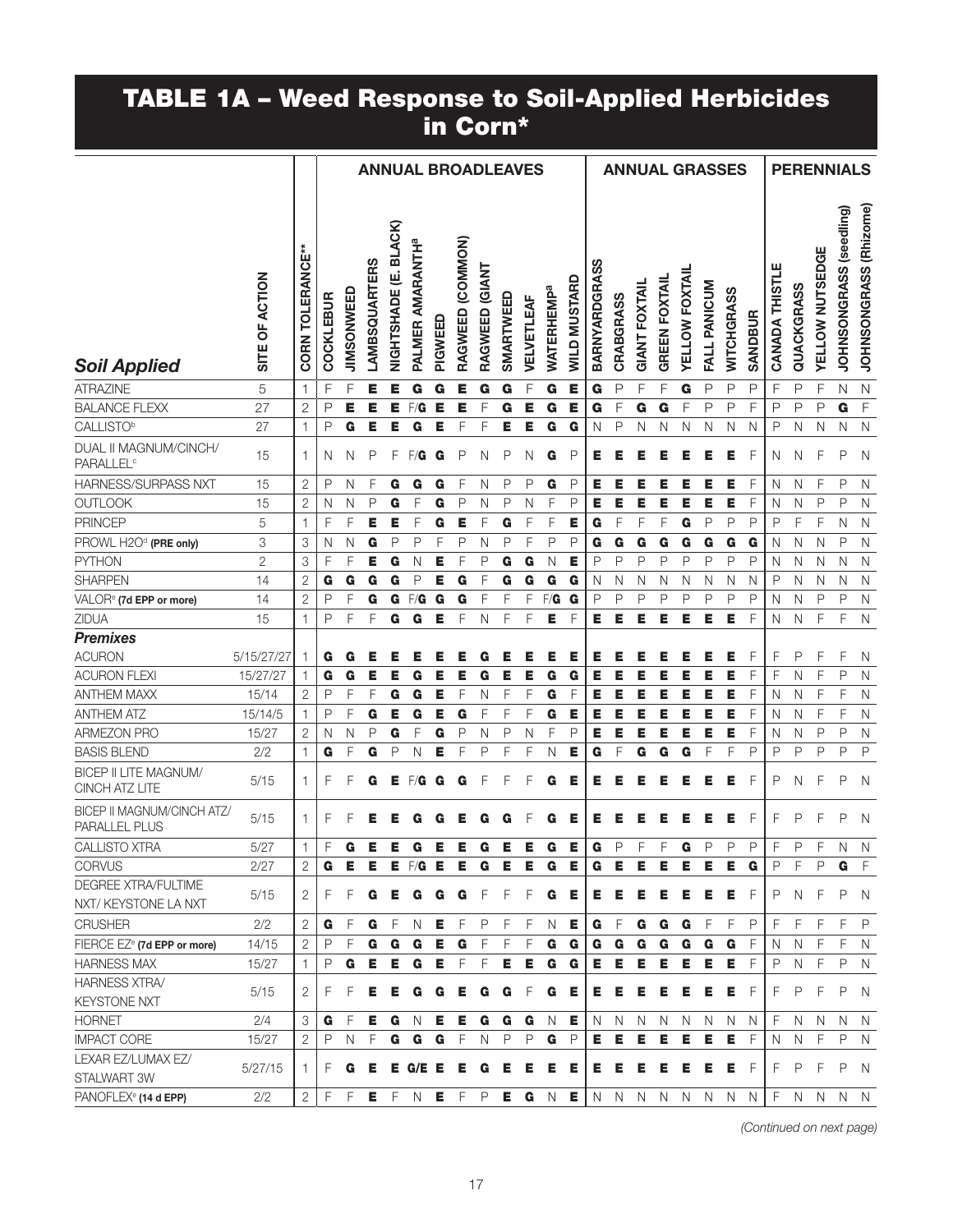# TABLE 1A – Weed Response to Soil-Applied Herbicides in Corn*

| Soil Applied | SITE OF ACTION | CORN TOLERANCE** | ANNUAL BROADLEAVES | | | | | | | | | | | | | ANNUAL GRASSES | | | | | | | | PERENNIALS | | | | |
|---|---|---|---|---|---|---|---|---|---|---|---|---|---|---|---|---|---|---|---|---|---|---|---|---|---|---|---|---|
| | | | COCKLEBUR | JIMSONWEED | LAMBSQUARTERS | NIGHTSHADE (E. BLACK) | PALMER AMARANTH[a] | PIGWEED | RAGWEED (COMMON) | RAGWEED (GIANT | SMARTWEED | VELVETLEAF | WATERHEMP[a] | WILD MUSTARD | BARNYARDGRASS | CRABGRASS | GIANT FOXTAIL | GREEN FOXTAIL | YELLOW FOXTAIL | FALL PANICUM | WITCHGRASS | SANDBUR | CANADA THISTLE | QUACKGRASS | YELLOW NUTSEDGE | JOHNSONGRASS (seedling) | JOHNSONGRASS (Rhizome) |
| ATRAZINE | 5 | 1 | F | F | **E** | **E** | **G** | **G** | **E** | **G** | **G** | F | **G** | **E** | **G** | P | F | F | **G** | P | P | P | F | P | F | N | N |
| BALANCE FLEXX | 27 | 2 | P | **E** | **E** | **E** | F/**G** | **E** | **E** | F | **G** | **E** | **G** | **E** | **G** | F | **G** | **G** | F | P | P | F | P | P | P | **G** | F |
| CALLISTO[b] | 27 | 1 | P | **G** | **E** | **E** | **G** | **E** | F | F | **E** | **E** | **G** | **G** | N | P | N | N | N | N | N | N | P | N | N | N | N |
| DUAL II MAGNUM/CINCH/ PARALLEL[c] | 15 | 1 | N | N | P | F | F/**G** | **G** | P | N | P | N | **G** | P | **E** | **E** | **E** | **E** | **E** | **E** | **E** | F | N | N | F | P | N |
| HARNESS/SURPASS NXT | 15 | 2 | P | N | F | **G** | **G** | **G** | F | N | P | P | **G** | P | **E** | **E** | **E** | **E** | **E** | **E** | **E** | F | N | N | F | P | N |
| OUTLOOK | 15 | 2 | N | N | P | **G** | F | **G** | P | N | P | N | F | P | **E** | **E** | **E** | **E** | **E** | **E** | **E** | F | N | N | P | P | N |
| PRINCEP | 5 | 1 | F | F | **E** | **E** | F | **G** | **E** | F | **G** | F | F | **E** | **G** | F | F | F | **G** | P | P | P | P | F | F | N | N |
| PROWL H2O[d] **(PRE only)** | 3 | 3 | N | N | **G** | P | P | F | P | N | P | F | P | P | **G** | **G** | **G** | **G** | **G** | **G** | **G** | **G** | N | N | N | P | N |
| PYTHON | 2 | 3 | F | F | **E** | **G** | N | **E** | F | P | **G** | **G** | N | **E** | P | P | P | P | P | P | P | P | N | N | N | N | N |
| SHARPEN | 14 | 2 | **G** | **G** | **G** | **G** | P | **E** | **G** | F | **G** | **G** | **G** | **G** | N | N | N | N | N | N | N | N | P | N | N | N | N |
| VALOR[e] **(7d EPP or more)** | 14 | 2 | P | F | **G** | **G** | F/**G** | **G** | **G** | F | F | F | F/**G** | **G** | P | P | P | P | P | P | P | P | N | N | P | P | N |
| ZIDUA | 15 | 1 | P | F | F | **G** | **G** | **E** | F | N | F | F | **E** | F | **E** | **E** | **E** | **E** | **E** | **E** | **E** | F | N | N | F | F | N |
| ***Premixes*** | | | | | | | | | | | | | | | | | | | | | | | | | | | |
| ACURON | 5/15/27/27 | 1 | **G** | **G** | **E** | **E** | **E** | **E** | **E** | **G** | **E** | **E** | **E** | **E** | **E** | **E** | **E** | **E** | **E** | **E** | **E** | F | F | P | F | F | N |
| ACURON FLEXI | 15/27/27 | 1 | **G** | **G** | **E** | **E** | **G** | **E** | **E** | **G** | **E** | **E** | **G** | **G** | **E** | **E** | **E** | **E** | **E** | **E** | **E** | F | F | N | F | P | N |
| ANTHEM MAXX | 15/14 | 2 | P | F | F | **G** | **G** | **E** | F | N | F | F | **G** | F | **E** | **E** | **E** | **E** | **E** | **E** | **E** | F | N | N | F | F | N |
| ANTHEM ATZ | 15/14/5 | 1 | P | F | **G** | **E** | **G** | **E** | **G** | F | F | F | **G** | **E** | **E** | **E** | **E** | **E** | **E** | **E** | **E** | F | N | N | F | F | N |
| ARMEZON PRO | 15/27 | 2 | N | N | P | **G** | F | **G** | P | N | P | N | F | P | **E** | **E** | **E** | **E** | **E** | **E** | **E** | F | N | N | P | P | N |
| BASIS BLEND | 2/2 | 1 | **G** | F | **G** | P | N | **E** | F | P | F | F | N | **E** | **G** | F | **G** | **G** | **G** | F | F | P | P | P | P | P | P |
| BICEP II LITE MAGNUM/ CINCH ATZ LITE | 5/15 | 1 | F | F | **G** | **E** | F/**G** | **G** | **G** | F | F | F | **G** | **E** | **E** | **E** | **E** | **E** | **E** | **E** | **E** | F | P | N | F | P | N |
| BICEP II MAGNUM/CINCH ATZ/ PARALLEL PLUS | 5/15 | 1 | F | F | **E** | **E** | **G** | **G** | **E** | **G** | **G** | F | **G** | **E** | **E** | **E** | **E** | **E** | **E** | **E** | **E** | F | F | P | F | P | N |
| CALLISTO XTRA | 5/27 | 1 | F | **G** | **E** | **E** | **G** | **E** | **E** | **G** | **E** | **E** | **G** | **E** | **G** | P | F | F | **G** | P | P | P | F | P | F | N | N |
| CORVUS | 2/27 | 2 | **G** | **E** | **E** | **E** | F/**G** | **E** | **E** | **G** | **E** | **E** | **G** | **E** | **G** | **E** | **E** | **E** | **E** | **E** | **E** | **G** | P | F | P | **G** | F |
| DEGREE XTRA/FULTIME NXT/ KEYSTONE LA NXT | 5/15 | 2 | F | F | **G** | **E** | **G** | **G** | **G** | F | F | F | **G** | **E** | **E** | **E** | **E** | **E** | **E** | **E** | **E** | F | P | N | F | P | N |
| CRUSHER | 2/2 | 2 | **G** | F | **G** | F | N | **E** | F | P | F | F | N | **E** | **G** | F | **G** | **G** | **G** | F | F | P | F | F | F | F | P |
| FIERCE EZ[e] **(7d EPP or more)** | 14/15 | 2 | P | F | **G** | **G** | **G** | **E** | **G** | F | F | F | **G** | **G** | **G** | **G** | **G** | **G** | **G** | **G** | **G** | F | N | N | F | F | N |
| HARNESS MAX | 15/27 | 1 | P | **G** | **E** | **E** | **G** | **E** | F | F | **E** | **E** | **G** | **G** | **E** | **E** | **E** | **E** | **E** | **E** | **E** | F | P | N | F | P | N |
| HARNESS XTRA/ KEYSTONE NXT | 5/15 | 2 | F | F | **E** | **E** | **G** | **G** | **E** | **G** | **G** | F | **G** | **E** | **E** | **E** | **E** | **E** | **E** | **E** | **E** | F | F | P | F | P | N |
| HORNET | 2/4 | 3 | **G** | F | **E** | **G** | N | **E** | **E** | **G** | **G** | **G** | N | **E** | N | N | N | N | N | N | N | N | F | N | N | N | N |
| IMPACT CORE | 15/27 | 2 | P | N | F | **G** | **G** | **G** | F | N | P | P | **G** | P | **E** | **E** | **E** | **E** | **E** | **E** | **E** | F | N | N | F | P | N |
| LEXAR EZ/LUMAX EZ/ STALWART 3W | 5/27/15 | 1 | F | **G** | **E** | **E** | **G/E** | **E** | **E** | **G** | **E** | **E** | **E** | **E** | **E** | **E** | **E** | **E** | **E** | **E** | **E** | F | F | P | F | P | N |
| PANOFLEX[e] **(14 d EPP)** | 2/2 | 2 | F | F | **E** | F | N | **E** | F | P | **E** | **G** | N | **E** | N | N | N | N | N | N | N | N | F | N | N | N | N |

*(Continued on next page)*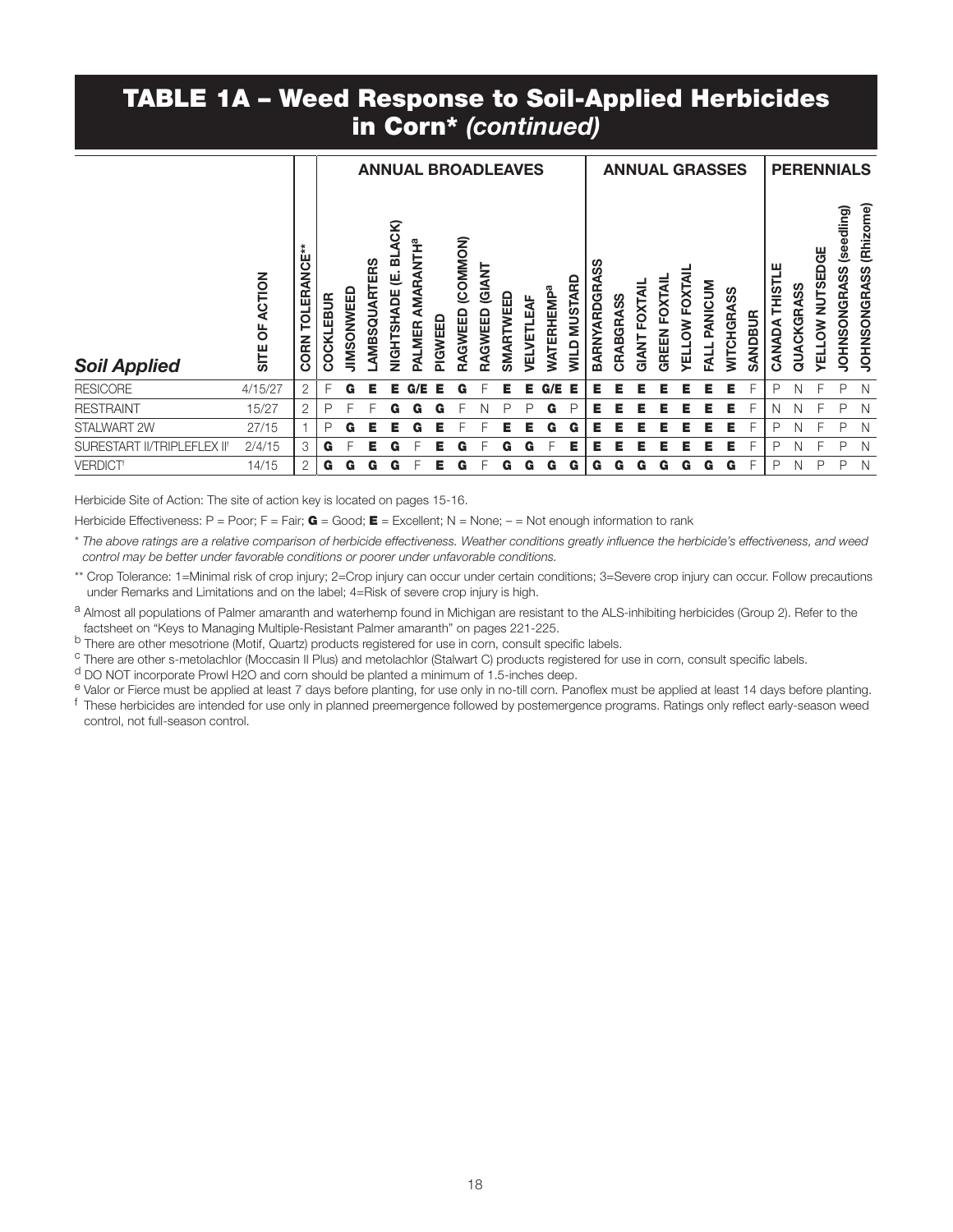# TABLE 1A – Weed Response to Soil-Applied Herbicides in Corn* *(continued)*

| *Soil Applied* | SITE OF ACTION | CORN TOLERANCE** | ANNUAL BROADLEAVES | | | | | | | | | | | | | ANNUAL GRASSES | | | | | | | | | PERENNIALS | | | | |
|---|---|---|---|---|---|---|---|---|---|---|---|---|---|---|---|---|---|---|---|---|---|---|---|---|---|---|---|---|---|
| | | | COCKLEBUR | JIMSONWEED | LAMBSQUARTERS | NIGHTSHADE (E. BLACK) | PALMER AMARANTH[a] | PIGWEED | RAGWEED (COMMON) | RAGWEED (GIANT | SMARTWEED | VELVETLEAF | WATERHEMP[a] | WILD MUSTARD | BARNYARDGRASS | CRABGRASS | GIANT FOXTAIL | GREEN FOXTAIL | YELLOW FOXTAIL | FALL PANICUM | WITCHGRASS | SANDBUR | CANADA THISTLE | QUACKGRASS | YELLOW NUTSEDGE | JOHNSONGRASS (seedling) | JOHNSONGRASS (Rhizome) |
| RESICORE | 4/15/27 | 2 | F | **G** | **E** | **E** | **G/E** | **E** | **G** | F | **E** | **E** | **G/E** | **E** | **E** | **E** | **E** | **E** | **E** | **E** | **E** | F | P | N | F | P | N |
| RESTRAINT | 15/27 | 2 | P | F | F | **G** | **G** | **G** | F | N | P | P | **G** | P | **E** | **E** | **E** | **E** | **E** | **E** | **E** | F | N | N | F | P | N |
| STALWART 2W | 27/15 | 1 | P | **G** | **E** | **E** | **G** | **E** | F | F | **E** | **E** | **G** | **G** | **E** | **E** | **E** | **E** | **E** | **E** | **E** | F | P | N | F | P | N |
| SURESTART II/TRIPLEFLEX II[f] | 2/4/15 | 3 | **G** | F | **E** | **G** | F | **E** | **G** | F | **G** | **G** | F | **E** | **E** | **E** | **E** | **E** | **E** | **E** | **E** | F | P | N | F | P | N |
| VERDICT[f] | 14/15 | 2 | **G** | **G** | **G** | **G** | F | **E** | **G** | F | **G** | **G** | **G** | **G** | **G** | **G** | **G** | **G** | **G** | **G** | **G** | F | P | N | P | P | N |

Herbicide Site of Action: The site of action key is located on pages 15-16.

Herbicide Effectiveness: P = Poor; F = Fair; **G** = Good; **E** = Excellent; N = None; – = Not enough information to rank

\* *The above ratings are a relative comparison of herbicide effectiveness. Weather conditions greatly influence the herbicide's effectiveness, and weed control may be better under favorable conditions or poorer under unfavorable conditions.*

\*\* Crop Tolerance: 1=Minimal risk of crop injury; 2=Crop injury can occur under certain conditions; 3=Severe crop injury can occur. Follow precautions under Remarks and Limitations and on the label; 4=Risk of severe crop injury is high.

[a] Almost all populations of Palmer amaranth and waterhemp found in Michigan are resistant to the ALS-inhibiting herbicides (Group 2). Refer to the factsheet on "Keys to Managing Multiple-Resistant Palmer amaranth" on pages 221-225.

[b] There are other mesotrione (Motif, Quartz) products registered for use in corn, consult specific labels.

[c] There are other s-metolachlor (Moccasin II Plus) and metolachlor (Stalwart C) products registered for use in corn, consult specific labels.

[d] DO NOT incorporate Prowl H2O and corn should be planted a minimum of 1.5-inches deep.

[e] Valor or Fierce must be applied at least 7 days before planting, for use only in no-till corn. Panoflex must be applied at least 14 days before planting.

[f] These herbicides are intended for use only in planned preemergence followed by postemergence programs. Ratings only reflect early-season weed control, not full-season control.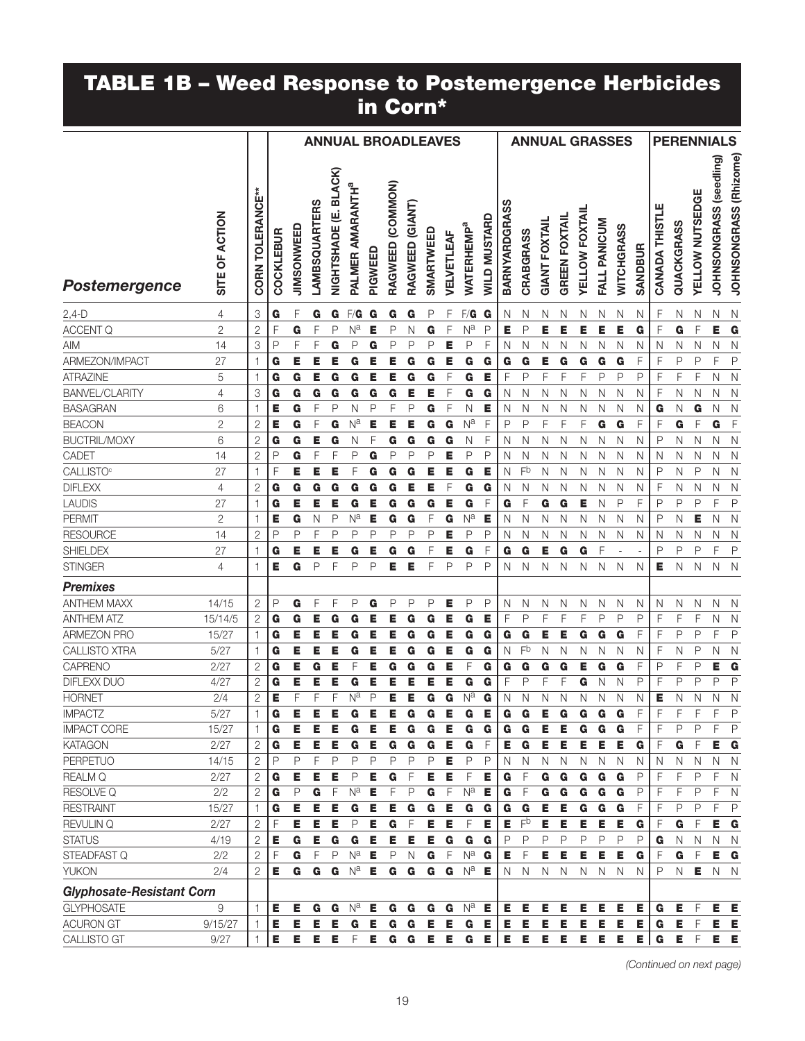## TABLE 1B – Weed Response to Postemergence Herbicides in Corn*

| Postemergence | SITE OF ACTION | CORN TOLERANCE** | ANNUAL BROADLEAVES | | | | | | | | | | | | | ANNUAL GRASSES | | | | | | | | PERENNIALS | | | | |
|---|---|---|---|---|---|---|---|---|---|---|---|---|---|---|---|---|---|---|---|---|---|---|---|---|---|---|---|---|
| | | | COCKLEBUR | JIMSONWEED | LAMBSQUARTERS | NIGHTSHADE (E. BLACK) | PALMER AMARANTH[a] | PIGWEED | RAGWEED (COMMON) | RAGWEED (GIANT) | SMARTWEED | VELVETLEAF | WATERHEMP[a] | WILD MUSTARD | BARNYARDGRASS | CRABGRASS | GIANT FOXTAIL | GREEN FOXTAIL | YELLOW FOXTAIL | FALL PANICUM | WITCHGRASS | SANDBUR | CANADA THISTLE | QUACKGRASS | YELLOW NUTSEDGE | JOHNSONGRASS (seedling) | JOHNSONGRASS (Rhizome) |
| 2,4-D | 4 | 3 | G | F | G | G | F/G | G | G | G | P | F | F/G | G | N | N | N | N | N | N | N | N | F | N | N | N | N |
| ACCENT Q | 2 | 2 | F | G | F | P | N[a] | E | P | N | G | F | N[a] | P | E | P | E | E | E | E | E | G | F | G | F | E | G |
| AIM | 14 | 3 | P | F | F | G | P | G | P | P | P | E | P | F | N | N | N | N | N | N | N | N | N | N | N | N | N |
| ARMEZON/IMPACT | 27 | 1 | G | E | E | E | G | E | E | G | G | E | G | G | G | G | E | G | G | G | G | F | F | P | P | F | P |
| ATRAZINE | 5 | 1 | G | G | E | G | G | E | E | G | G | F | G | E | F | P | F | F | F | P | P | P | F | F | F | N | N |
| BANVEL/CLARITY | 4 | 3 | G | G | G | G | G | G | G | E | E | F | G | G | N | N | N | N | N | N | N | N | F | N | N | N | N |
| BASAGRAN | 6 | 1 | E | G | F | P | N | P | F | P | G | F | N | E | N | N | N | N | N | N | N | N | G | N | G | N | N |
| BEACON | 2 | 2 | E | G | F | G | N[a] | E | E | E | G | G | N[a] | F | P | P | F | F | F | G | G | F | F | G | F | G | F |
| BUCTRIL/MOXY | 6 | 2 | G | G | E | G | N | F | G | G | G | G | N | F | N | N | N | N | N | N | N | N | P | N | N | N | N |
| CADET | 14 | 2 | P | G | F | F | P | G | P | P | P | E | P | P | N | N | N | N | N | N | N | N | N | N | N | N | N |
| CALLISTO[c] | 27 | 1 | F | E | E | E | F | G | G | G | E | E | G | E | N | F[b] | N | N | N | N | N | N | P | N | P | N | N |
| DIFLEXX | 4 | 2 | G | G | G | G | G | G | G | E | E | F | G | G | N | N | N | N | N | N | N | N | F | N | N | N | N |
| LAUDIS | 27 | 1 | G | E | E | E | G | E | G | G | G | E | G | F | G | F | G | G | E | N | P | F | P | P | P | F | P |
| PERMIT | 2 | 1 | E | G | N | P | N[a] | E | G | G | F | G | N[a] | E | N | N | N | N | N | N | N | N | P | N | E | N | N |
| RESOURCE | 14 | 2 | P | P | F | P | P | P | P | P | P | E | P | P | N | N | N | N | N | N | N | N | N | N | N | N | N |
| SHIELDEX | 27 | 1 | G | E | E | E | G | E | G | G | F | E | G | F | G | G | E | G | G | F | - | - | P | P | P | F | P |
| STINGER | 4 | 1 | E | G | P | F | P | P | E | E | F | P | P | P | N | N | N | N | N | N | N | N | E | N | N | N | N |
| ***Premixes*** | | | | | | | | | | | | | | | | | | | | | | | | | | | |
| ANTHEM MAXX | 14/15 | 2 | P | G | F | F | P | G | P | P | P | E | P | P | N | N | N | N | N | N | N | N | N | N | N | N | N |
| ANTHEM ATZ | 15/14/5 | 2 | G | G | E | G | G | E | E | G | G | E | G | E | F | P | F | F | F | P | P | P | F | F | F | N | N |
| ARMEZON PRO | 15/27 | 1 | G | E | E | E | G | E | E | G | G | E | G | G | G | G | E | E | G | G | G | F | F | P | P | F | P |
| CALLISTO XTRA | 5/27 | 1 | G | E | E | E | G | E | E | G | G | E | G | G | N | F[b] | N | N | N | N | N | N | F | N | P | N | N |
| CAPRENO | 2/27 | 2 | G | E | G | E | F | E | G | G | G | E | F | G | G | G | G | G | E | G | G | F | P | F | P | E | G |
| DIFLEXX DUO | 4/27 | 2 | G | E | E | E | G | E | E | E | E | E | G | G | F | P | F | F | G | N | N | P | F | P | P | P | P |
| HORNET | 2/4 | 2 | E | F | F | F | N[a] | P | E | E | G | G | N[a] | G | N | N | N | N | N | N | N | N | E | N | N | N | N |
| IMPACTZ | 5/27 | 1 | G | E | E | E | G | E | E | G | G | E | G | E | G | G | E | G | G | G | G | F | F | F | F | F | P |
| IMPACT CORE | 15/27 | 1 | G | E | E | E | G | E | E | G | G | E | G | G | G | G | E | E | G | G | G | F | F | P | P | F | P |
| KATAGON | 2/27 | 2 | G | E | E | E | G | E | G | G | G | E | G | F | E | G | E | E | E | E | E | G | F | G | F | E | G |
| PERPETUO | 14/15 | 2 | P | P | F | P | P | P | P | P | P | E | P | P | N | N | N | N | N | N | N | N | N | N | N | N | N |
| REALM Q | 2/27 | 2 | G | E | E | E | P | E | G | F | E | E | F | E | G | F | G | G | G | G | G | P | F | F | P | F | N |
| RESOLVE Q | 2/2 | 2 | G | P | G | F | N[a] | E | F | P | G | F | N[a] | E | G | F | G | G | G | G | G | P | F | F | P | F | N |
| RESTRAINT | 15/27 | 1 | G | E | E | E | G | E | E | G | G | E | G | G | G | G | E | E | G | G | G | F | F | P | P | F | P |
| REVULIN Q | 2/27 | 2 | F | E | E | E | P | E | G | F | E | E | F | E | E | F[b] | E | E | E | E | E | G | F | G | F | E | G |
| STATUS | 4/19 | 2 | E | G | E | G | G | E | E | E | E | G | G | G | P | P | P | P | P | P | P | P | G | N | N | N | N |
| STEADFAST Q | 2/2 | 2 | F | G | F | P | N[a] | E | P | N | G | F | N[a] | G | E | F | E | E | E | E | E | G | F | G | F | E | G |
| YUKON | 2/4 | 2 | E | G | G | G | N[a] | E | G | G | G | G | N[a] | E | N | N | N | N | N | N | N | N | P | N | E | N | N |
| ***Glyphosate-Resistant Corn*** | | | | | | | | | | | | | | | | | | | | | | | | | | | |
| GLYPHOSATE | 9 | 1 | E | E | G | G | N[a] | E | G | G | G | G | N[a] | E | E | E | E | E | E | E | E | E | G | E | F | E | E |
| ACURON GT | 9/15/27 | 1 | E | E | E | E | G | E | G | G | E | E | G | E | E | E | E | E | E | E | E | E | G | E | F | E | E |
| CALLISTO GT | 9/27 | 1 | E | E | E | E | F | E | G | G | E | E | G | E | E | E | E | E | E | E | E | E | G | E | F | E | E |

*(Continued on next page)*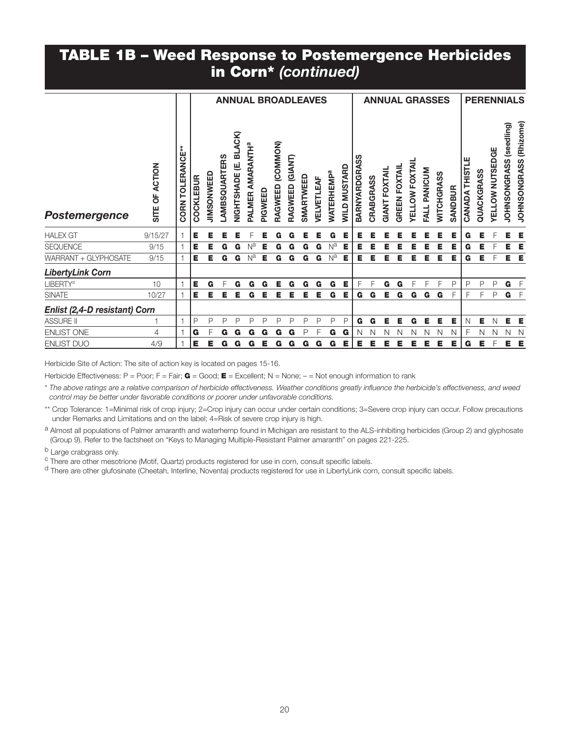# TABLE 1B – Weed Response to Postemergence Herbicides in Corn* *(continued)*

| Postemergence | SITE OF ACTION | CORN TOLERANCE** | ANNUAL BROADLEAVES | | | | | | | | | | | | | ANNUAL GRASSES | | | | | | | | | PERENNIALS | | | | |
|---|---|---|---|---|---|---|---|---|---|---|---|---|---|---|---|---|---|---|---|---|---|---|---|---|---|---|---|---|---|
| | | | COCKLEBUR | JIMSONWEED | LAMBSQUARTERS | NIGHTSHADE (E. BLACK) | PALMER AMARANTH[a] | PIGWEED | RAGWEED (COMMON) | RAGWEED (GIANT) | SMARTWEED | VELVETLEAF | WATERHEMP[a] | WILD MUSTARD | BARNYARDGRASS | CRABGRASS | GIANT FOXTAIL | GREEN FOXTAIL | YELLOW FOXTAIL | FALL PANICUM | WITCHGRASS | SANDBUR | CANADA THISTLE | QUACKGRASS | YELLOW NUTSEDGE | JOHNSONGRASS (seedling) | JOHNSONGRASS (Rhizome) |
| HALEX GT | 9/15/27 | 1 | **E** | **E** | **E** | **E** | F | **E** | **G** | **G** | **E** | **E** | **G** | **E** | **E** | **E** | **E** | **E** | **E** | **E** | **E** | **E** | **G** | **E** | F | **E** | **E** |
| SEQUENCE | 9/15 | 1 | **E** | **E** | **G** | **G** | N[a] | **E** | **G** | **G** | **G** | **G** | N[a] | **E** | **E** | **E** | **E** | **E** | **E** | **E** | **E** | **E** | **G** | **E** | F | **E** | **E** |
| WARRANT + GLYPHOSATE | 9/15 | 1 | **E** | **E** | **G** | **G** | N[a] | **E** | **G** | **G** | **G** | **G** | N[a] | **E** | **E** | **E** | **E** | **E** | **E** | **E** | **E** | **E** | **G** | **E** | F | **E** | **E** |
| ***LibertyLink Corn*** | | | | | | | | | | | | | | | | | | | | | | | | | | | |
| LIBERTY[d] | 10 | 1 | **E** | **G** | F | **G** | **G** | **G** | **E** | **G** | **G** | **G** | **G** | **E** | F | F | **G** | **G** | F | F | F | P | P | P | P | **G** | F |
| SINATE | 10/27 | 1 | **E** | **E** | **E** | **E** | **G** | **E** | **E** | **E** | **E** | **E** | **G** | **E** | **G** | **G** | **E** | **G** | **G** | **G** | **G** | F | F | F | P | **G** | F |
| ***Enlist (2,4-D resistant) Corn*** | | | | | | | | | | | | | | | | | | | | | | | | | | | |
| ASSURE II | 1 | 1 | P | P | P | P | P | P | P | P | P | P | P | P | **G** | **G** | **E** | **E** | **G** | **E** | **E** | **E** | N | **E** | N | **E** | **E** |
| ENLIST ONE | 4 | 1 | **G** | F | **G** | **G** | **G** | **G** | **G** | **G** | P | F | **G** | **G** | N | N | N | N | N | N | N | N | F | N | N | N | N |
| ENLIST DUO | 4/9 | 1 | **E** | **E** | **G** | **G** | **G** | **E** | **G** | **G** | **G** | **G** | **G** | **E** | **E** | **E** | **E** | **E** | **E** | **E** | **E** | **E** | **G** | **E** | F | **E** | **E** |

Herbicide Site of Action: The site of action key is located on pages 15-16.

Herbicide Effectiveness: P = Poor; F = Fair; **G** = Good; **E** = Excellent; N = None; – = Not enough information to rank

\* *The above ratings are a relative comparison of herbicide effectiveness. Weather conditions greatly influence the herbicide's effectiveness, and weed control may be better under favorable conditions or poorer under unfavorable conditions.*

** Crop Tolerance: 1=Minimal risk of crop injury; 2=Crop injury can occur under certain conditions; 3=Severe crop injury can occur. Follow precautions under Remarks and Limitations and on the label; 4=Risk of severe crop injury is high.

[a] Almost all populations of Palmer amaranth and waterhemp found in Michigan are resistant to the ALS-inhibiting herbicides (Group 2) and glyphosate (Group 9). Refer to the factsheet on "Keys to Managing Multiple-Resistant Palmer amaranth" on pages 221-225.

[b] Large crabgrass only.

[c] There are other mesotrione (Motif, Quartz) products registered for use in corn, consult specific labels.

[d] There are other glufosinate (Cheetah, Interline, Noventa) products registered for use in LibertyLink corn, consult specific labels.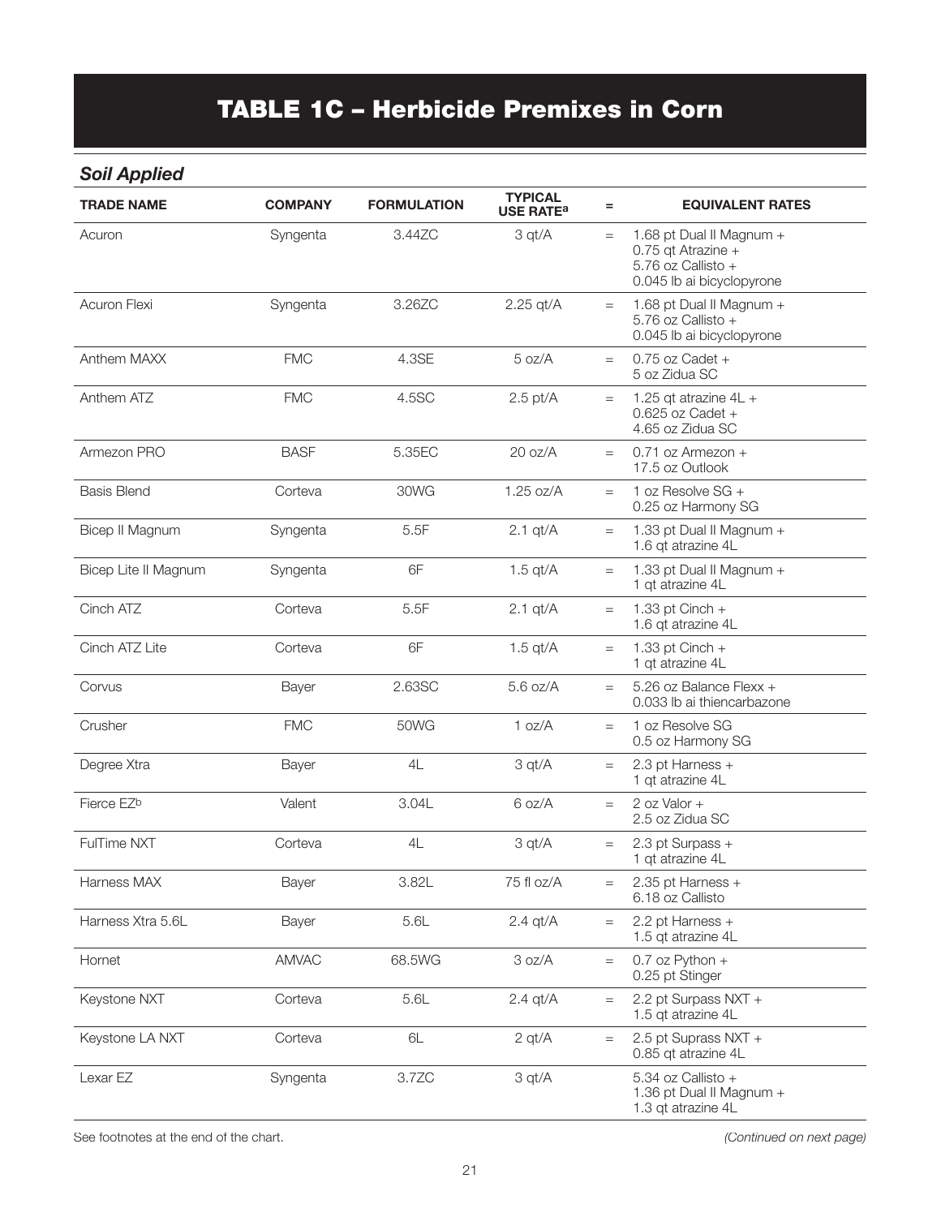# TABLE 1C – Herbicide Premixes in Corn

### *Soil Applied*

| TRADE NAME | COMPANY | FORMULATION | TYPICAL USE RATE[a] | = | EQUIVALENT RATES |
|---|---|---|---|---|---|
| Acuron | Syngenta | 3.44ZC | 3 qt/A | = | 1.68 pt Dual II Magnum + 0.75 qt Atrazine + 5.76 oz Callisto + 0.045 lb ai bicyclopyrone |
| Acuron Flexi | Syngenta | 3.26ZC | 2.25 qt/A | = | 1.68 pt Dual II Magnum + 5.76 oz Callisto + 0.045 lb ai bicyclopyrone |
| Anthem MAXX | FMC | 4.3SE | 5 oz/A | = | 0.75 oz Cadet + 5 oz Zidua SC |
| Anthem ATZ | FMC | 4.5SC | 2.5 pt/A | = | 1.25 qt atrazine 4L + 0.625 oz Cadet + 4.65 oz Zidua SC |
| Armezon PRO | BASF | 5.35EC | 20 oz/A | = | 0.71 oz Armezon + 17.5 oz Outlook |
| Basis Blend | Corteva | 30WG | 1.25 oz/A | = | 1 oz Resolve SG + 0.25 oz Harmony SG |
| Bicep II Magnum | Syngenta | 5.5F | 2.1 qt/A | = | 1.33 pt Dual II Magnum + 1.6 qt atrazine 4L |
| Bicep Lite II Magnum | Syngenta | 6F | 1.5 qt/A | = | 1.33 pt Dual II Magnum + 1 qt atrazine 4L |
| Cinch ATZ | Corteva | 5.5F | 2.1 qt/A | = | 1.33 pt Cinch + 1.6 qt atrazine 4L |
| Cinch ATZ Lite | Corteva | 6F | 1.5 qt/A | = | 1.33 pt Cinch + 1 qt atrazine 4L |
| Corvus | Bayer | 2.63SC | 5.6 oz/A | = | 5.26 oz Balance Flexx + 0.033 lb ai thiencarbazone |
| Crusher | FMC | 50WG | 1 oz/A | = | 1 oz Resolve SG 0.5 oz Harmony SG |
| Degree Xtra | Bayer | 4L | 3 qt/A | = | 2.3 pt Harness + 1 qt atrazine 4L |
| Fierce EZ[b] | Valent | 3.04L | 6 oz/A | = | 2 oz Valor + 2.5 oz Zidua SC |
| FulTime NXT | Corteva | 4L | 3 qt/A | = | 2.3 pt Surpass + 1 qt atrazine 4L |
| Harness MAX | Bayer | 3.82L | 75 fl oz/A | = | 2.35 pt Harness + 6.18 oz Callisto |
| Harness Xtra 5.6L | Bayer | 5.6L | 2.4 qt/A | = | 2.2 pt Harness + 1.5 qt atrazine 4L |
| Hornet | AMVAC | 68.5WG | 3 oz/A | = | 0.7 oz Python + 0.25 pt Stinger |
| Keystone NXT | Corteva | 5.6L | 2.4 qt/A | = | 2.2 pt Surpass NXT + 1.5 qt atrazine 4L |
| Keystone LA NXT | Corteva | 6L | 2 qt/A | = | 2.5 pt Suprass NXT + 0.85 qt atrazine 4L |
| Lexar EZ | Syngenta | 3.7ZC | 3 qt/A | | 5.34 oz Callisto + 1.36 pt Dual II Magnum + 1.3 qt atrazine 4L |

See footnotes at the end of the chart.

*(Continued on next page)*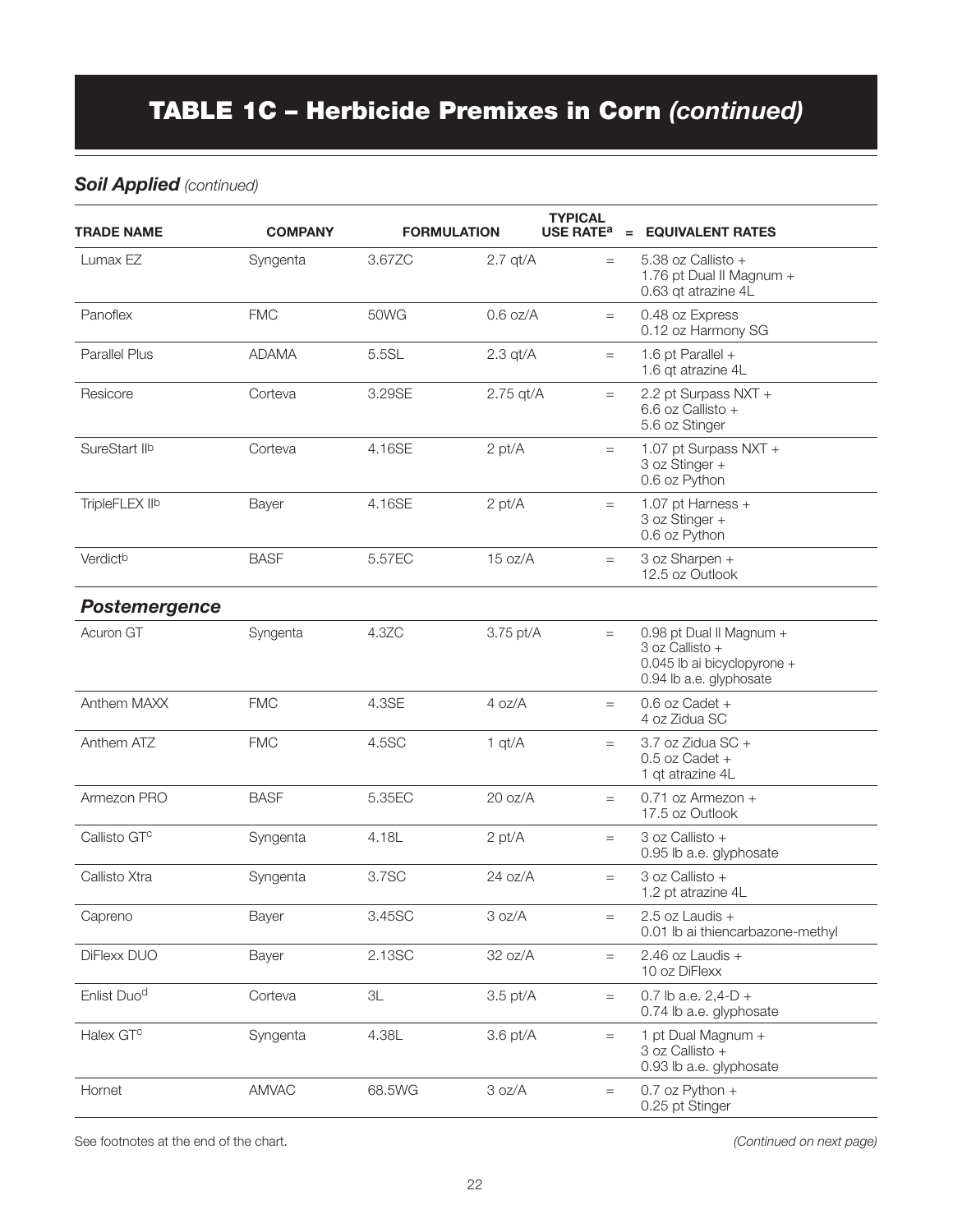# TABLE 1C – Herbicide Premixes in Corn *(continued)*

## *Soil Applied (continued)*

| TRADE NAME | COMPANY | FORMULATION | TYPICAL USE RATE[a] | = | EQUIVALENT RATES |
|---|---|---|---|---|---|
| Lumax EZ | Syngenta | 3.67ZC | 2.7 qt/A | = | 5.38 oz Callisto + 1.76 pt Dual II Magnum + 0.63 qt atrazine 4L |
| Panoflex | FMC | 50WG | 0.6 oz/A | = | 0.48 oz Express 0.12 oz Harmony SG |
| Parallel Plus | ADAMA | 5.5SL | 2.3 qt/A | = | 1.6 pt Parallel + 1.6 qt atrazine 4L |
| Resicore | Corteva | 3.29SE | 2.75 qt/A | = | 2.2 pt Surpass NXT + 6.6 oz Callisto + 5.6 oz Stinger |
| SureStart II[b] | Corteva | 4.16SE | 2 pt/A | = | 1.07 pt Surpass NXT + 3 oz Stinger + 0.6 oz Python |
| TripleFLEX II[b] | Bayer | 4.16SE | 2 pt/A | = | 1.07 pt Harness + 3 oz Stinger + 0.6 oz Python |
| Verdict[b] | BASF | 5.57EC | 15 oz/A | = | 3 oz Sharpen + 12.5 oz Outlook |

## *Postemergence*

| TRADE NAME | COMPANY | FORMULATION | TYPICAL USE RATE[a] | = | EQUIVALENT RATES |
|---|---|---|---|---|---|
| Acuron GT | Syngenta | 4.3ZC | 3.75 pt/A | = | 0.98 pt Dual II Magnum + 3 oz Callisto + 0.045 lb ai bicyclopyrone + 0.94 lb a.e. glyphosate |
| Anthem MAXX | FMC | 4.3SE | 4 oz/A | = | 0.6 oz Cadet + 4 oz Zidua SC |
| Anthem ATZ | FMC | 4.5SC | 1 qt/A | = | 3.7 oz Zidua SC + 0.5 oz Cadet + 1 qt atrazine 4L |
| Armezon PRO | BASF | 5.35EC | 20 oz/A | = | 0.71 oz Armezon + 17.5 oz Outlook |
| Callisto GT[c] | Syngenta | 4.18L | 2 pt/A | = | 3 oz Callisto + 0.95 lb a.e. glyphosate |
| Callisto Xtra | Syngenta | 3.7SC | 24 oz/A | = | 3 oz Callisto + 1.2 pt atrazine 4L |
| Capreno | Bayer | 3.45SC | 3 oz/A | = | 2.5 oz Laudis + 0.01 lb ai thiencarbazone-methyl |
| DiFlexx DUO | Bayer | 2.13SC | 32 oz/A | = | 2.46 oz Laudis + 10 oz DiFlexx |
| Enlist Duo[d] | Corteva | 3L | 3.5 pt/A | = | 0.7 lb a.e. 2,4-D + 0.74 lb a.e. glyphosate |
| Halex GT[c] | Syngenta | 4.38L | 3.6 pt/A | = | 1 pt Dual Magnum + 3 oz Callisto + 0.93 lb a.e. glyphosate |
| Hornet | AMVAC | 68.5WG | 3 oz/A | = | 0.7 oz Python + 0.25 pt Stinger |

See footnotes at the end of the chart.

*(Continued on next page)*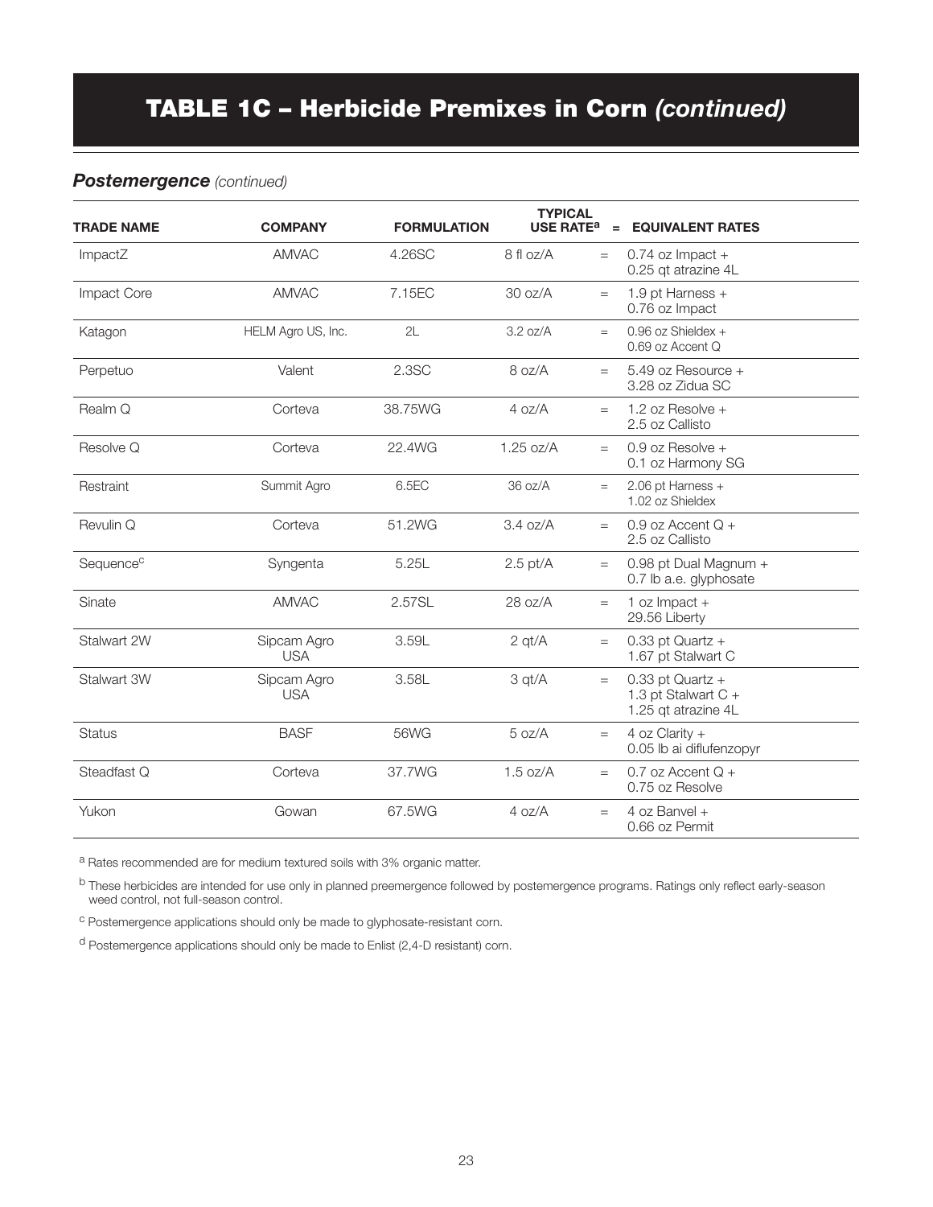# TABLE 1C – Herbicide Premixes in Corn *(continued)*

## *Postemergence (continued)*

| TRADE NAME | COMPANY | FORMULATION | TYPICAL USE RATE[a] | = | EQUIVALENT RATES |
|---|---|---|---|---|---|
| ImpactZ | AMVAC | 4.26SC | 8 fl oz/A | = | 0.74 oz Impact + 0.25 qt atrazine 4L |
| Impact Core | AMVAC | 7.15EC | 30 oz/A | = | 1.9 pt Harness + 0.76 oz Impact |
| Katagon | HELM Agro US, Inc. | 2L | 3.2 oz/A | = | 0.96 oz Shieldex + 0.69 oz Accent Q |
| Perpetuo | Valent | 2.3SC | 8 oz/A | = | 5.49 oz Resource + 3.28 oz Zidua SC |
| Realm Q | Corteva | 38.75WG | 4 oz/A | = | 1.2 oz Resolve + 2.5 oz Callisto |
| Resolve Q | Corteva | 22.4WG | 1.25 oz/A | = | 0.9 oz Resolve + 0.1 oz Harmony SG |
| Restraint | Summit Agro | 6.5EC | 36 oz/A | = | 2.06 pt Harness + 1.02 oz Shieldex |
| Revulin Q | Corteva | 51.2WG | 3.4 oz/A | = | 0.9 oz Accent Q + 2.5 oz Callisto |
| Sequence[c] | Syngenta | 5.25L | 2.5 pt/A | = | 0.98 pt Dual Magnum + 0.7 lb a.e. glyphosate |
| Sinate | AMVAC | 2.57SL | 28 oz/A | = | 1 oz Impact + 29.56 Liberty |
| Stalwart 2W | Sipcam Agro USA | 3.59L | 2 qt/A | = | 0.33 pt Quartz + 1.67 pt Stalwart C |
| Stalwart 3W | Sipcam Agro USA | 3.58L | 3 qt/A | = | 0.33 pt Quartz + 1.3 pt Stalwart C + 1.25 qt atrazine 4L |
| Status | BASF | 56WG | 5 oz/A | = | 4 oz Clarity + 0.05 lb ai diflufenzopyr |
| Steadfast Q | Corteva | 37.7WG | 1.5 oz/A | = | 0.7 oz Accent Q + 0.75 oz Resolve |
| Yukon | Gowan | 67.5WG | 4 oz/A | = | 4 oz Banvel + 0.66 oz Permit |

[a] Rates recommended are for medium textured soils with 3% organic matter.

[b] These herbicides are intended for use only in planned preemergence followed by postemergence programs. Ratings only reflect early-season weed control, not full-season control.

[c] Postemergence applications should only be made to glyphosate-resistant corn.

[d] Postemergence applications should only be made to Enlist (2,4-D resistant) corn.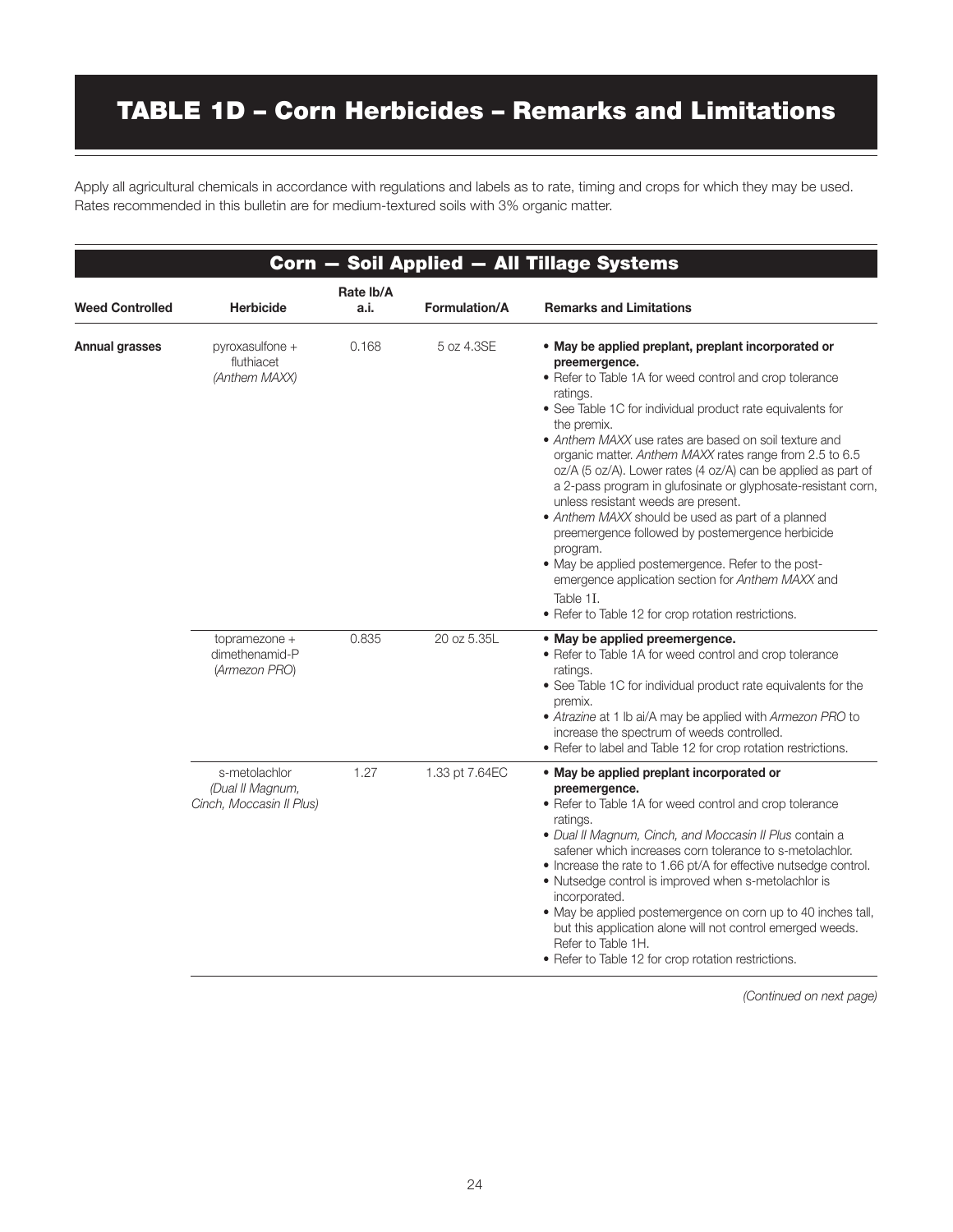# TABLE 1D – Corn Herbicides – Remarks and Limitations

Apply all agricultural chemicals in accordance with regulations and labels as to rate, timing and crops for which they may be used. Rates recommended in this bulletin are for medium-textured soils with 3% organic matter.

## Corn — Soil Applied — All Tillage Systems

| Weed Controlled | Herbicide | Rate lb/A a.i. | Formulation/A | Remarks and Limitations |
|---|---|---|---|---|
| **Annual grasses** | pyroxasulfone + fluthiacet *(Anthem MAXX)* | 0.168 | 5 oz 4.3SE | • **May be applied preplant, preplant incorporated or preemergence.**<br>• Refer to Table 1A for weed control and crop tolerance ratings.<br>• See Table 1C for individual product rate equivalents for the premix.<br>• *Anthem MAXX* use rates are based on soil texture and organic matter. *Anthem MAXX* rates range from 2.5 to 6.5 oz/A (5 oz/A). Lower rates (4 oz/A) can be applied as part of a 2-pass program in glufosinate or glyphosate-resistant corn, unless resistant weeds are present.<br>• *Anthem MAXX* should be used as part of a planned preemergence followed by postemergence herbicide program.<br>• May be applied postemergence. Refer to the post-emergence application section for *Anthem MAXX* and Table 1I.<br>• Refer to Table 12 for crop rotation restrictions. |
| | topramezone + dimethenamid-P (*Armezon PRO*) | 0.835 | 20 oz 5.35L | • **May be applied preemergence.**<br>• Refer to Table 1A for weed control and crop tolerance ratings.<br>• See Table 1C for individual product rate equivalents for the premix.<br>• *Atrazine* at 1 lb ai/A may be applied with *Armezon PRO* to increase the spectrum of weeds controlled.<br>• Refer to label and Table 12 for crop rotation restrictions. |
| | s-metolachlor *(Dual II Magnum, Cinch, Moccasin II Plus)* | 1.27 | 1.33 pt 7.64EC | • **May be applied preplant incorporated or preemergence.**<br>• Refer to Table 1A for weed control and crop tolerance ratings.<br>• *Dual II Magnum, Cinch, and Moccasin II Plus* contain a safener which increases corn tolerance to s-metolachlor.<br>• Increase the rate to 1.66 pt/A for effective nutsedge control.<br>• Nutsedge control is improved when s-metolachlor is incorporated.<br>• May be applied postemergence on corn up to 40 inches tall, but this application alone will not control emerged weeds. Refer to Table 1H.<br>• Refer to Table 12 for crop rotation restrictions. |

*(Continued on next page)*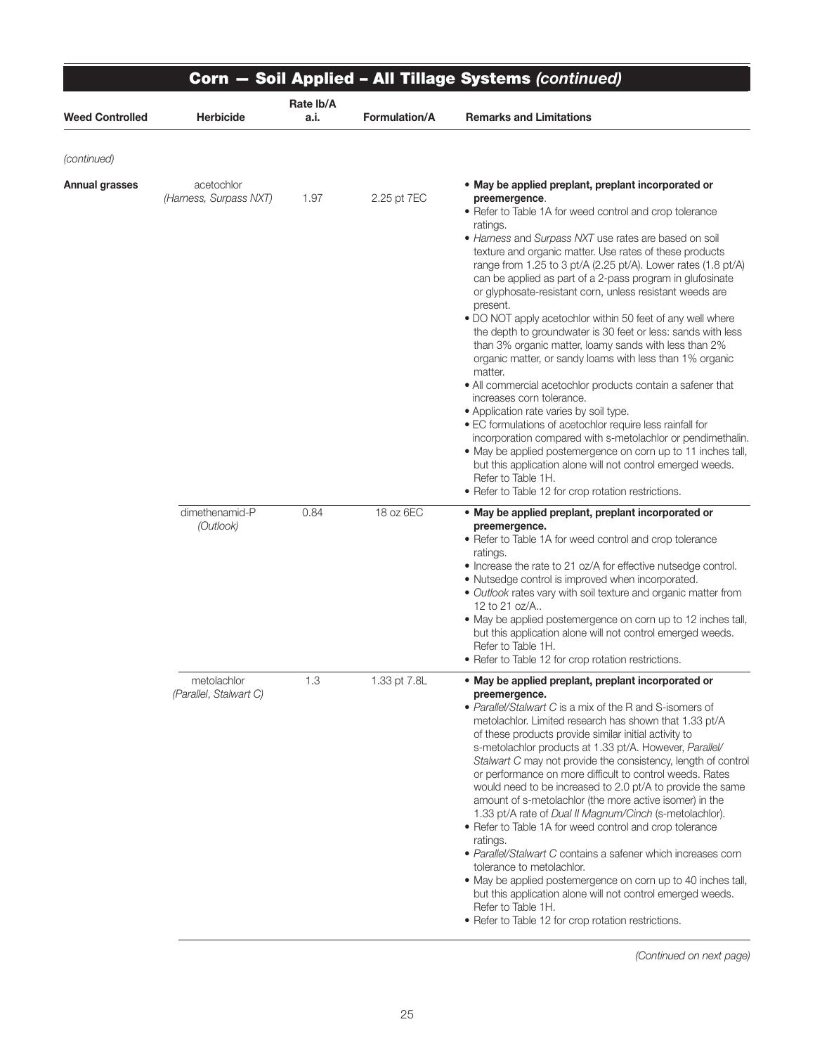## Corn — Soil Applied – All Tillage Systems *(continued)*

| Weed Controlled | Herbicide | Rate lb/A a.i. | Formulation/A | Remarks and Limitations |
|---|---|---|---|---|
| *(continued)* | | | | |
| **Annual grasses** | acetochlor *(Harness, Surpass NXT)* | 1.97 | 2.25 pt 7EC | • **May be applied preplant, preplant incorporated or preemergence**.<br>• Refer to Table 1A for weed control and crop tolerance ratings.<br>• *Harness* and *Surpass NXT* use rates are based on soil texture and organic matter. Use rates of these products range from 1.25 to 3 pt/A (2.25 pt/A). Lower rates (1.8 pt/A) can be applied as part of a 2-pass program in glufosinate or glyphosate-resistant corn, unless resistant weeds are present.<br>• DO NOT apply acetochlor within 50 feet of any well where the depth to groundwater is 30 feet or less: sands with less than 3% organic matter, loamy sands with less than 2% organic matter, or sandy loams with less than 1% organic matter.<br>• All commercial acetochlor products contain a safener that increases corn tolerance.<br>• Application rate varies by soil type.<br>• EC formulations of acetochlor require less rainfall for incorporation compared with s-metolachlor or pendimethalin.<br>• May be applied postemergence on corn up to 11 inches tall, but this application alone will not control emerged weeds. Refer to Table 1H.<br>• Refer to Table 12 for crop rotation restrictions. |
| | dimethenamid-P *(Outlook)* | 0.84 | 18 oz 6EC | • **May be applied preplant, preplant incorporated or preemergence.**<br>• Refer to Table 1A for weed control and crop tolerance ratings.<br>• Increase the rate to 21 oz/A for effective nutsedge control.<br>• Nutsedge control is improved when incorporated.<br>• *Outlook* rates vary with soil texture and organic matter from 12 to 21 oz/A..<br>• May be applied postemergence on corn up to 12 inches tall, but this application alone will not control emerged weeds. Refer to Table 1H.<br>• Refer to Table 12 for crop rotation restrictions. |
| | metolachlor *(Parallel, Stalwart C)* | 1.3 | 1.33 pt 7.8L | • **May be applied preplant, preplant incorporated or preemergence.**<br>• *Parallel/Stalwart C* is a mix of the R and S-isomers of metolachlor. Limited research has shown that 1.33 pt/A of these products provide similar initial activity to s-metolachlor products at 1.33 pt/A. However, *Parallel/Stalwart C* may not provide the consistency, length of control or performance on more difficult to control weeds. Rates would need to be increased to 2.0 pt/A to provide the same amount of s-metolachlor (the more active isomer) in the 1.33 pt/A rate of *Dual II Magnum/Cinch* (s-metolachlor).<br>• Refer to Table 1A for weed control and crop tolerance ratings.<br>• *Parallel/Stalwart C* contains a safener which increases corn tolerance to metolachlor.<br>• May be applied postemergence on corn up to 40 inches tall, but this application alone will not control emerged weeds. Refer to Table 1H.<br>• Refer to Table 12 for crop rotation restrictions. |

*(Continued on next page)*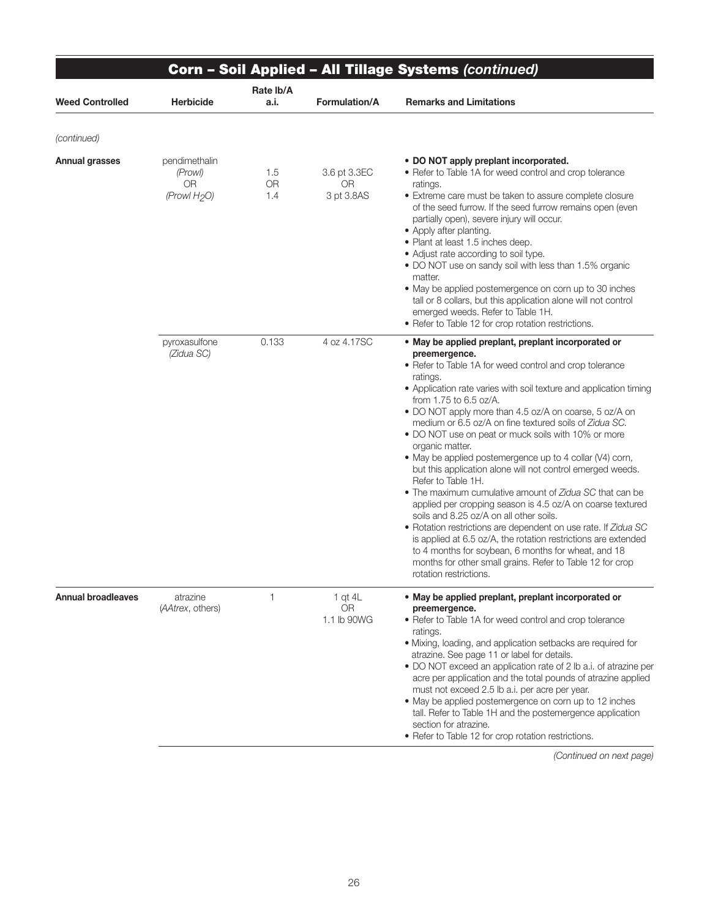## Corn – Soil Applied – All Tillage Systems *(continued)*

| Weed Controlled | Herbicide | Rate lb/A a.i. | Formulation/A | Remarks and Limitations |
|---|---|---|---|---|
| *(continued)* | | | | |
| **Annual grasses** | pendimethalin *(Prowl)* OR *(Prowl $H_2O$)* | 1.5 OR 1.4 | 3.6 pt 3.3EC OR 3 pt 3.8AS | • **DO NOT apply preplant incorporated.** • Refer to Table 1A for weed control and crop tolerance ratings. • Extreme care must be taken to assure complete closure of the seed furrow. If the seed furrow remains open (even partially open), severe injury will occur. • Apply after planting. • Plant at least 1.5 inches deep. • Adjust rate according to soil type. • DO NOT use on sandy soil with less than 1.5% organic matter. • May be applied postemergence on corn up to 30 inches tall or 8 collars, but this application alone will not control emerged weeds. Refer to Table 1H. • Refer to Table 12 for crop rotation restrictions. |
| | pyroxasulfone *(Zidua SC)* | 0.133 | 4 oz 4.17SC | • **May be applied preplant, preplant incorporated or preemergence.** • Refer to Table 1A for weed control and crop tolerance ratings. • Application rate varies with soil texture and application timing from 1.75 to 6.5 oz/A. • DO NOT apply more than 4.5 oz/A on coarse, 5 oz/A on medium or 6.5 oz/A on fine textured soils of *Zidua SC.* • DO NOT use on peat or muck soils with 10% or more organic matter. • May be applied postemergence up to 4 collar (V4) corn, but this application alone will not control emerged weeds. Refer to Table 1H. • The maximum cumulative amount of *Zidua SC* that can be applied per cropping season is 4.5 oz/A on coarse textured soils and 8.25 oz/A on all other soils. • Rotation restrictions are dependent on use rate. If *Zidua SC* is applied at 6.5 oz/A, the rotation restrictions are extended to 4 months for soybean, 6 months for wheat, and 18 months for other small grains. Refer to Table 12 for crop rotation restrictions. |
| **Annual broadleaves** | atrazine (*AAtrex*, others) | 1 | 1 qt 4L OR 1.1 lb 90WG | • **May be applied preplant, preplant incorporated or preemergence.** • Refer to Table 1A for weed control and crop tolerance ratings. • Mixing, loading, and application setbacks are required for atrazine. See page 11 or label for details. • DO NOT exceed an application rate of 2 lb a.i. of atrazine per acre per application and the total pounds of atrazine applied must not exceed 2.5 lb a.i. per acre per year. • May be applied postemergence on corn up to 12 inches tall. Refer to Table 1H and the postemergence application section for atrazine. • Refer to Table 12 for crop rotation restrictions. |

*(Continued on next page)*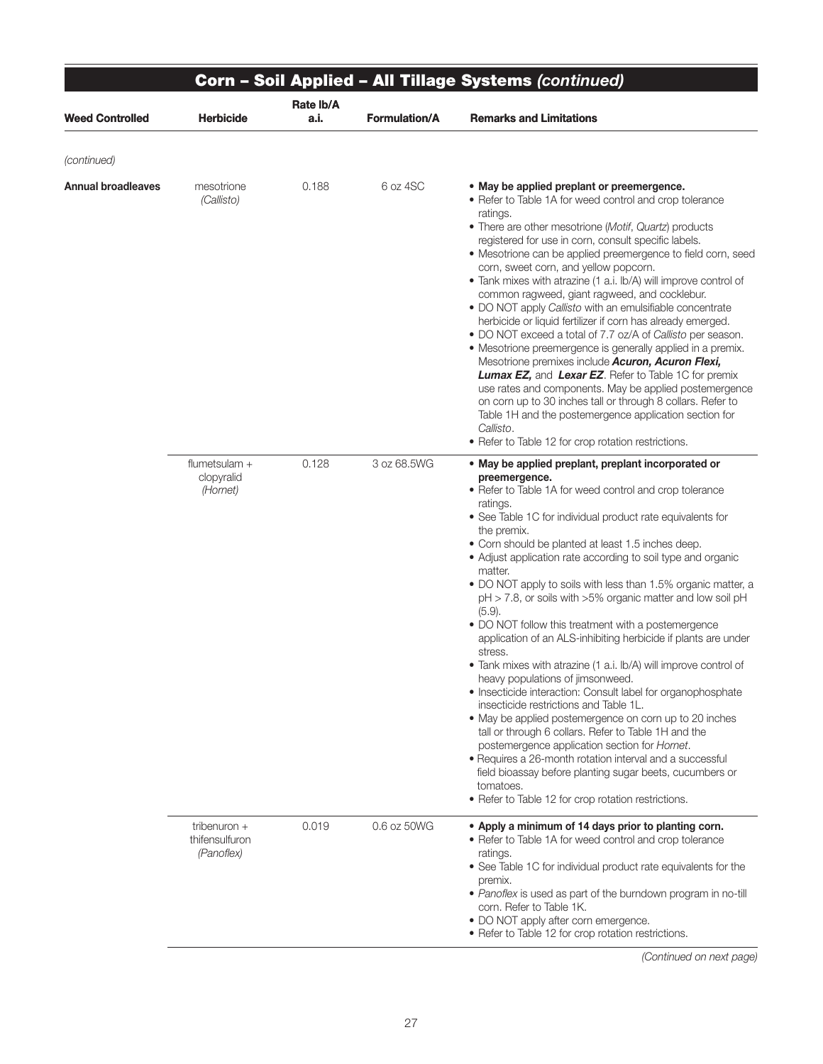## Corn – Soil Applied – All Tillage Systems *(continued)*

| Weed Controlled | Herbicide | Rate lb/A a.i. | Formulation/A | Remarks and Limitations |
|---|---|---|---|---|
| *(continued)* | | | | |
| **Annual broadleaves** | mesotrione *(Callisto)* | 0.188 | 6 oz 4SC | • **May be applied preplant or preemergence.** • Refer to Table 1A for weed control and crop tolerance ratings. • There are other mesotrione (*Motif*, *Quartz*) products registered for use in corn, consult specific labels. • Mesotrione can be applied preemergence to field corn, seed corn, sweet corn, and yellow popcorn. • Tank mixes with atrazine (1 a.i. lb/A) will improve control of common ragweed, giant ragweed, and cocklebur. • DO NOT apply *Callisto* with an emulsifiable concentrate herbicide or liquid fertilizer if corn has already emerged. • DO NOT exceed a total of 7.7 oz/A of *Callisto* per season. • Mesotrione preemergence is generally applied in a premix. Mesotrione premixes include ***Acuron, Acuron Flexi, Lumax EZ,*** and ***Lexar EZ***. Refer to Table 1C for premix use rates and components. May be applied postemergence on corn up to 30 inches tall or through 8 collars. Refer to Table 1H and the postemergence application section for *Callisto*. • Refer to Table 12 for crop rotation restrictions. |
| | flumetsulam + clopyralid *(Hornet)* | 0.128 | 3 oz 68.5WG | • **May be applied preplant, preplant incorporated or preemergence.** • Refer to Table 1A for weed control and crop tolerance ratings. • See Table 1C for individual product rate equivalents for the premix. • Corn should be planted at least 1.5 inches deep. • Adjust application rate according to soil type and organic matter. • DO NOT apply to soils with less than 1.5% organic matter, a pH > 7.8, or soils with >5% organic matter and low soil pH (5.9). • DO NOT follow this treatment with a postemergence application of an ALS-inhibiting herbicide if plants are under stress. • Tank mixes with atrazine (1 a.i. lb/A) will improve control of heavy populations of jimsonweed. • Insecticide interaction: Consult label for organophosphate insecticide restrictions and Table 1L. • May be applied postemergence on corn up to 20 inches tall or through 6 collars. Refer to Table 1H and the postemergence application section for *Hornet*. • Requires a 26-month rotation interval and a successful field bioassay before planting sugar beets, cucumbers or tomatoes. • Refer to Table 12 for crop rotation restrictions. |
| | tribenuron + thifensulfuron *(Panoflex)* | 0.019 | 0.6 oz 50WG | • **Apply a minimum of 14 days prior to planting corn.** • Refer to Table 1A for weed control and crop tolerance ratings. • See Table 1C for individual product rate equivalents for the premix. • *Panoflex* is used as part of the burndown program in no-till corn. Refer to Table 1K. • DO NOT apply after corn emergence. • Refer to Table 12 for crop rotation restrictions. |

*(Continued on next page)*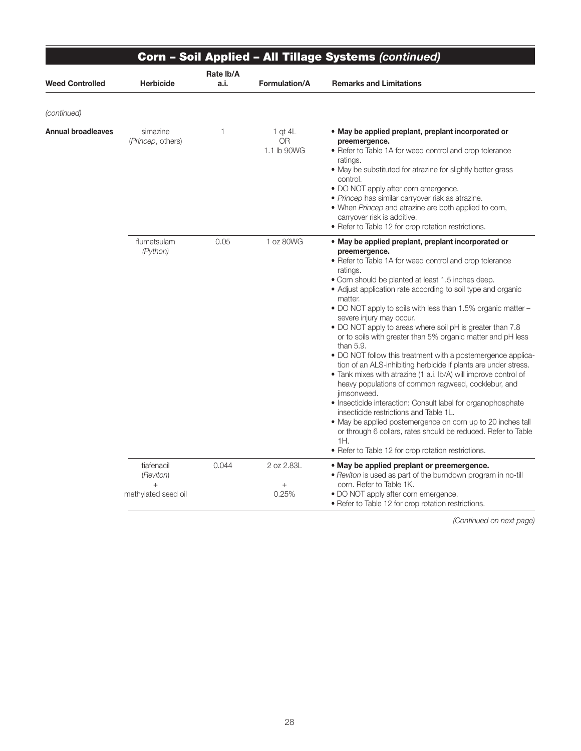## Corn – Soil Applied – All Tillage Systems *(continued)*

| Weed Controlled | Herbicide | Rate lb/A a.i. | Formulation/A | Remarks and Limitations |
|---|---|---|---|---|
| *(continued)* | | | | |
| **Annual broadleaves** | simazine (*Princep*, others) | 1 | 1 qt 4L OR 1.1 lb 90WG | • **May be applied preplant, preplant incorporated or preemergence.** <br> • Refer to Table 1A for weed control and crop tolerance ratings. <br> • May be substituted for atrazine for slightly better grass control. <br> • DO NOT apply after corn emergence. <br> • *Princep* has similar carryover risk as atrazine. <br> • When *Princep* and atrazine are both applied to corn, carryover risk is additive. <br> • Refer to Table 12 for crop rotation restrictions. |
| | flumetsulam (*Python*) | 0.05 | 1 oz 80WG | • **May be applied preplant, preplant incorporated or preemergence.** <br> • Refer to Table 1A for weed control and crop tolerance ratings. <br> • Corn should be planted at least 1.5 inches deep. <br> • Adjust application rate according to soil type and organic matter. <br> • DO NOT apply to soils with less than 1.5% organic matter – severe injury may occur. <br> • DO NOT apply to areas where soil pH is greater than 7.8 or to soils with greater than 5% organic matter and pH less than 5.9. <br> • DO NOT follow this treatment with a postemergence application of an ALS-inhibiting herbicide if plants are under stress. <br> • Tank mixes with atrazine (1 a.i. lb/A) will improve control of heavy populations of common ragweed, cocklebur, and jimsonweed. <br> • Insecticide interaction: Consult label for organophosphate insecticide restrictions and Table 1L. <br> • May be applied postemergence on corn up to 20 inches tall or through 6 collars, rates should be reduced. Refer to Table 1H. <br> • Refer to Table 12 for crop rotation restrictions. |
| | tiafenacil (*Reviton*) + methylated seed oil | 0.044 | 2 oz 2.83L + 0.25% | • **May be applied preplant or preemergence.** <br> • *Reviton* is used as part of the burndown program in no-till corn. Refer to Table 1K. <br> • DO NOT apply after corn emergence. <br> • Refer to Table 12 for crop rotation restrictions. |

*(Continued on next page)*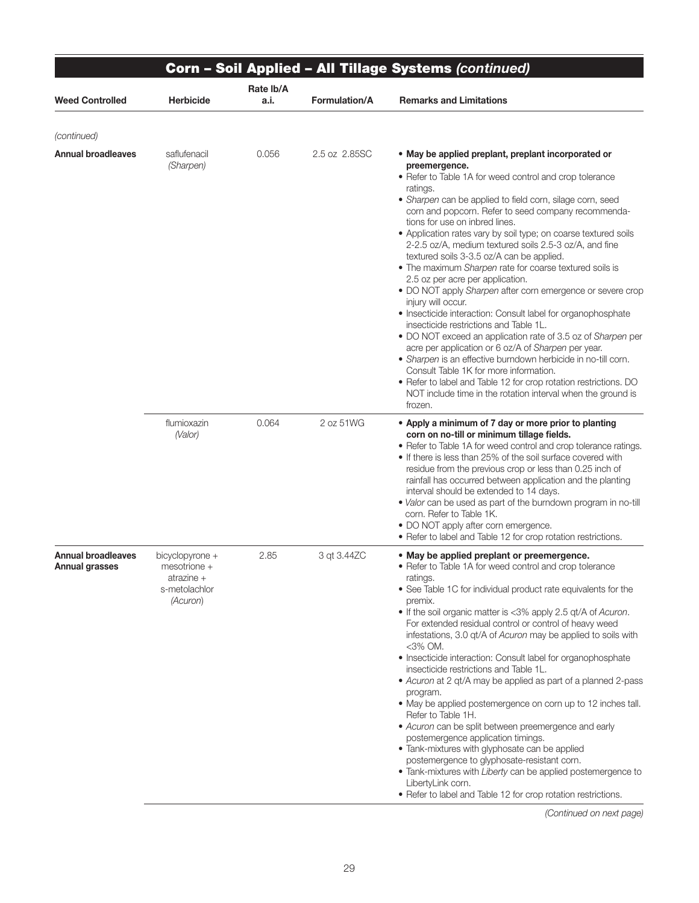## Corn – Soil Applied – All Tillage Systems *(continued)*

| Weed Controlled | Herbicide | Rate lb/A a.i. | Formulation/A | Remarks and Limitations |
|---|---|---|---|---|
| *(continued)* | | | | |
| **Annual broadleaves** | saflufenacil *(Sharpen)* | 0.056 | 2.5 oz 2.85SC | • **May be applied preplant, preplant incorporated or preemergence.**<br>• Refer to Table 1A for weed control and crop tolerance ratings.<br>• *Sharpen* can be applied to field corn, silage corn, seed corn and popcorn. Refer to seed company recommendations for use on inbred lines.<br>• Application rates vary by soil type; on coarse textured soils 2-2.5 oz/A, medium textured soils 2.5-3 oz/A, and fine textured soils 3-3.5 oz/A can be applied.<br>• The maximum *Sharpen* rate for coarse textured soils is 2.5 oz per acre per application.<br>• DO NOT apply *Sharpen* after corn emergence or severe crop injury will occur.<br>• Insecticide interaction: Consult label for organophosphate insecticide restrictions and Table 1L.<br>• DO NOT exceed an application rate of 3.5 oz of *Sharpen* per acre per application or 6 oz/A of *Sharpen* per year.<br>• *Sharpen* is an effective burndown herbicide in no-till corn. Consult Table 1K for more information.<br>• Refer to label and Table 12 for crop rotation restrictions. DO NOT include time in the rotation interval when the ground is frozen. |
| | flumioxazin *(Valor)* | 0.064 | 2 oz 51WG | • **Apply a minimum of 7 day or more prior to planting corn on no-till or minimum tillage fields.**<br>• Refer to Table 1A for weed control and crop tolerance ratings.<br>• If there is less than 25% of the soil surface covered with residue from the previous crop or less than 0.25 inch of rainfall has occurred between application and the planting interval should be extended to 14 days.<br>• *Valor* can be used as part of the burndown program in no-till corn. Refer to Table 1K.<br>• DO NOT apply after corn emergence.<br>• Refer to label and Table 12 for crop rotation restrictions. |
| **Annual broadleaves Annual grasses** | bicyclopyrone + mesotrione + atrazine + s-metolachlor *(Acuron)* | 2.85 | 3 qt 3.44ZC | • **May be applied preplant or preemergence.**<br>• Refer to Table 1A for weed control and crop tolerance ratings.<br>• See Table 1C for individual product rate equivalents for the premix.<br>• If the soil organic matter is <3% apply 2.5 qt/A of *Acuron*. For extended residual control or control of heavy weed infestations, 3.0 qt/A of *Acuron* may be applied to soils with <3% OM.<br>• Insecticide interaction: Consult label for organophosphate insecticide restrictions and Table 1L.<br>• *Acuron* at 2 qt/A may be applied as part of a planned 2-pass program.<br>• May be applied postemergence on corn up to 12 inches tall. Refer to Table 1H.<br>• *Acuron* can be split between preemergence and early postemergence application timings.<br>• Tank-mixtures with glyphosate can be applied postemergence to glyphosate-resistant corn.<br>• Tank-mixtures with *Liberty* can be applied postemergence to LibertyLink corn.<br>• Refer to label and Table 12 for crop rotation restrictions. |

*(Continued on next page)*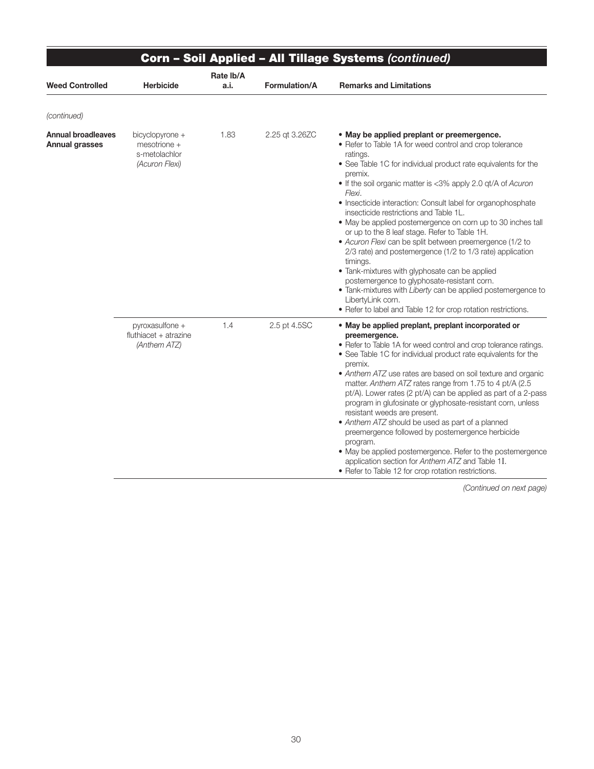## Corn – Soil Applied – All Tillage Systems *(continued)*

| Weed Controlled | Herbicide | Rate lb/A a.i. | Formulation/A | Remarks and Limitations |
|---|---|---|---|---|
| *(continued)* | | | | |
| **Annual broadleaves Annual grasses** | bicyclopyrone + mesotrione + s-metolachlor *(Acuron Flexi)* | 1.83 | 2.25 qt 3.26ZC | • **May be applied preplant or preemergence.**<br>• Refer to Table 1A for weed control and crop tolerance ratings.<br>• See Table 1C for individual product rate equivalents for the premix.<br>• If the soil organic matter is <3% apply 2.0 qt/A of *Acuron Flexi*.<br>• Insecticide interaction: Consult label for organophosphate insecticide restrictions and Table 1L.<br>• May be applied postemergence on corn up to 30 inches tall or up to the 8 leaf stage. Refer to Table 1H.<br>• *Acuron Flexi* can be split between preemergence (1/2 to 2/3 rate) and postemergence (1/2 to 1/3 rate) application timings.<br>• Tank-mixtures with glyphosate can be applied postemergence to glyphosate-resistant corn.<br>• Tank-mixtures with *Liberty* can be applied postemergence to LibertyLink corn.<br>• Refer to label and Table 12 for crop rotation restrictions. |
| | pyroxasulfone + fluthiacet + atrazine *(Anthem ATZ)* | 1.4 | 2.5 pt 4.5SC | • **May be applied preplant, preplant incorporated or preemergence.**<br>• Refer to Table 1A for weed control and crop tolerance ratings.<br>• See Table 1C for individual product rate equivalents for the premix.<br>• *Anthem ATZ* use rates are based on soil texture and organic matter. *Anthem ATZ* rates range from 1.75 to 4 pt/A (2.5 pt/A). Lower rates (2 pt/A) can be applied as part of a 2-pass program in glufosinate or glyphosate-resistant corn, unless resistant weeds are present.<br>• *Anthem ATZ* should be used as part of a planned preemergence followed by postemergence herbicide program.<br>• May be applied postemergence. Refer to the postemergence application section for *Anthem ATZ* and Table 1I.<br>• Refer to Table 12 for crop rotation restrictions. |

*(Continued on next page)*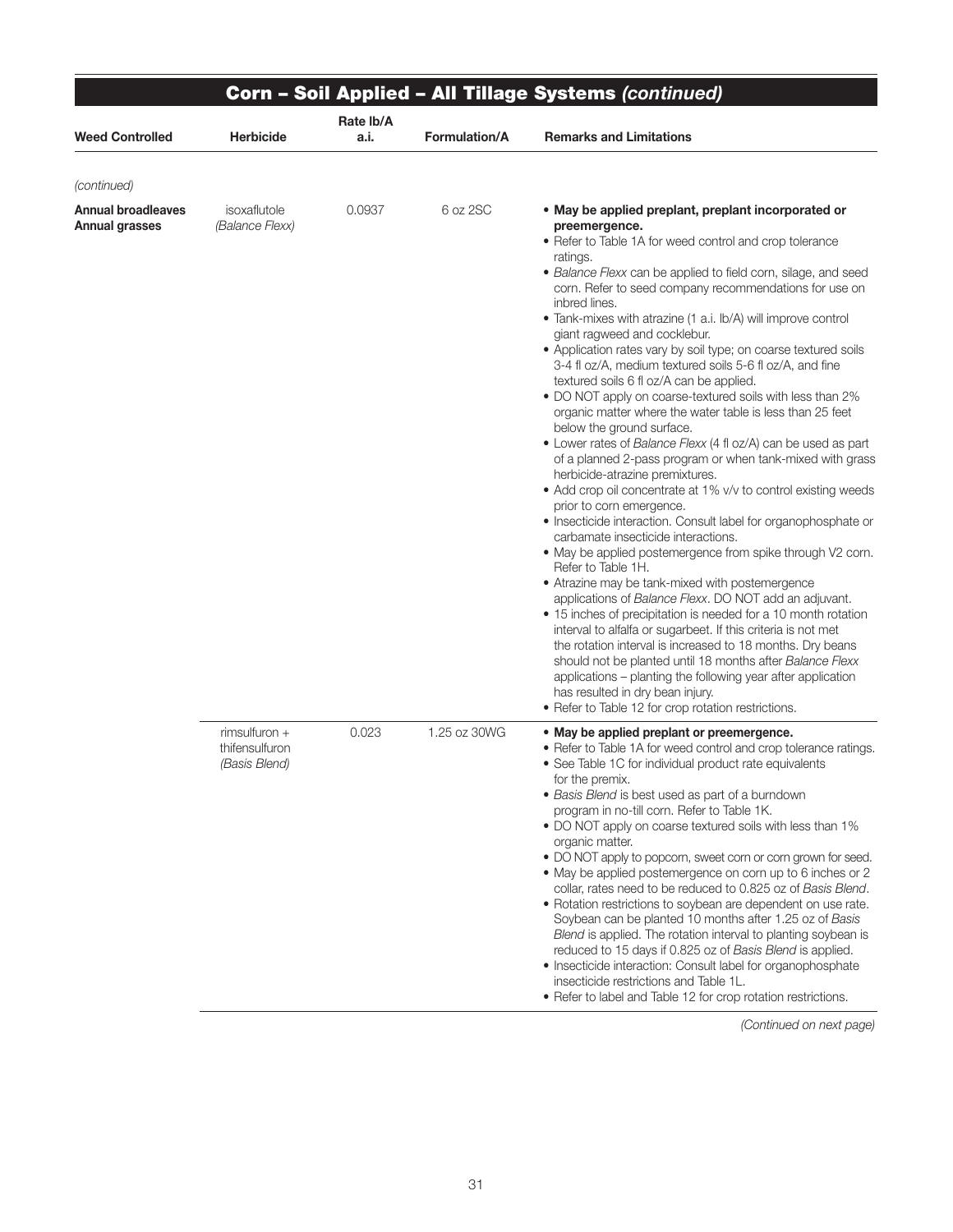## Corn – Soil Applied – All Tillage Systems *(continued)*

| Weed Controlled | Herbicide | Rate lb/A a.i. | Formulation/A | Remarks and Limitations |
|---|---|---|---|---|
| *(continued)* | | | | |
| **Annual broadleaves Annual grasses** | isoxaflutole *(Balance Flexx)* | 0.0937 | 6 oz 2SC | • **May be applied preplant, preplant incorporated or preemergence.** <br> • Refer to Table 1A for weed control and crop tolerance ratings. <br> • *Balance Flexx* can be applied to field corn, silage, and seed corn. Refer to seed company recommendations for use on inbred lines. <br> • Tank-mixes with atrazine (1 a.i. lb/A) will improve control giant ragweed and cocklebur. <br> • Application rates vary by soil type; on coarse textured soils 3-4 fl oz/A, medium textured soils 5-6 fl oz/A, and fine textured soils 6 fl oz/A can be applied. <br> • DO NOT apply on coarse-textured soils with less than 2% organic matter where the water table is less than 25 feet below the ground surface. <br> • Lower rates of *Balance Flexx* (4 fl oz/A) can be used as part of a planned 2-pass program or when tank-mixed with grass herbicide-atrazine premixtures. <br> • Add crop oil concentrate at 1% v/v to control existing weeds prior to corn emergence. <br> • Insecticide interaction. Consult label for organophosphate or carbamate insecticide interactions. <br> • May be applied postemergence from spike through V2 corn. Refer to Table 1H. <br> • Atrazine may be tank-mixed with postemergence applications of *Balance Flexx*. DO NOT add an adjuvant. <br> • 15 inches of precipitation is needed for a 10 month rotation interval to alfalfa or sugarbeet. If this criteria is not met the rotation interval is increased to 18 months. Dry beans should not be planted until 18 months after *Balance Flexx* applications – planting the following year after application has resulted in dry bean injury. <br> • Refer to Table 12 for crop rotation restrictions. |
| | rimsulfuron + thifensulfuron *(Basis Blend)* | 0.023 | 1.25 oz 30WG | • **May be applied preplant or preemergence.** <br> • Refer to Table 1A for weed control and crop tolerance ratings. <br> • See Table 1C for individual product rate equivalents for the premix. <br> • *Basis Blend* is best used as part of a burndown program in no-till corn. Refer to Table 1K. <br> • DO NOT apply on coarse textured soils with less than 1% organic matter. <br> • DO NOT apply to popcorn, sweet corn or corn grown for seed. <br> • May be applied postemergence on corn up to 6 inches or 2 collar, rates need to be reduced to 0.825 oz of *Basis Blend*. <br> • Rotation restrictions to soybean are dependent on use rate. Soybean can be planted 10 months after 1.25 oz of *Basis Blend* is applied. The rotation interval to planting soybean is reduced to 15 days if 0.825 oz of *Basis Blend* is applied. <br> • Insecticide interaction: Consult label for organophosphate insecticide restrictions and Table 1L. <br> • Refer to label and Table 12 for crop rotation restrictions. |

*(Continued on next page)*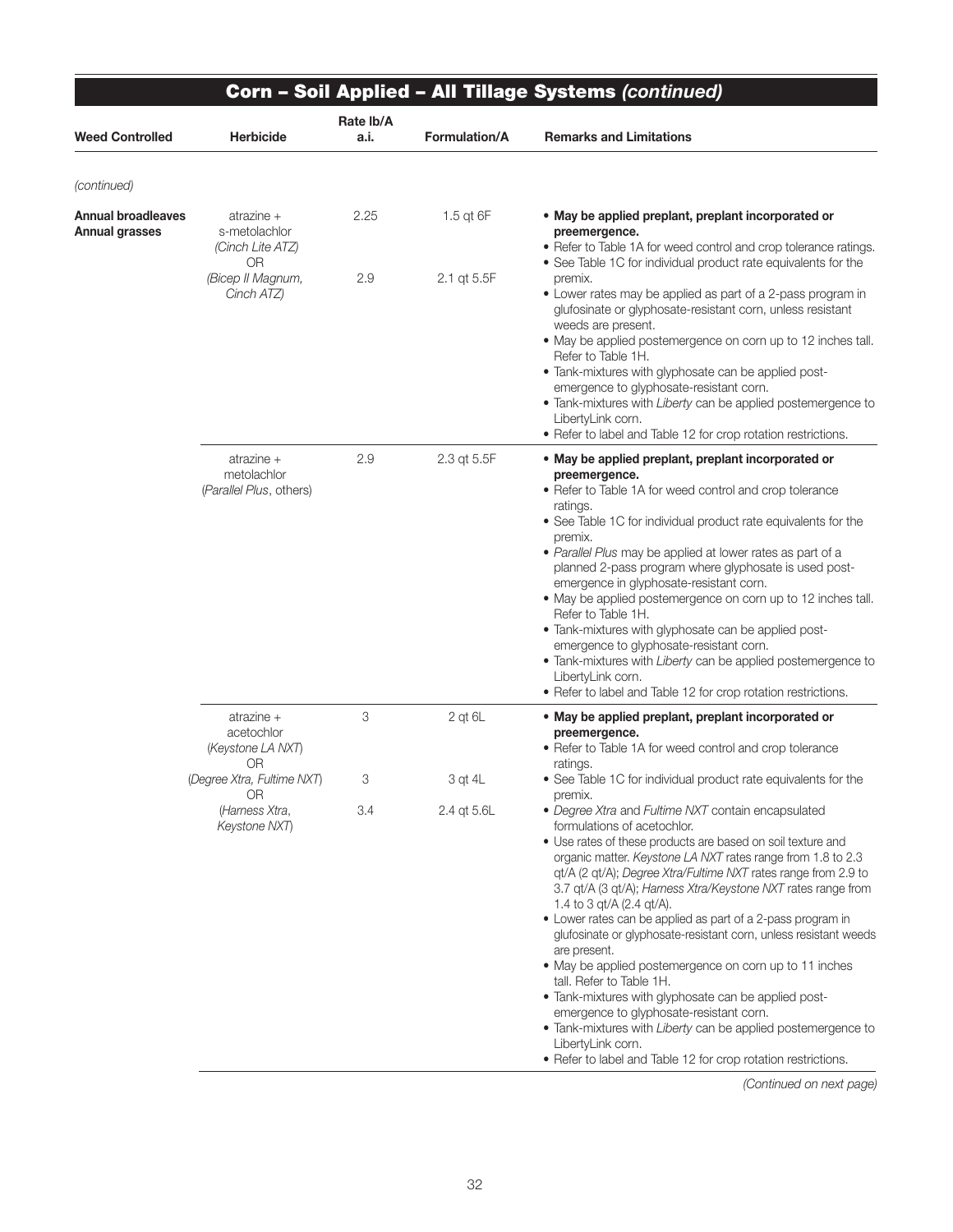## Corn – Soil Applied – All Tillage Systems *(continued)*

| Weed Controlled | Herbicide | Rate lb/A a.i. | Formulation/A | Remarks and Limitations |
|---|---|---|---|---|
| *(continued)* | | | | |
| **Annual broadleaves Annual grasses** | atrazine + s-metolachlor *(Cinch Lite ATZ)* OR *(Bicep II Magnum, Cinch ATZ)* | 2.25<br><br>2.9 | 1.5 qt 6F<br><br>2.1 qt 5.5F | • **May be applied preplant, preplant incorporated or preemergence.**<br>• Refer to Table 1A for weed control and crop tolerance ratings.<br>• See Table 1C for individual product rate equivalents for the premix.<br>• Lower rates may be applied as part of a 2-pass program in glufosinate or glyphosate-resistant corn, unless resistant weeds are present.<br>• May be applied postemergence on corn up to 12 inches tall. Refer to Table 1H.<br>• Tank-mixtures with glyphosate can be applied post-emergence to glyphosate-resistant corn.<br>• Tank-mixtures with *Liberty* can be applied postemergence to LibertyLink corn.<br>• Refer to label and Table 12 for crop rotation restrictions. |
| | atrazine + metolachlor (*Parallel Plus*, others) | 2.9 | 2.3 qt 5.5F | • **May be applied preplant, preplant incorporated or preemergence.**<br>• Refer to Table 1A for weed control and crop tolerance ratings.<br>• See Table 1C for individual product rate equivalents for the premix.<br>• *Parallel Plus* may be applied at lower rates as part of a planned 2-pass program where glyphosate is used post-emergence in glyphosate-resistant corn.<br>• May be applied postemergence on corn up to 12 inches tall. Refer to Table 1H.<br>• Tank-mixtures with glyphosate can be applied post-emergence to glyphosate-resistant corn.<br>• Tank-mixtures with *Liberty* can be applied postemergence to LibertyLink corn.<br>• Refer to label and Table 12 for crop rotation restrictions. |
| | atrazine + acetochlor (*Keystone LA NXT*) OR (*Degree Xtra, Fultime NXT*) OR (*Harness Xtra, Keystone NXT*) | 3<br><br>3<br><br>3.4 | 2 qt 6L<br><br>3 qt 4L<br><br>2.4 qt 5.6L | • **May be applied preplant, preplant incorporated or preemergence.**<br>• Refer to Table 1A for weed control and crop tolerance ratings.<br>• See Table 1C for individual product rate equivalents for the premix.<br>• *Degree Xtra* and *Fultime NXT* contain encapsulated formulations of acetochlor.<br>• Use rates of these products are based on soil texture and organic matter. *Keystone LA NXT* rates range from 1.8 to 2.3 qt/A (2 qt/A); *Degree Xtra/Fultime NXT* rates range from 2.9 to 3.7 qt/A (3 qt/A); *Harness Xtra/Keystone NXT* rates range from 1.4 to 3 qt/A (2.4 qt/A).<br>• Lower rates can be applied as part of a 2-pass program in glufosinate or glyphosate-resistant corn, unless resistant weeds are present.<br>• May be applied postemergence on corn up to 11 inches tall. Refer to Table 1H.<br>• Tank-mixtures with glyphosate can be applied post-emergence to glyphosate-resistant corn.<br>• Tank-mixtures with *Liberty* can be applied postemergence to LibertyLink corn.<br>• Refer to label and Table 12 for crop rotation restrictions. |

*(Continued on next page)*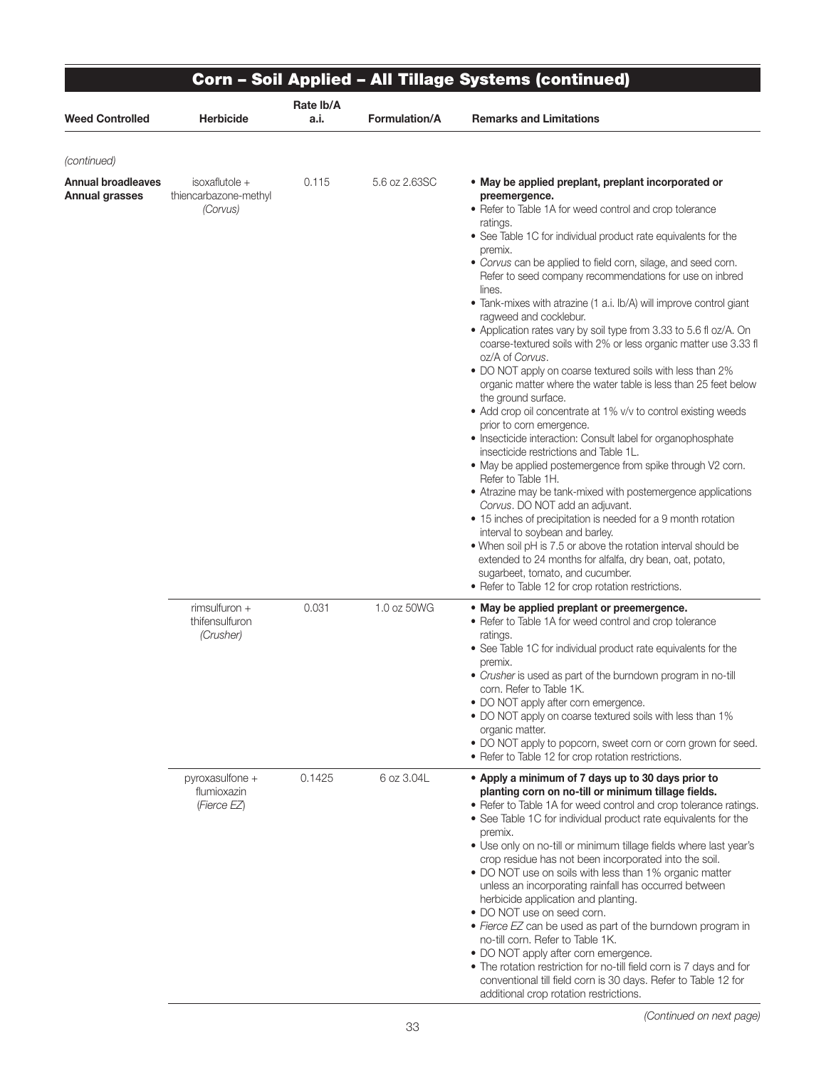## Corn – Soil Applied – All Tillage Systems (continued)

| Weed Controlled | Herbicide | Rate lb/A a.i. | Formulation/A | Remarks and Limitations |
|---|---|---|---|---|
| *(continued)* | | | | |
| **Annual broadleaves Annual grasses** | isoxaflutole + thiencarbazone-methyl *(Corvus)* | 0.115 | 5.6 oz 2.63SC | • **May be applied preplant, preplant incorporated or preemergence.**<br>• Refer to Table 1A for weed control and crop tolerance ratings.<br>• See Table 1C for individual product rate equivalents for the premix.<br>• *Corvus* can be applied to field corn, silage, and seed corn. Refer to seed company recommendations for use on inbred lines.<br>• Tank-mixes with atrazine (1 a.i. lb/A) will improve control giant ragweed and cocklebur.<br>• Application rates vary by soil type from 3.33 to 5.6 fl oz/A. On coarse-textured soils with 2% or less organic matter use 3.33 fl oz/A of *Corvus*.<br>• DO NOT apply on coarse textured soils with less than 2% organic matter where the water table is less than 25 feet below the ground surface.<br>• Add crop oil concentrate at 1% v/v to control existing weeds prior to corn emergence.<br>• Insecticide interaction: Consult label for organophosphate insecticide restrictions and Table 1L.<br>• May be applied postemergence from spike through V2 corn. Refer to Table 1H.<br>• Atrazine may be tank-mixed with postemergence applications *Corvus*. DO NOT add an adjuvant.<br>• 15 inches of precipitation is needed for a 9 month rotation interval to soybean and barley.<br>• When soil pH is 7.5 or above the rotation interval should be extended to 24 months for alfalfa, dry bean, oat, potato, sugarbeet, tomato, and cucumber.<br>• Refer to Table 12 for crop rotation restrictions. |
| | rimsulfuron + thifensulfuron *(Crusher)* | 0.031 | 1.0 oz 50WG | • **May be applied preplant or preemergence.**<br>• Refer to Table 1A for weed control and crop tolerance ratings.<br>• See Table 1C for individual product rate equivalents for the premix.<br>• *Crusher* is used as part of the burndown program in no-till corn. Refer to Table 1K.<br>• DO NOT apply after corn emergence.<br>• DO NOT apply on coarse textured soils with less than 1% organic matter.<br>• DO NOT apply to popcorn, sweet corn or corn grown for seed.<br>• Refer to Table 12 for crop rotation restrictions. |
| | pyroxasulfone + flumioxazin *(Fierce EZ)* | 0.1425 | 6 oz 3.04L | • **Apply a minimum of 7 days up to 30 days prior to planting corn on no-till or minimum tillage fields.**<br>• Refer to Table 1A for weed control and crop tolerance ratings.<br>• See Table 1C for individual product rate equivalents for the premix.<br>• Use only on no-till or minimum tillage fields where last year's crop residue has not been incorporated into the soil.<br>• DO NOT use on soils with less than 1% organic matter unless an incorporating rainfall has occurred between herbicide application and planting.<br>• DO NOT use on seed corn.<br>• *Fierce EZ* can be used as part of the burndown program in no-till corn. Refer to Table 1K.<br>• DO NOT apply after corn emergence.<br>• The rotation restriction for no-till field corn is 7 days and for conventional till field corn is 30 days. Refer to Table 12 for additional crop rotation restrictions. |

*(Continued on next page)*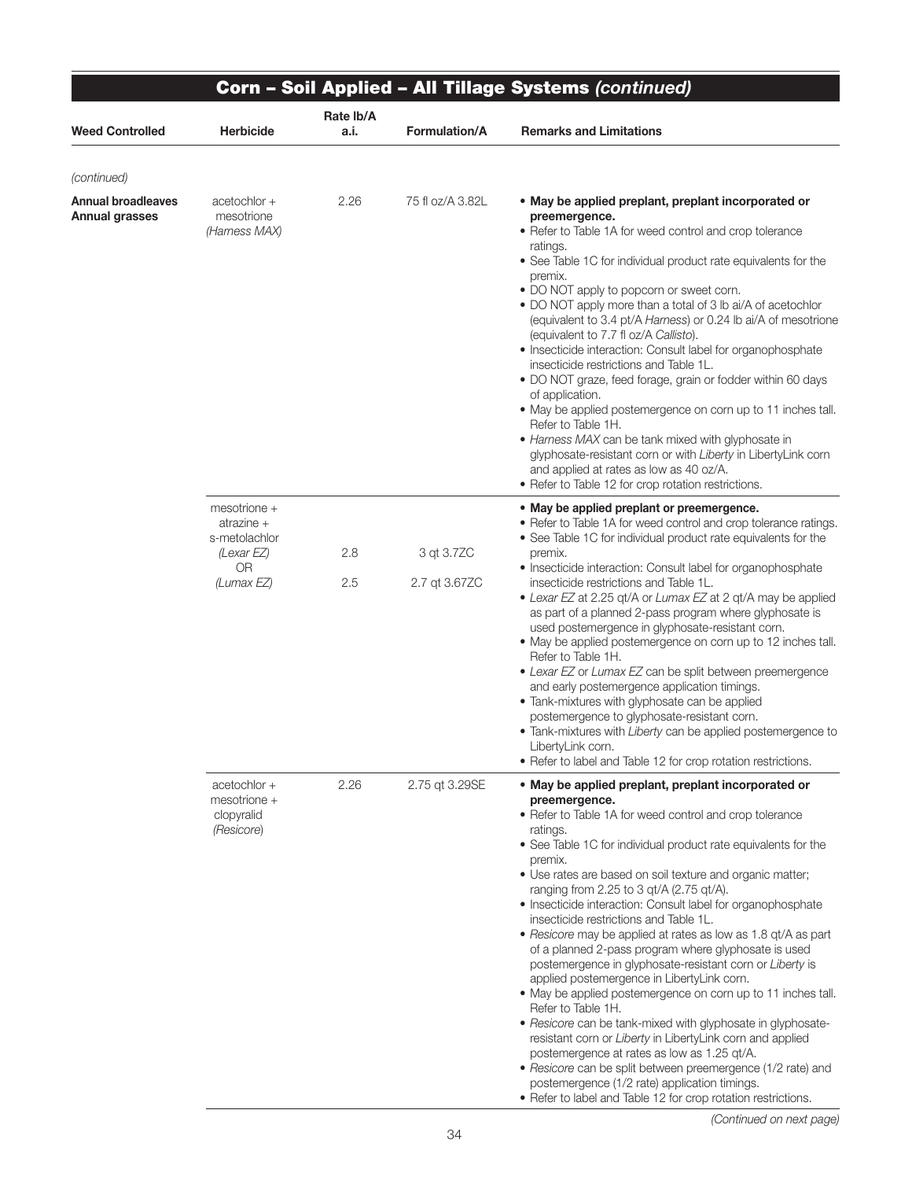## Corn – Soil Applied – All Tillage Systems *(continued)*

| Weed Controlled | Herbicide | Rate lb/A a.i. | Formulation/A | Remarks and Limitations |
|---|---|---|---|---|
| *(continued)* | | | | |
| **Annual broadleaves Annual grasses** | acetochlor + mesotrione *(Harness MAX)* | 2.26 | 75 fl oz/A 3.82L | • **May be applied preplant, preplant incorporated or preemergence.**<br>• Refer to Table 1A for weed control and crop tolerance ratings.<br>• See Table 1C for individual product rate equivalents for the premix.<br>• DO NOT apply to popcorn or sweet corn.<br>• DO NOT apply more than a total of 3 lb ai/A of acetochlor (equivalent to 3.4 pt/A *Harness*) or 0.24 lb ai/A of mesotrione (equivalent to 7.7 fl oz/A *Callisto*).<br>• Insecticide interaction: Consult label for organophosphate insecticide restrictions and Table 1L.<br>• DO NOT graze, feed forage, grain or fodder within 60 days of application.<br>• May be applied postemergence on corn up to 11 inches tall. Refer to Table 1H.<br>• *Harness MAX* can be tank mixed with glyphosate in glyphosate-resistant corn or with *Liberty* in LibertyLink corn and applied at rates as low as 40 oz/A.<br>• Refer to Table 12 for crop rotation restrictions. |
| | mesotrione + atrazine + s-metolachlor *(Lexar EZ)* OR *(Lumax EZ)* | 2.8<br>2.5 | 3 qt 3.7ZC<br>2.7 qt 3.67ZC | • **May be applied preplant or preemergence.**<br>• Refer to Table 1A for weed control and crop tolerance ratings.<br>• See Table 1C for individual product rate equivalents for the premix.<br>• Insecticide interaction: Consult label for organophosphate insecticide restrictions and Table 1L.<br>• *Lexar EZ* at 2.25 qt/A or *Lumax EZ* at 2 qt/A may be applied as part of a planned 2-pass program where glyphosate is used postemergence in glyphosate-resistant corn.<br>• May be applied postemergence on corn up to 12 inches tall. Refer to Table 1H.<br>• *Lexar EZ* or *Lumax EZ* can be split between preemergence and early postemergence application timings.<br>• Tank-mixtures with glyphosate can be applied postemergence to glyphosate-resistant corn.<br>• Tank-mixtures with *Liberty* can be applied postemergence to LibertyLink corn.<br>• Refer to label and Table 12 for crop rotation restrictions. |
| | acetochlor + mesotrione + clopyralid *(Resicore)* | 2.26 | 2.75 qt 3.29SE | • **May be applied preplant, preplant incorporated or preemergence.**<br>• Refer to Table 1A for weed control and crop tolerance ratings.<br>• See Table 1C for individual product rate equivalents for the premix.<br>• Use rates are based on soil texture and organic matter; ranging from 2.25 to 3 qt/A (2.75 qt/A).<br>• Insecticide interaction: Consult label for organophosphate insecticide restrictions and Table 1L.<br>• *Resicore* may be applied at rates as low as 1.8 qt/A as part of a planned 2-pass program where glyphosate is used postemergence in glyphosate-resistant corn or *Liberty* is applied postemergence in LibertyLink corn.<br>• May be applied postemergence on corn up to 11 inches tall. Refer to Table 1H.<br>• *Resicore* can be tank-mixed with glyphosate in glyphosate-resistant corn or *Liberty* in LibertyLink corn and applied postemergence at rates as low as 1.25 qt/A.<br>• *Resicore* can be split between preemergence (1/2 rate) and postemergence (1/2 rate) application timings.<br>• Refer to label and Table 12 for crop rotation restrictions. |

*(Continued on next page)*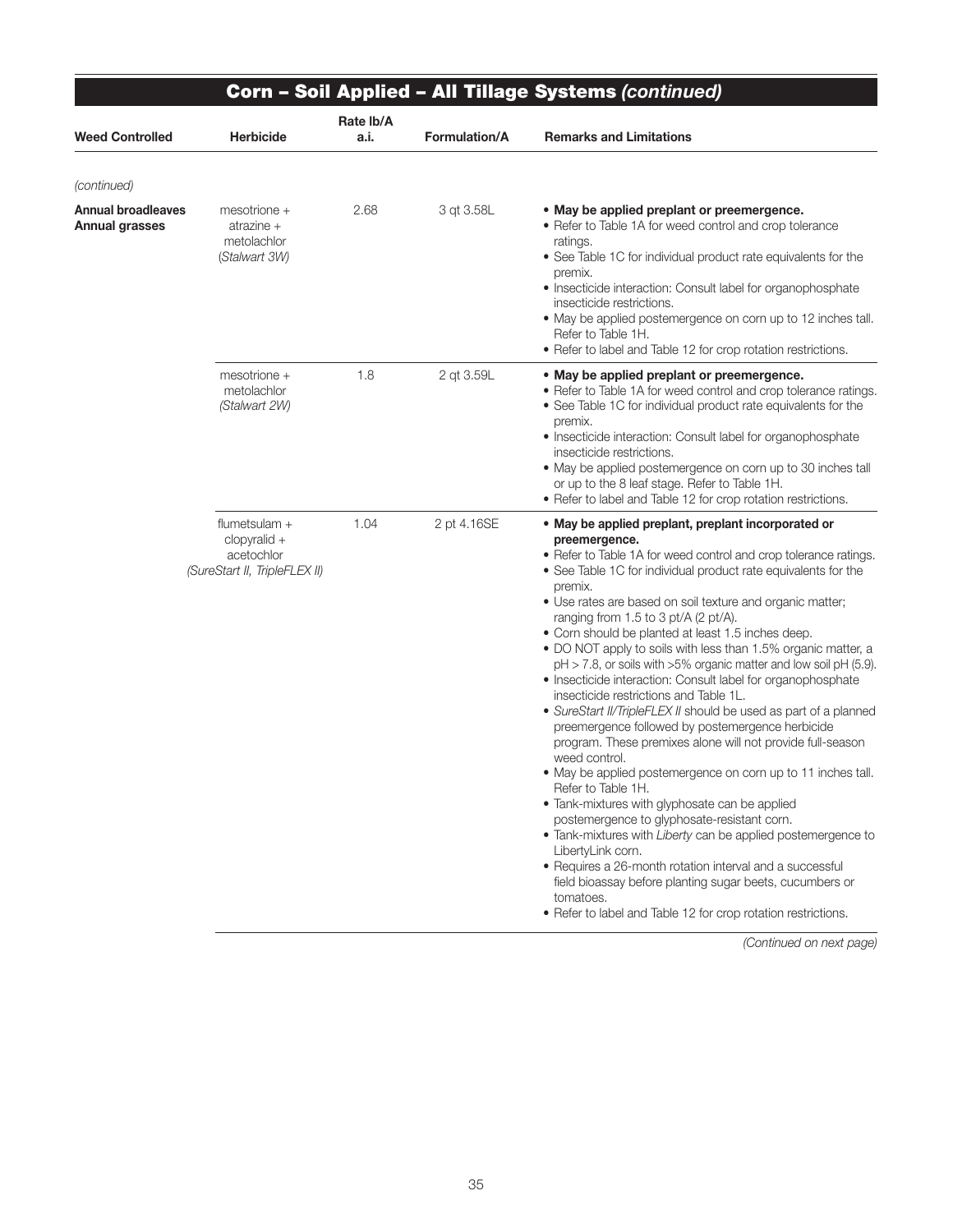## Corn – Soil Applied – All Tillage Systems *(continued)*

| Weed Controlled | Herbicide | Rate lb/A a.i. | Formulation/A | Remarks and Limitations |
|---|---|---|---|---|
| *(continued)* | | | | |
| **Annual broadleaves Annual grasses** | mesotrione + atrazine + metolachlor *(Stalwart 3W)* | 2.68 | 3 qt 3.58L | • **May be applied preplant or preemergence.** <br> • Refer to Table 1A for weed control and crop tolerance ratings. <br> • See Table 1C for individual product rate equivalents for the premix. <br> • Insecticide interaction: Consult label for organophosphate insecticide restrictions. <br> • May be applied postemergence on corn up to 12 inches tall. Refer to Table 1H. <br> • Refer to label and Table 12 for crop rotation restrictions. |
| | mesotrione + metolachlor *(Stalwart 2W)* | 1.8 | 2 qt 3.59L | • **May be applied preplant or preemergence.** <br> • Refer to Table 1A for weed control and crop tolerance ratings. <br> • See Table 1C for individual product rate equivalents for the premix. <br> • Insecticide interaction: Consult label for organophosphate insecticide restrictions. <br> • May be applied postemergence on corn up to 30 inches tall or up to the 8 leaf stage. Refer to Table 1H. <br> • Refer to label and Table 12 for crop rotation restrictions. |
| | flumetsulam + clopyralid + acetochlor *(SureStart II, TripleFLEX II)* | 1.04 | 2 pt 4.16SE | • **May be applied preplant, preplant incorporated or preemergence.** <br> • Refer to Table 1A for weed control and crop tolerance ratings. <br> • See Table 1C for individual product rate equivalents for the premix. <br> • Use rates are based on soil texture and organic matter; ranging from 1.5 to 3 pt/A (2 pt/A). <br> • Corn should be planted at least 1.5 inches deep. <br> • DO NOT apply to soils with less than 1.5% organic matter, a pH > 7.8, or soils with >5% organic matter and low soil pH (5.9). <br> • Insecticide interaction: Consult label for organophosphate insecticide restrictions and Table 1L. <br> • *SureStart II/TripleFLEX II* should be used as part of a planned preemergence followed by postemergence herbicide program. These premixes alone will not provide full-season weed control. <br> • May be applied postemergence on corn up to 11 inches tall. Refer to Table 1H. <br> • Tank-mixtures with glyphosate can be applied postemergence to glyphosate-resistant corn. <br> • Tank-mixtures with *Liberty* can be applied postemergence to LibertyLink corn. <br> • Requires a 26-month rotation interval and a successful field bioassay before planting sugar beets, cucumbers or tomatoes. <br> • Refer to label and Table 12 for crop rotation restrictions. |

*(Continued on next page)*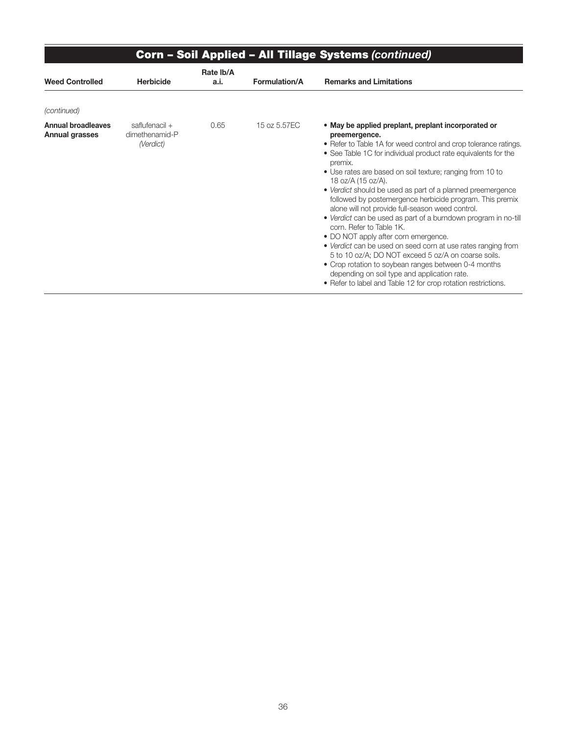## Corn – Soil Applied – All Tillage Systems *(continued)*

| Weed Controlled | Herbicide | Rate lb/A a.i. | Formulation/A | Remarks and Limitations |
|---|---|---|---|---|
| *(continued)* | | | | |
| **Annual broadleaves Annual grasses** | saflufenacil + dimethenamid-P *(Verdict)* | 0.65 | 15 oz 5.57EC | • **May be applied preplant, preplant incorporated or preemergence.**<br>• Refer to Table 1A for weed control and crop tolerance ratings.<br>• See Table 1C for individual product rate equivalents for the premix.<br>• Use rates are based on soil texture; ranging from 10 to 18 oz/A (15 oz/A).<br>• *Verdict* should be used as part of a planned preemergence followed by postemergence herbicide program. This premix alone will not provide full-season weed control.<br>• *Verdict* can be used as part of a burndown program in no-till corn. Refer to Table 1K.<br>• DO NOT apply after corn emergence.<br>• *Verdict* can be used on seed corn at use rates ranging from 5 to 10 oz/A; DO NOT exceed 5 oz/A on coarse soils.<br>• Crop rotation to soybean ranges between 0-4 months depending on soil type and application rate.<br>• Refer to label and Table 12 for crop rotation restrictions. |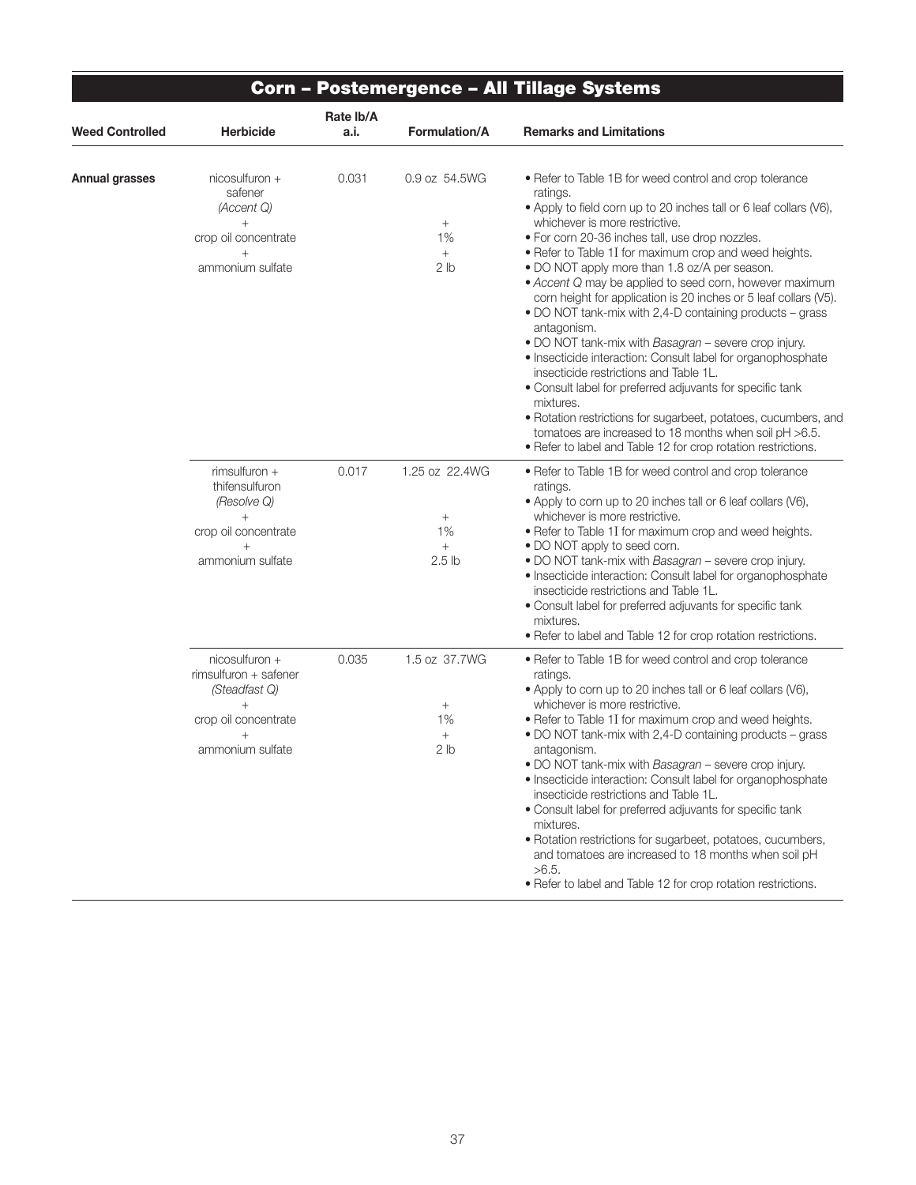## Corn – Postemergence – All Tillage Systems

| Weed Controlled | Herbicide | Rate lb/A a.i. | Formulation/A | Remarks and Limitations |
|---|---|---|---|---|
| **Annual grasses** | nicosulfuron + safener *(Accent Q)* + crop oil concentrate + ammonium sulfate | 0.031 | 0.9 oz 54.5WG + 1% + 2 lb | • Refer to Table 1B for weed control and crop tolerance ratings.<br>• Apply to field corn up to 20 inches tall or 6 leaf collars (V6), whichever is more restrictive.<br>• For corn 20-36 inches tall, use drop nozzles.<br>• Refer to Table 1I for maximum crop and weed heights.<br>• DO NOT apply more than 1.8 oz/A per season.<br>• *Accent Q* may be applied to seed corn, however maximum corn height for application is 20 inches or 5 leaf collars (V5).<br>• DO NOT tank-mix with 2,4-D containing products – grass antagonism.<br>• DO NOT tank-mix with *Basagran* – severe crop injury.<br>• Insecticide interaction: Consult label for organophosphate insecticide restrictions and Table 1L.<br>• Consult label for preferred adjuvants for specific tank mixtures.<br>• Rotation restrictions for sugarbeet, potatoes, cucumbers, and tomatoes are increased to 18 months when soil pH >6.5.<br>• Refer to label and Table 12 for crop rotation restrictions. |
| | rimsulfuron + thifensulfuron *(Resolve Q)* + crop oil concentrate + ammonium sulfate | 0.017 | 1.25 oz 22.4WG + 1% + 2.5 lb | • Refer to Table 1B for weed control and crop tolerance ratings.<br>• Apply to corn up to 20 inches tall or 6 leaf collars (V6), whichever is more restrictive.<br>• Refer to Table 1I for maximum crop and weed heights.<br>• DO NOT apply to seed corn.<br>• DO NOT tank-mix with *Basagran* – severe crop injury.<br>• Insecticide interaction: Consult label for organophosphate insecticide restrictions and Table 1L.<br>• Consult label for preferred adjuvants for specific tank mixtures.<br>• Refer to label and Table 12 for crop rotation restrictions. |
| | nicosulfuron + rimsulfuron + safener *(Steadfast Q)* + crop oil concentrate + ammonium sulfate | 0.035 | 1.5 oz 37.7WG + 1% + 2 lb | • Refer to Table 1B for weed control and crop tolerance ratings.<br>• Apply to corn up to 20 inches tall or 6 leaf collars (V6), whichever is more restrictive.<br>• Refer to Table 1I for maximum crop and weed heights.<br>• DO NOT tank-mix with 2,4-D containing products – grass antagonism.<br>• DO NOT tank-mix with *Basagran* – severe crop injury.<br>• Insecticide interaction: Consult label for organophosphate insecticide restrictions and Table 1L.<br>• Consult label for preferred adjuvants for specific tank mixtures.<br>• Rotation restrictions for sugarbeet, potatoes, cucumbers, and tomatoes are increased to 18 months when soil pH >6.5.<br>• Refer to label and Table 12 for crop rotation restrictions. |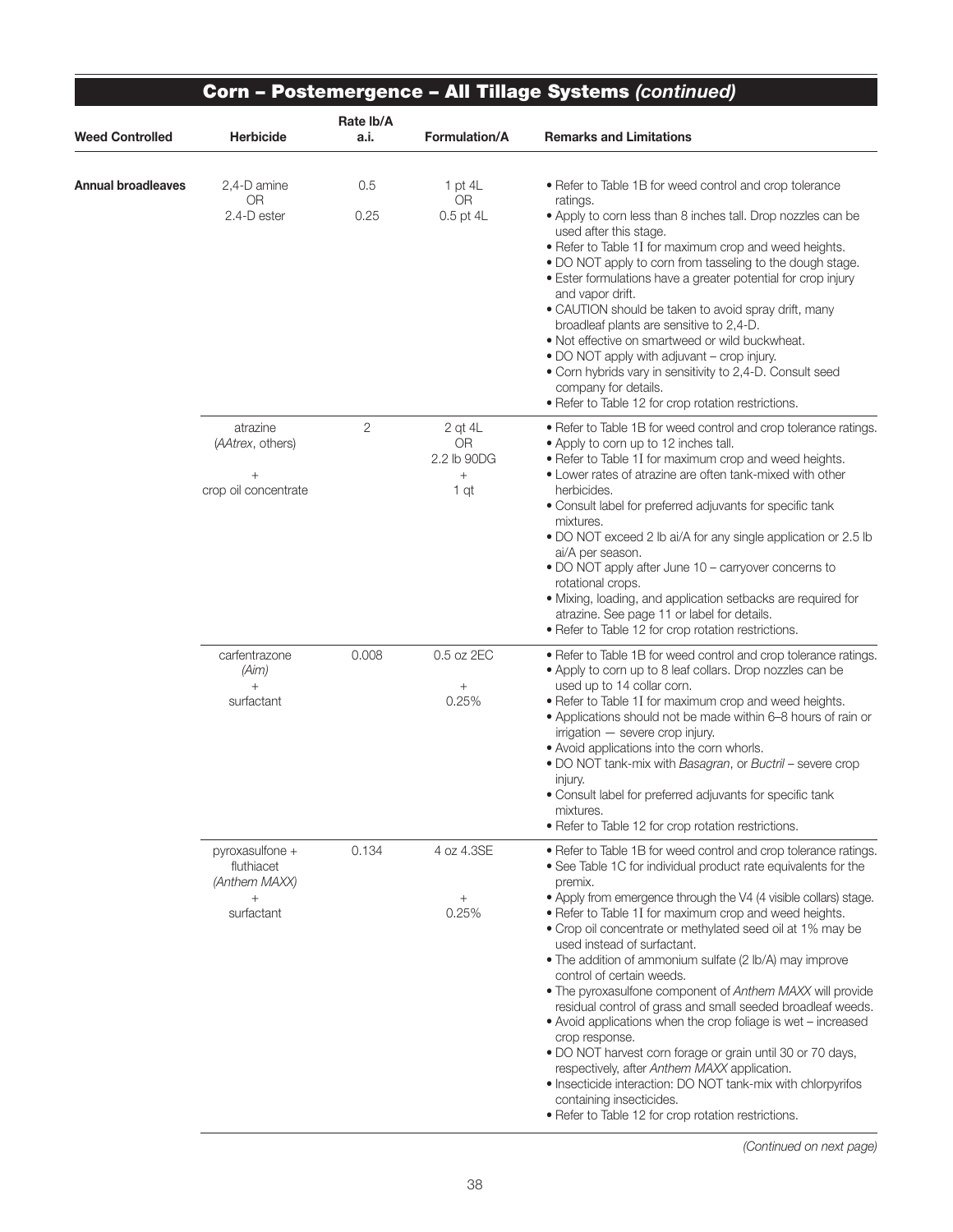## Corn – Postemergence – All Tillage Systems *(continued)*

| Weed Controlled | Herbicide | Rate lb/A a.i. | Formulation/A | Remarks and Limitations |
|---|---|---|---|---|
| **Annual broadleaves** | 2,4-D amine<br>OR<br>2.4-D ester | 0.5<br><br>0.25 | 1 pt 4L<br>OR<br>0.5 pt 4L | • Refer to Table 1B for weed control and crop tolerance ratings.<br>• Apply to corn less than 8 inches tall. Drop nozzles can be used after this stage.<br>• Refer to Table 1I for maximum crop and weed heights.<br>• DO NOT apply to corn from tasseling to the dough stage.<br>• Ester formulations have a greater potential for crop injury and vapor drift.<br>• CAUTION should be taken to avoid spray drift, many broadleaf plants are sensitive to 2,4-D.<br>• Not effective on smartweed or wild buckwheat.<br>• DO NOT apply with adjuvant – crop injury.<br>• Corn hybrids vary in sensitivity to 2,4-D. Consult seed company for details.<br>• Refer to Table 12 for crop rotation restrictions. |
| | atrazine<br>(*AAtrex*, others)<br>+<br>crop oil concentrate | 2 | 2 qt 4L<br>OR<br>2.2 lb 90DG<br>+<br>1 qt | • Refer to Table 1B for weed control and crop tolerance ratings.<br>• Apply to corn up to 12 inches tall.<br>• Refer to Table 1I for maximum crop and weed heights.<br>• Lower rates of atrazine are often tank-mixed with other herbicides.<br>• Consult label for preferred adjuvants for specific tank mixtures.<br>• DO NOT exceed 2 lb ai/A for any single application or 2.5 lb ai/A per season.<br>• DO NOT apply after June 10 – carryover concerns to rotational crops.<br>• Mixing, loading, and application setbacks are required for atrazine. See page 11 or label for details.<br>• Refer to Table 12 for crop rotation restrictions. |
| | carfentrazone<br>*(Aim)*<br>+<br>surfactant | 0.008 | 0.5 oz 2EC<br>+<br>0.25% | • Refer to Table 1B for weed control and crop tolerance ratings.<br>• Apply to corn up to 8 leaf collars. Drop nozzles can be used up to 14 collar corn.<br>• Refer to Table 1I for maximum crop and weed heights.<br>• Applications should not be made within 6–8 hours of rain or irrigation — severe crop injury.<br>• Avoid applications into the corn whorls.<br>• DO NOT tank-mix with *Basagran*, or *Buctril* – severe crop injury.<br>• Consult label for preferred adjuvants for specific tank mixtures.<br>• Refer to Table 12 for crop rotation restrictions. |
| | pyroxasulfone +<br>fluthiacet<br>*(Anthem MAXX)*<br>+<br>surfactant | 0.134 | 4 oz 4.3SE<br>+<br>0.25% | • Refer to Table 1B for weed control and crop tolerance ratings.<br>• See Table 1C for individual product rate equivalents for the premix.<br>• Apply from emergence through the V4 (4 visible collars) stage.<br>• Refer to Table 1I for maximum crop and weed heights.<br>• Crop oil concentrate or methylated seed oil at 1% may be used instead of surfactant.<br>• The addition of ammonium sulfate (2 lb/A) may improve control of certain weeds.<br>• The pyroxasulfone component of *Anthem MAXX* will provide residual control of grass and small seeded broadleaf weeds.<br>• Avoid applications when the crop foliage is wet – increased crop response.<br>• DO NOT harvest corn forage or grain until 30 or 70 days, respectively, after *Anthem MAXX* application.<br>• Insecticide interaction: DO NOT tank-mix with chlorpyrifos containing insecticides.<br>• Refer to Table 12 for crop rotation restrictions. |

*(Continued on next page)*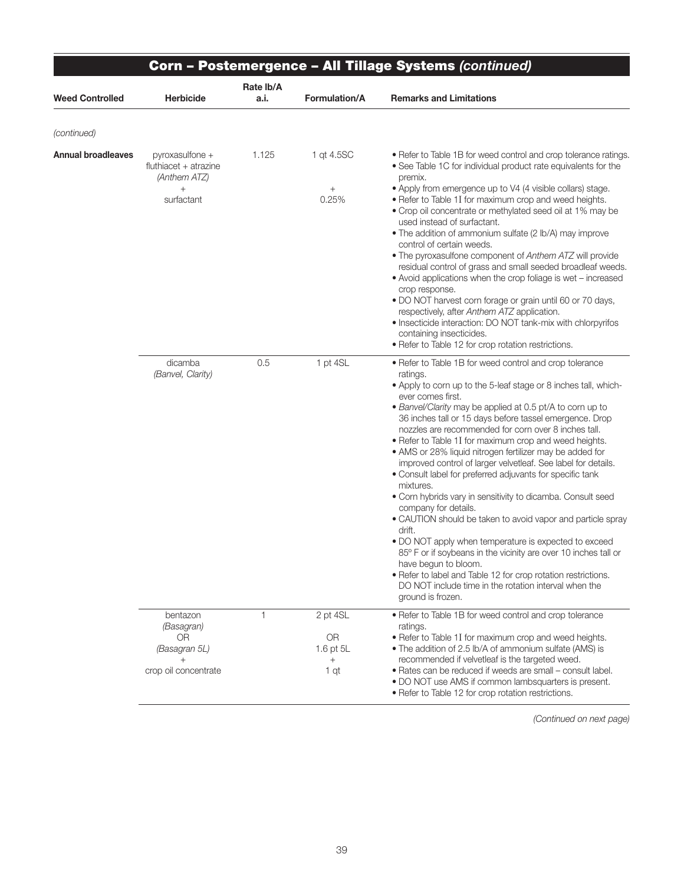## Corn – Postemergence – All Tillage Systems *(continued)*

| Weed Controlled | Herbicide | Rate lb/A a.i. | Formulation/A | Remarks and Limitations |
|---|---|---|---|---|
| *(continued)* | | | | |
| **Annual broadleaves** | pyroxasulfone + fluthiacet + atrazine *(Anthem ATZ)* + surfactant | 1.125 | 1 qt 4.5SC + 0.25% | • Refer to Table 1B for weed control and crop tolerance ratings.<br>• See Table 1C for individual product rate equivalents for the premix.<br>• Apply from emergence up to V4 (4 visible collars) stage.<br>• Refer to Table 1I for maximum crop and weed heights.<br>• Crop oil concentrate or methylated seed oil at 1% may be used instead of surfactant.<br>• The addition of ammonium sulfate (2 lb/A) may improve control of certain weeds.<br>• The pyroxasulfone component of *Anthem ATZ* will provide residual control of grass and small seeded broadleaf weeds.<br>• Avoid applications when the crop foliage is wet – increased crop response.<br>• DO NOT harvest corn forage or grain until 60 or 70 days, respectively, after *Anthem ATZ* application.<br>• Insecticide interaction: DO NOT tank-mix with chlorpyrifos containing insecticides.<br>• Refer to Table 12 for crop rotation restrictions. |
| | dicamba *(Banvel, Clarity)* | 0.5 | 1 pt 4SL | • Refer to Table 1B for weed control and crop tolerance ratings.<br>• Apply to corn up to the 5-leaf stage or 8 inches tall, whichever comes first.<br>• *Banvel/Clarity* may be applied at 0.5 pt/A to corn up to 36 inches tall or 15 days before tassel emergence. Drop nozzles are recommended for corn over 8 inches tall.<br>• Refer to Table 1I for maximum crop and weed heights.<br>• AMS or 28% liquid nitrogen fertilizer may be added for improved control of larger velvetleaf. See label for details.<br>• Consult label for preferred adjuvants for specific tank mixtures.<br>• Corn hybrids vary in sensitivity to dicamba. Consult seed company for details.<br>• CAUTION should be taken to avoid vapor and particle spray drift.<br>• DO NOT apply when temperature is expected to exceed 85º F or if soybeans in the vicinity are over 10 inches tall or have begun to bloom.<br>• Refer to label and Table 12 for crop rotation restrictions. DO NOT include time in the rotation interval when the ground is frozen. |
| | bentazon *(Basagran)* OR *(Basagran 5L)* + crop oil concentrate | 1 | 2 pt 4SL OR 1.6 pt 5L + 1 qt | • Refer to Table 1B for weed control and crop tolerance ratings.<br>• Refer to Table 1I for maximum crop and weed heights.<br>• The addition of 2.5 lb/A of ammonium sulfate (AMS) is recommended if velvetleaf is the targeted weed.<br>• Rates can be reduced if weeds are small – consult label.<br>• DO NOT use AMS if common lambsquarters is present.<br>• Refer to Table 12 for crop rotation restrictions. |

*(Continued on next page)*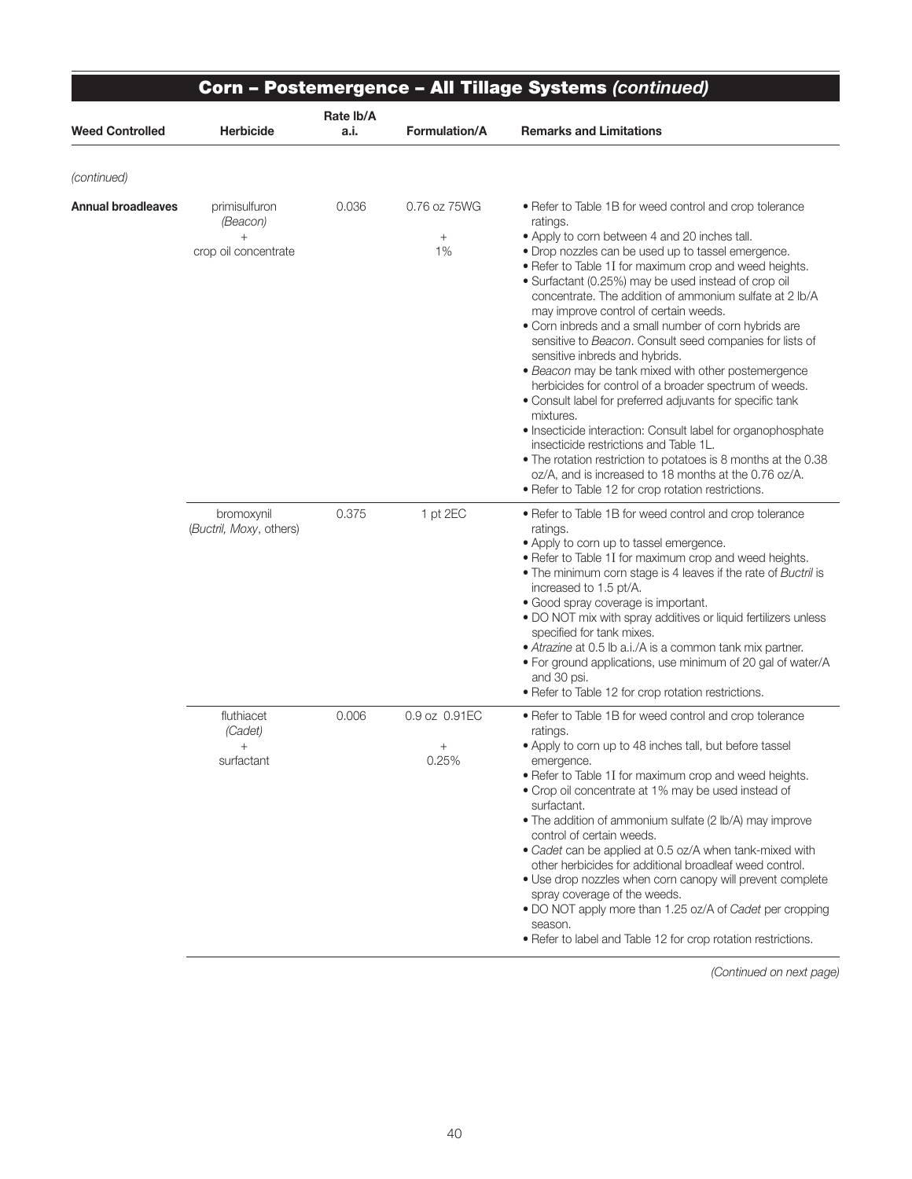## Corn – Postemergence – All Tillage Systems *(continued)*

| Weed Controlled | Herbicide | Rate lb/A a.i. | Formulation/A | Remarks and Limitations |
|---|---|---|---|---|
| *(continued)* | | | | |
| **Annual broadleaves** | primisulfuron *(Beacon)* + crop oil concentrate | 0.036 | 0.76 oz 75WG + 1% | • Refer to Table 1B for weed control and crop tolerance ratings.<br>• Apply to corn between 4 and 20 inches tall.<br>• Drop nozzles can be used up to tassel emergence.<br>• Refer to Table 1I for maximum crop and weed heights.<br>• Surfactant (0.25%) may be used instead of crop oil concentrate. The addition of ammonium sulfate at 2 lb/A may improve control of certain weeds.<br>• Corn inbreds and a small number of corn hybrids are sensitive to *Beacon*. Consult seed companies for lists of sensitive inbreds and hybrids.<br>• *Beacon* may be tank mixed with other postemergence herbicides for control of a broader spectrum of weeds.<br>• Consult label for preferred adjuvants for specific tank mixtures.<br>• Insecticide interaction: Consult label for organophosphate insecticide restrictions and Table 1L.<br>• The rotation restriction to potatoes is 8 months at the 0.38 oz/A, and is increased to 18 months at the 0.76 oz/A.<br>• Refer to Table 12 for crop rotation restrictions. |
| | bromoxynil (*Buctril*, *Moxy*, others) | 0.375 | 1 pt 2EC | • Refer to Table 1B for weed control and crop tolerance ratings.<br>• Apply to corn up to tassel emergence.<br>• Refer to Table 1I for maximum crop and weed heights.<br>• The minimum corn stage is 4 leaves if the rate of *Buctril* is increased to 1.5 pt/A.<br>• Good spray coverage is important.<br>• DO NOT mix with spray additives or liquid fertilizers unless specified for tank mixes.<br>• *Atrazine* at 0.5 lb a.i./A is a common tank mix partner.<br>• For ground applications, use minimum of 20 gal of water/A and 30 psi.<br>• Refer to Table 12 for crop rotation restrictions. |
| | fluthiacet *(Cadet)* + surfactant | 0.006 | 0.9 oz 0.91EC + 0.25% | • Refer to Table 1B for weed control and crop tolerance ratings.<br>• Apply to corn up to 48 inches tall, but before tassel emergence.<br>• Refer to Table 1I for maximum crop and weed heights.<br>• Crop oil concentrate at 1% may be used instead of surfactant.<br>• The addition of ammonium sulfate (2 lb/A) may improve control of certain weeds.<br>• *Cadet* can be applied at 0.5 oz/A when tank-mixed with other herbicides for additional broadleaf weed control.<br>• Use drop nozzles when corn canopy will prevent complete spray coverage of the weeds.<br>• DO NOT apply more than 1.25 oz/A of *Cadet* per cropping season.<br>• Refer to label and Table 12 for crop rotation restrictions. |

*(Continued on next page)*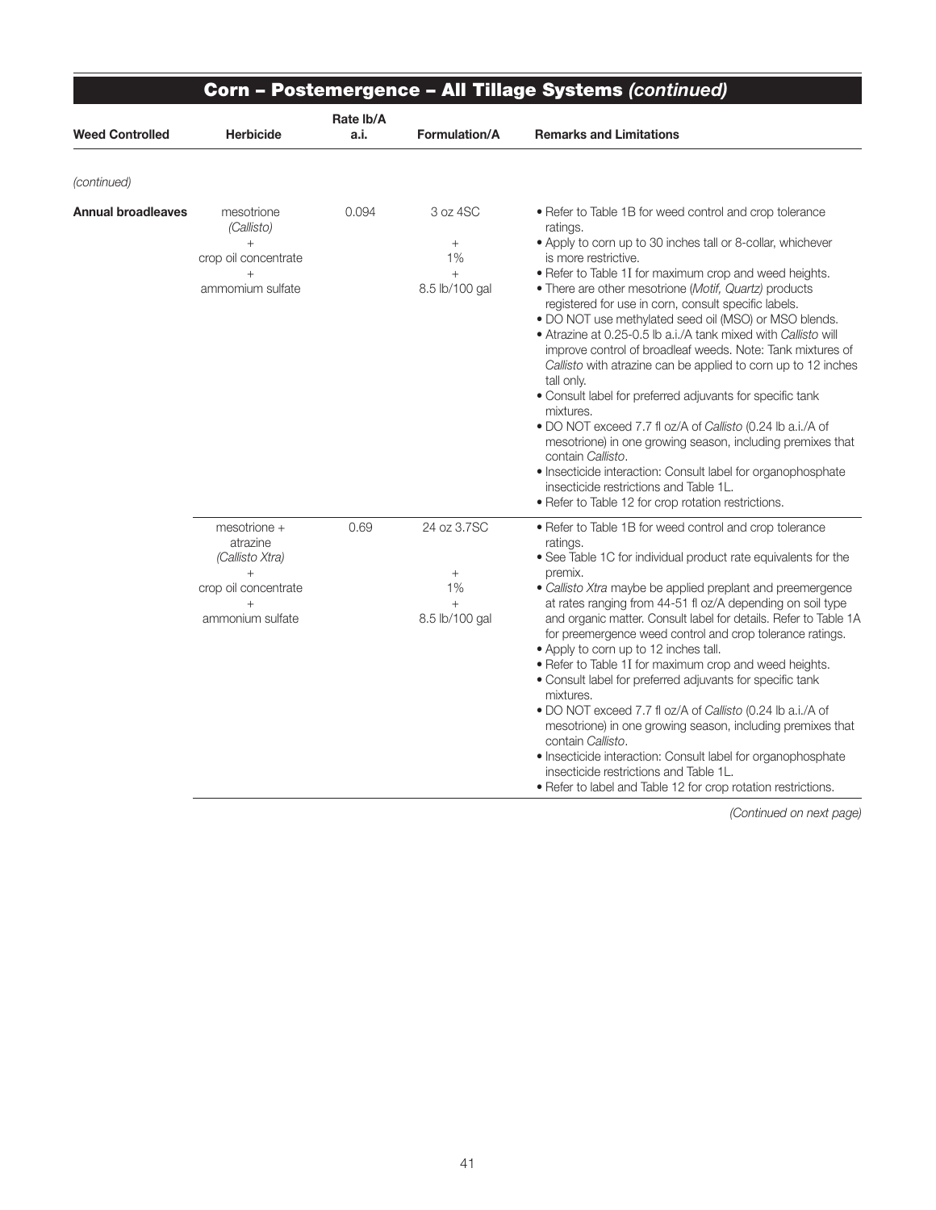## Corn – Postemergence – All Tillage Systems *(continued)*

| Weed Controlled | Herbicide | Rate lb/A a.i. | Formulation/A | Remarks and Limitations |
|---|---|---|---|---|
| *(continued)* | | | | |
| **Annual broadleaves** | mesotrione *(Callisto)* + crop oil concentrate + ammomium sulfate | 0.094 | 3 oz 4SC + 1% + 8.5 lb/100 gal | • Refer to Table 1B for weed control and crop tolerance ratings. • Apply to corn up to 30 inches tall or 8-collar, whichever is more restrictive. • Refer to Table 1I for maximum crop and weed heights. • There are other mesotrione (*Motif, Quartz*) products registered for use in corn, consult specific labels. • DO NOT use methylated seed oil (MSO) or MSO blends. • Atrazine at 0.25-0.5 lb a.i./A tank mixed with *Callisto* will improve control of broadleaf weeds. Note: Tank mixtures of *Callisto* with atrazine can be applied to corn up to 12 inches tall only. • Consult label for preferred adjuvants for specific tank mixtures. • DO NOT exceed 7.7 fl oz/A of *Callisto* (0.24 lb a.i./A of mesotrione) in one growing season, including premixes that contain *Callisto*. • Insecticide interaction: Consult label for organophosphate insecticide restrictions and Table 1L. • Refer to Table 12 for crop rotation restrictions. |
| | mesotrione + atrazine *(Callisto Xtra)* + crop oil concentrate + ammonium sulfate | 0.69 | 24 oz 3.7SC + 1% + 8.5 lb/100 gal | • Refer to Table 1B for weed control and crop tolerance ratings. • See Table 1C for individual product rate equivalents for the premix. • *Callisto Xtra* maybe be applied preplant and preemergence at rates ranging from 44-51 fl oz/A depending on soil type and organic matter. Consult label for details. Refer to Table 1A for preemergence weed control and crop tolerance ratings. • Apply to corn up to 12 inches tall. • Refer to Table 1I for maximum crop and weed heights. • Consult label for preferred adjuvants for specific tank mixtures. • DO NOT exceed 7.7 fl oz/A of *Callisto* (0.24 lb a.i./A of mesotrione) in one growing season, including premixes that contain *Callisto*. • Insecticide interaction: Consult label for organophosphate insecticide restrictions and Table 1L. • Refer to label and Table 12 for crop rotation restrictions. |

*(Continued on next page)*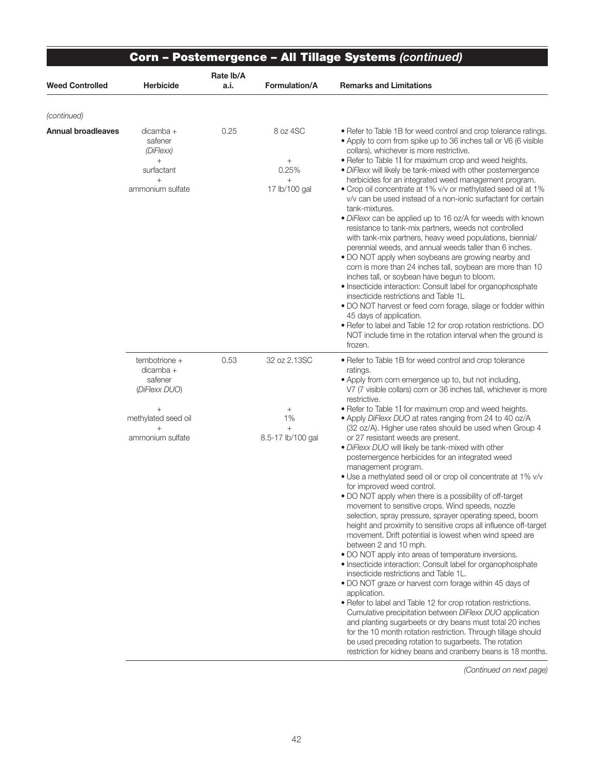## Corn – Postemergence – All Tillage Systems *(continued)*

| Weed Controlled | Herbicide | Rate lb/A a.i. | Formulation/A | Remarks and Limitations |
|---|---|---|---|---|
| *(continued)* | | | | |
| **Annual broadleaves** | dicamba + safener (*DiFlexx*) + surfactant + ammonium sulfate | 0.25 | 8 oz 4SC + 0.25% + 17 lb/100 gal | • Refer to Table 1B for weed control and crop tolerance ratings.<br>• Apply to corn from spike up to 36 inches tall or V6 (6 visible collars), whichever is more restrictive.<br>• Refer to Table 1I for maximum crop and weed heights.<br>• *DiFlexx* will likely be tank-mixed with other postemergence herbicides for an integrated weed management program.<br>• Crop oil concentrate at 1% v/v or methylated seed oil at 1% v/v can be used instead of a non-ionic surfactant for certain tank-mixtures.<br>• *DiFlexx* can be applied up to 16 oz/A for weeds with known resistance to tank-mix partners, weeds not controlled with tank-mix partners, heavy weed populations, biennial/ perennial weeds, and annual weeds taller than 6 inches.<br>• DO NOT apply when soybeans are growing nearby and corn is more than 24 inches tall, soybean are more than 10 inches tall, or soybean have begun to bloom.<br>• Insecticide interaction: Consult label for organophosphate insecticide restrictions and Table 1L<br>• DO NOT harvest or feed corn forage, silage or fodder within 45 days of application.<br>• Refer to label and Table 12 for crop rotation restrictions. DO NOT include time in the rotation interval when the ground is frozen. |
| | tembotrione + dicamba + safener (*DiFlexx DUO*) + methylated seed oil + ammonium sulfate | 0.53 | 32 oz 2.13SC + 1% + 8.5-17 lb/100 gal | • Refer to Table 1B for weed control and crop tolerance ratings.<br>• Apply from corn emergence up to, but not including, V7 (7 visible collars) corn or 36 inches tall, whichever is more restrictive.<br>• Refer to Table 1I for maximum crop and weed heights.<br>• Apply *DiFlexx DUO* at rates ranging from 24 to 40 oz/A (32 oz/A). Higher use rates should be used when Group 4 or 27 resistant weeds are present.<br>• *DiFlexx DUO* will likely be tank-mixed with other postemergence herbicides for an integrated weed management program.<br>• Use a methylated seed oil or crop oil concentrate at 1% v/v for improved weed control.<br>• DO NOT apply when there is a possibility of off-target movement to sensitive crops. Wind speeds, nozzle selection, spray pressure, sprayer operating speed, boom height and proximity to sensitive crops all influence off-target movement. Drift potential is lowest when wind speed are between 2 and 10 mph.<br>• DO NOT apply into areas of temperature inversions.<br>• Insecticide interaction: Consult label for organophosphate insecticide restrictions and Table 1L.<br>• DO NOT graze or harvest corn forage within 45 days of application.<br>• Refer to label and Table 12 for crop rotation restrictions. Cumulative precipitation between *DiFlexx DUO* application and planting sugarbeets or dry beans must total 20 inches for the 10 month rotation restriction. Through tillage should be used preceding rotation to sugarbeets. The rotation restriction for kidney beans and cranberry beans is 18 months. |

*(Continued on next page)*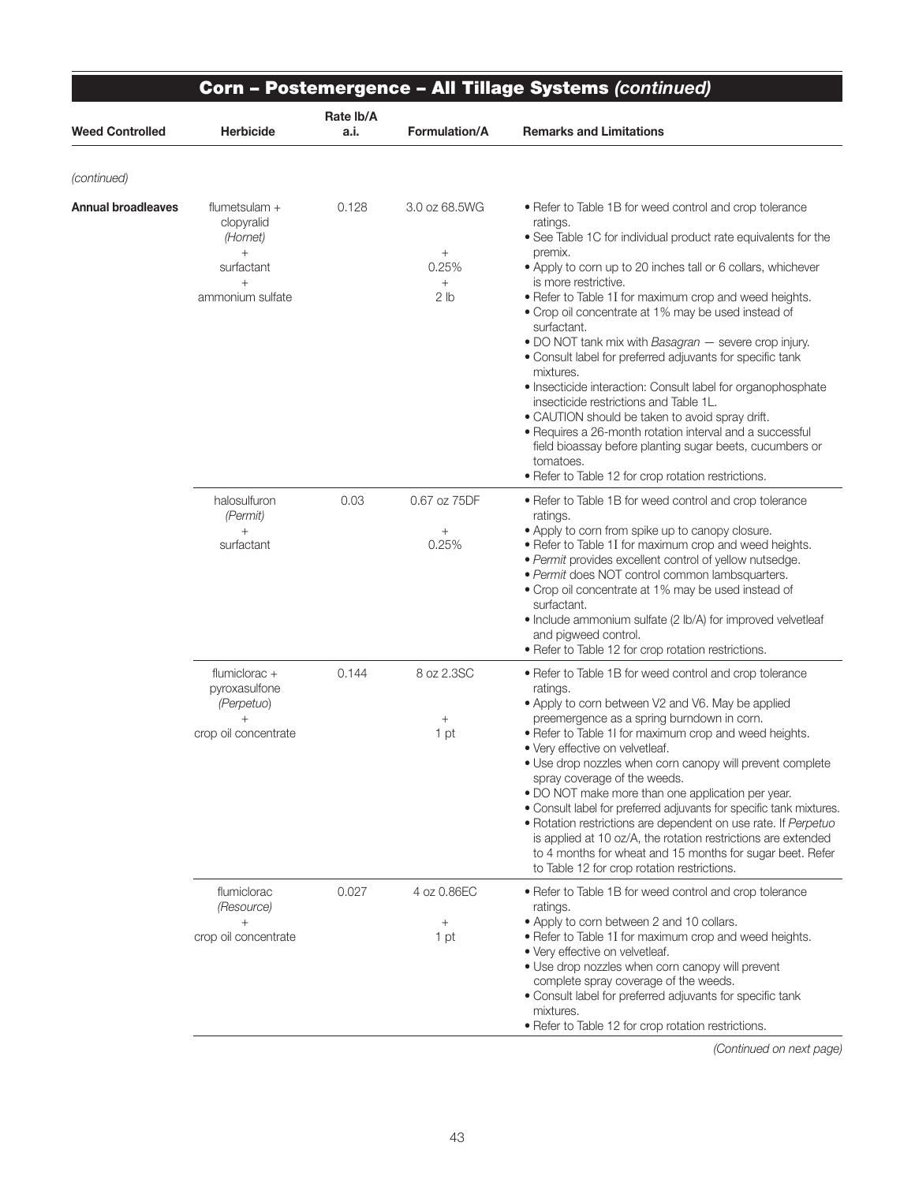## Corn – Postemergence – All Tillage Systems *(continued)*

| Weed Controlled | Herbicide | Rate lb/A a.i. | Formulation/A | Remarks and Limitations |
|---|---|---|---|---|
| *(continued)* | | | | |
| **Annual broadleaves** | flumetsulam + clopyralid *(Hornet)* + surfactant + ammonium sulfate | 0.128 | 3.0 oz 68.5WG + 0.25% + 2 lb | • Refer to Table 1B for weed control and crop tolerance ratings. • See Table 1C for individual product rate equivalents for the premix. • Apply to corn up to 20 inches tall or 6 collars, whichever is more restrictive. • Refer to Table 1I for maximum crop and weed heights. • Crop oil concentrate at 1% may be used instead of surfactant. • DO NOT tank mix with *Basagran* — severe crop injury. • Consult label for preferred adjuvants for specific tank mixtures. • Insecticide interaction: Consult label for organophosphate insecticide restrictions and Table 1L. • CAUTION should be taken to avoid spray drift. • Requires a 26-month rotation interval and a successful field bioassay before planting sugar beets, cucumbers or tomatoes. • Refer to Table 12 for crop rotation restrictions. |
| | halosulfuron *(Permit)* + surfactant | 0.03 | 0.67 oz 75DF + 0.25% | • Refer to Table 1B for weed control and crop tolerance ratings. • Apply to corn from spike up to canopy closure. • Refer to Table 1I for maximum crop and weed heights. • *Permit* provides excellent control of yellow nutsedge. • *Permit* does NOT control common lambsquarters. • Crop oil concentrate at 1% may be used instead of surfactant. • Include ammonium sulfate (2 lb/A) for improved velvetleaf and pigweed control. • Refer to Table 12 for crop rotation restrictions. |
| | flumiclorac + pyroxasulfone *(Perpetuo)* + crop oil concentrate | 0.144 | 8 oz 2.3SC + 1 pt | • Refer to Table 1B for weed control and crop tolerance ratings. • Apply to corn between V2 and V6. May be applied preemergence as a spring burndown in corn. • Refer to Table 1I for maximum crop and weed heights. • Very effective on velvetleaf. • Use drop nozzles when corn canopy will prevent complete spray coverage of the weeds. • DO NOT make more than one application per year. • Consult label for preferred adjuvants for specific tank mixtures. • Rotation restrictions are dependent on use rate. If *Perpetuo* is applied at 10 oz/A, the rotation restrictions are extended to 4 months for wheat and 15 months for sugar beet. Refer to Table 12 for crop rotation restrictions. |
| | flumiclorac *(Resource)* + crop oil concentrate | 0.027 | 4 oz 0.86EC + 1 pt | • Refer to Table 1B for weed control and crop tolerance ratings. • Apply to corn between 2 and 10 collars. • Refer to Table 1I for maximum crop and weed heights. • Very effective on velvetleaf. • Use drop nozzles when corn canopy will prevent complete spray coverage of the weeds. • Consult label for preferred adjuvants for specific tank mixtures. • Refer to Table 12 for crop rotation restrictions. |

*(Continued on next page)*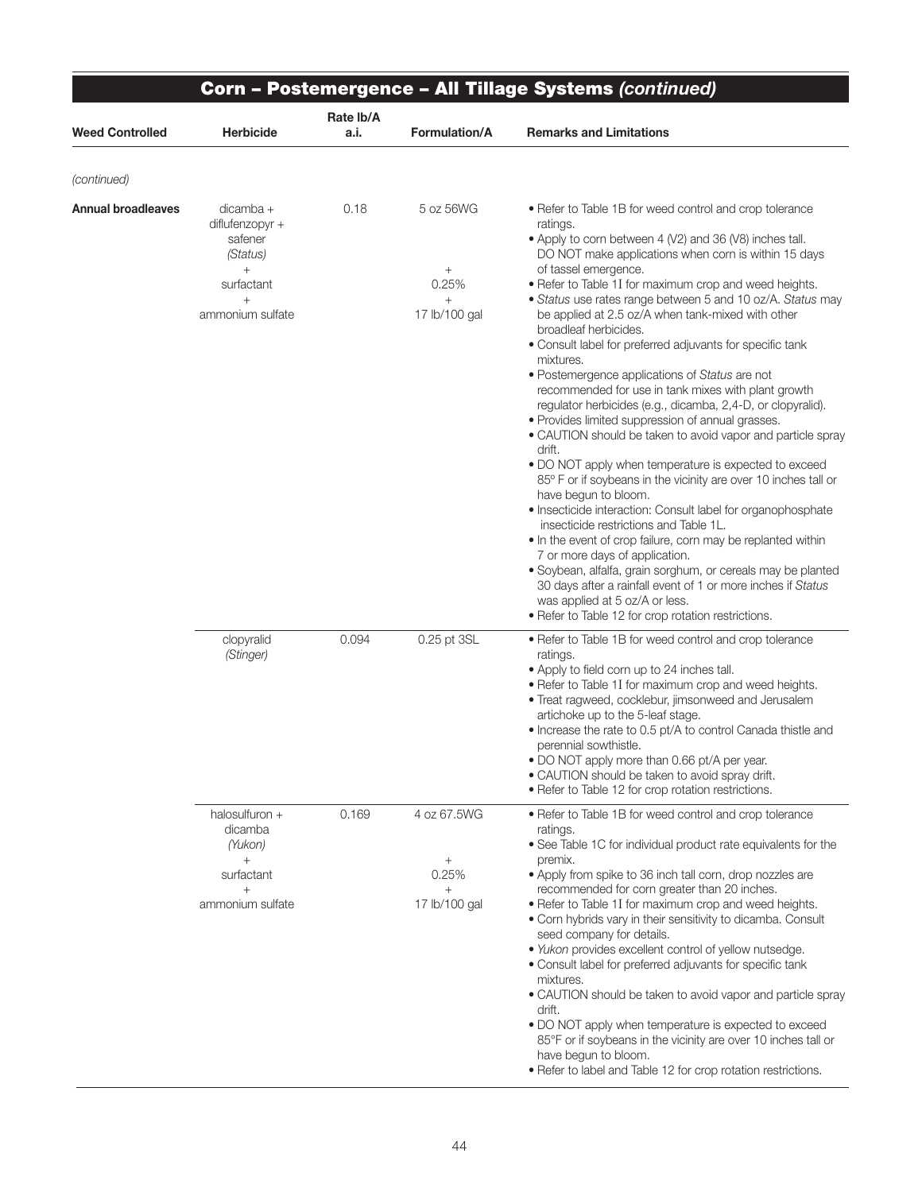## Corn – Postemergence – All Tillage Systems *(continued)*

| Weed Controlled | Herbicide | Rate lb/A a.i. | Formulation/A | Remarks and Limitations |
|---|---|---|---|---|
| *(continued)* | | | | |
| **Annual broadleaves** | dicamba + diflufenzopyr + safener *(Status)* + surfactant + ammonium sulfate | 0.18 | 5 oz 56WG + 0.25% + 17 lb/100 gal | • Refer to Table 1B for weed control and crop tolerance ratings.<br>• Apply to corn between 4 (V2) and 36 (V8) inches tall. DO NOT make applications when corn is within 15 days of tassel emergence.<br>• Refer to Table 1I for maximum crop and weed heights.<br>• *Status* use rates range between 5 and 10 oz/A. *Status* may be applied at 2.5 oz/A when tank-mixed with other broadleaf herbicides.<br>• Consult label for preferred adjuvants for specific tank mixtures.<br>• Postemergence applications of *Status* are not recommended for use in tank mixes with plant growth regulator herbicides (e.g., dicamba, 2,4-D, or clopyralid).<br>• Provides limited suppression of annual grasses.<br>• CAUTION should be taken to avoid vapor and particle spray drift.<br>• DO NOT apply when temperature is expected to exceed 85° F or if soybeans in the vicinity are over 10 inches tall or have begun to bloom.<br>• Insecticide interaction: Consult label for organophosphate insecticide restrictions and Table 1L.<br>• In the event of crop failure, corn may be replanted within 7 or more days of application.<br>• Soybean, alfalfa, grain sorghum, or cereals may be planted 30 days after a rainfall event of 1 or more inches if *Status* was applied at 5 oz/A or less.<br>• Refer to Table 12 for crop rotation restrictions. |
| | clopyralid *(Stinger)* | 0.094 | 0.25 pt 3SL | • Refer to Table 1B for weed control and crop tolerance ratings.<br>• Apply to field corn up to 24 inches tall.<br>• Refer to Table 1I for maximum crop and weed heights.<br>• Treat ragweed, cocklebur, jimsonweed and Jerusalem artichoke up to the 5-leaf stage.<br>• Increase the rate to 0.5 pt/A to control Canada thistle and perennial sowthistle.<br>• DO NOT apply more than 0.66 pt/A per year.<br>• CAUTION should be taken to avoid spray drift.<br>• Refer to Table 12 for crop rotation restrictions. |
| | halosulfuron + dicamba *(Yukon)* + surfactant + ammonium sulfate | 0.169 | 4 oz 67.5WG + 0.25% + 17 lb/100 gal | • Refer to Table 1B for weed control and crop tolerance ratings.<br>• See Table 1C for individual product rate equivalents for the premix.<br>• Apply from spike to 36 inch tall corn, drop nozzles are recommended for corn greater than 20 inches.<br>• Refer to Table 1I for maximum crop and weed heights.<br>• Corn hybrids vary in their sensitivity to dicamba. Consult seed company for details.<br>• *Yukon* provides excellent control of yellow nutsedge.<br>• Consult label for preferred adjuvants for specific tank mixtures.<br>• CAUTION should be taken to avoid vapor and particle spray drift.<br>• DO NOT apply when temperature is expected to exceed 85°F or if soybeans in the vicinity are over 10 inches tall or have begun to bloom.<br>• Refer to label and Table 12 for crop rotation restrictions. |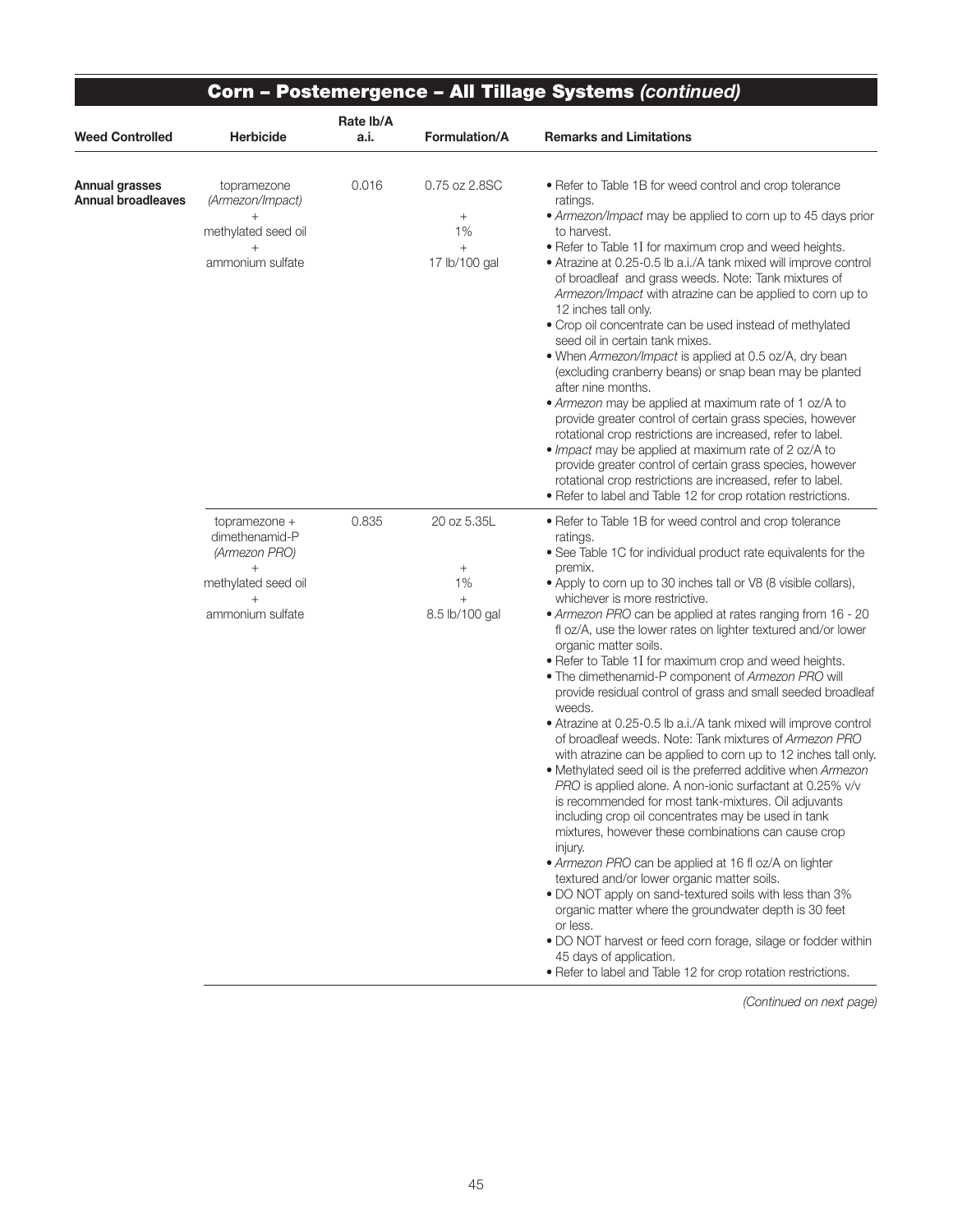## Corn – Postemergence – All Tillage Systems *(continued)*

| Weed Controlled | Herbicide | Rate lb/A a.i. | Formulation/A | Remarks and Limitations |
|---|---|---|---|---|
| **Annual grasses** **Annual broadleaves** | topramezone *(Armezon/Impact)* + methylated seed oil + ammonium sulfate | 0.016 | 0.75 oz 2.8SC + 1% + 17 lb/100 gal | • Refer to Table 1B for weed control and crop tolerance ratings. <br> • *Armezon/Impact* may be applied to corn up to 45 days prior to harvest. <br> • Refer to Table 1I for maximum crop and weed heights. <br> • Atrazine at 0.25-0.5 lb a.i./A tank mixed will improve control of broadleaf and grass weeds. Note: Tank mixtures of *Armezon/Impact* with atrazine can be applied to corn up to 12 inches tall only. <br> • Crop oil concentrate can be used instead of methylated seed oil in certain tank mixes. <br> • When *Armezon/Impact* is applied at 0.5 oz/A, dry bean (excluding cranberry beans) or snap bean may be planted after nine months. <br> • *Armezon* may be applied at maximum rate of 1 oz/A to provide greater control of certain grass species, however rotational crop restrictions are increased, refer to label. <br> • *Impact* may be applied at maximum rate of 2 oz/A to provide greater control of certain grass species, however rotational crop restrictions are increased, refer to label. <br> • Refer to label and Table 12 for crop rotation restrictions. |
| | topramezone + dimethenamid-P *(Armezon PRO)* + methylated seed oil + ammonium sulfate | 0.835 | 20 oz 5.35L + 1% + 8.5 lb/100 gal | • Refer to Table 1B for weed control and crop tolerance ratings. <br> • See Table 1C for individual product rate equivalents for the premix. <br> • Apply to corn up to 30 inches tall or V8 (8 visible collars), whichever is more restrictive. <br> • *Armezon PRO* can be applied at rates ranging from 16 - 20 fl oz/A, use the lower rates on lighter textured and/or lower organic matter soils. <br> • Refer to Table 1I for maximum crop and weed heights. <br> • The dimethenamid-P component of *Armezon PRO* will provide residual control of grass and small seeded broadleaf weeds. <br> • Atrazine at 0.25-0.5 lb a.i./A tank mixed will improve control of broadleaf weeds. Note: Tank mixtures of *Armezon PRO* with atrazine can be applied to corn up to 12 inches tall only. <br> • Methylated seed oil is the preferred additive when *Armezon PRO* is applied alone. A non-ionic surfactant at 0.25% v/v is recommended for most tank-mixtures. Oil adjuvants including crop oil concentrates may be used in tank mixtures, however these combinations can cause crop injury. <br> • *Armezon PRO* can be applied at 16 fl oz/A on lighter textured and/or lower organic matter soils. <br> • DO NOT apply on sand-textured soils with less than 3% organic matter where the groundwater depth is 30 feet or less. <br> • DO NOT harvest or feed corn forage, silage or fodder within 45 days of application. <br> • Refer to label and Table 12 for crop rotation restrictions. |

*(Continued on next page)*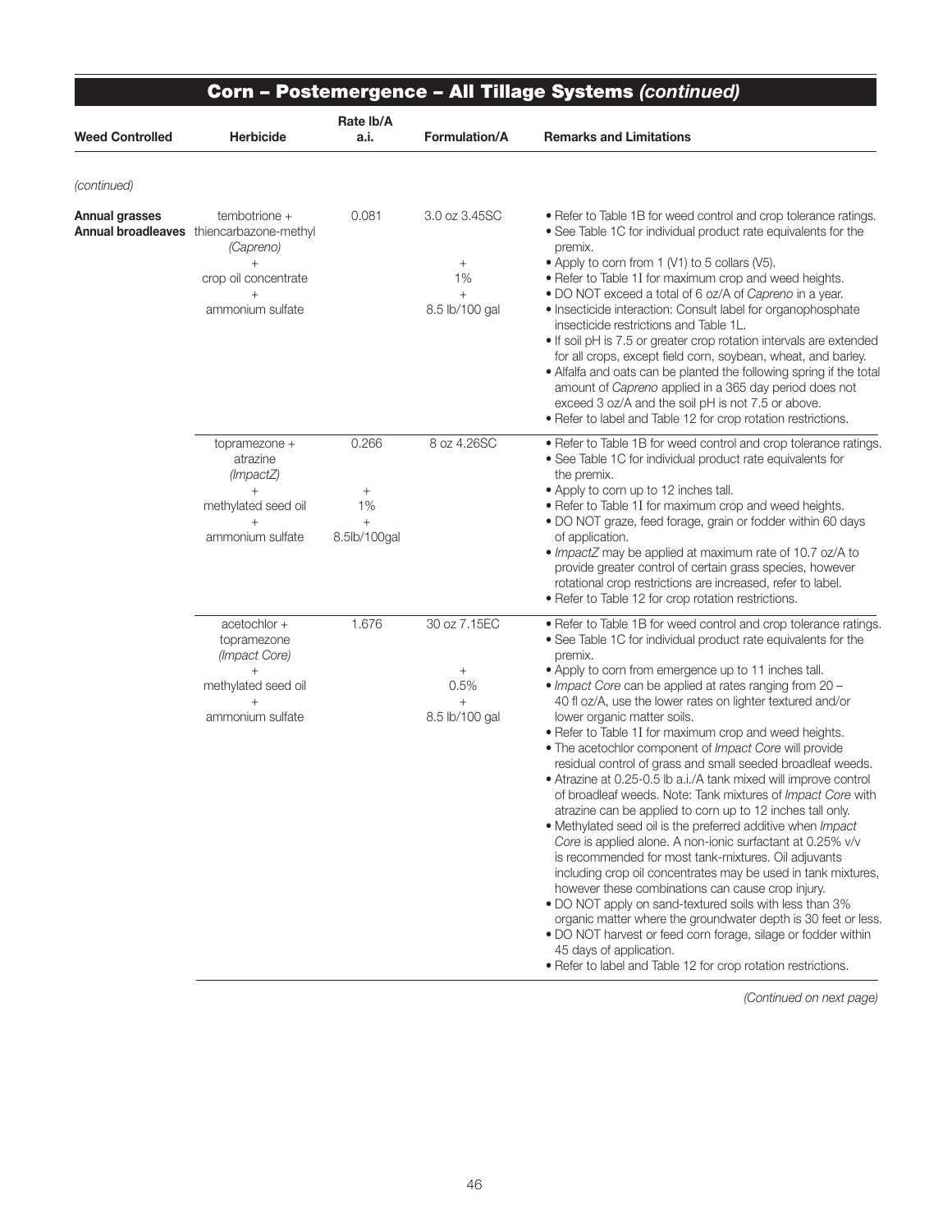## Corn – Postemergence – All Tillage Systems *(continued)*

| Weed Controlled | Herbicide | Rate lb/A a.i. | Formulation/A | Remarks and Limitations |
|---|---|---|---|---|
| *(continued)* | | | | |
| **Annual grasses** **Annual broadleaves** | tembotrione + thiencarbazone-methyl *(Capreno)* + crop oil concentrate + ammonium sulfate | 0.081 | 3.0 oz 3.45SC + 1% + 8.5 lb/100 gal | • Refer to Table 1B for weed control and crop tolerance ratings. • See Table 1C for individual product rate equivalents for the premix. • Apply to corn from 1 (V1) to 5 collars (V5). • Refer to Table 1I for maximum crop and weed heights. • DO NOT exceed a total of 6 oz/A of *Capreno* in a year. • Insecticide interaction: Consult label for organophosphate insecticide restrictions and Table 1L. • If soil pH is 7.5 or greater crop rotation intervals are extended for all crops, except field corn, soybean, wheat, and barley. • Alfalfa and oats can be planted the following spring if the total amount of *Capreno* applied in a 365 day period does not exceed 3 oz/A and the soil pH is not 7.5 or above. • Refer to label and Table 12 for crop rotation restrictions. |
| | topramezone + atrazine *(ImpactZ)* + methylated seed oil + ammonium sulfate | 0.266 + 1% + 8.5lb/100gal | 8 oz 4.26SC | • Refer to Table 1B for weed control and crop tolerance ratings. • See Table 1C for individual product rate equivalents for the premix. • Apply to corn up to 12 inches tall. • Refer to Table 1I for maximum crop and weed heights. • DO NOT graze, feed forage, grain or fodder within 60 days of application. • *ImpactZ* may be applied at maximum rate of 10.7 oz/A to provide greater control of certain grass species, however rotational crop restrictions are increased, refer to label. • Refer to Table 12 for crop rotation restrictions. |
| | acetochlor + topramezone *(Impact Core)* + methylated seed oil + ammonium sulfate | 1.676 | 30 oz 7.15EC + 0.5% + 8.5 lb/100 gal | • Refer to Table 1B for weed control and crop tolerance ratings. • See Table 1C for individual product rate equivalents for the premix. • Apply to corn from emergence up to 11 inches tall. • *Impact Core* can be applied at rates ranging from 20 – 40 fl oz/A, use the lower rates on lighter textured and/or lower organic matter soils. • Refer to Table 1I for maximum crop and weed heights. • The acetochlor component of *Impact Core* will provide residual control of grass and small seeded broadleaf weeds. • Atrazine at 0.25-0.5 lb a.i./A tank mixed will improve control of broadleaf weeds. Note: Tank mixtures of *Impact Core* with atrazine can be applied to corn up to 12 inches tall only. • Methylated seed oil is the preferred additive when *Impact Core* is applied alone. A non-ionic surfactant at 0.25% v/v is recommended for most tank-mixtures. Oil adjuvants including crop oil concentrates may be used in tank mixtures, however these combinations can cause crop injury. • DO NOT apply on sand-textured soils with less than 3% organic matter where the groundwater depth is 30 feet or less. • DO NOT harvest or feed corn forage, silage or fodder within 45 days of application. • Refer to label and Table 12 for crop rotation restrictions. |

*(Continued on next page)*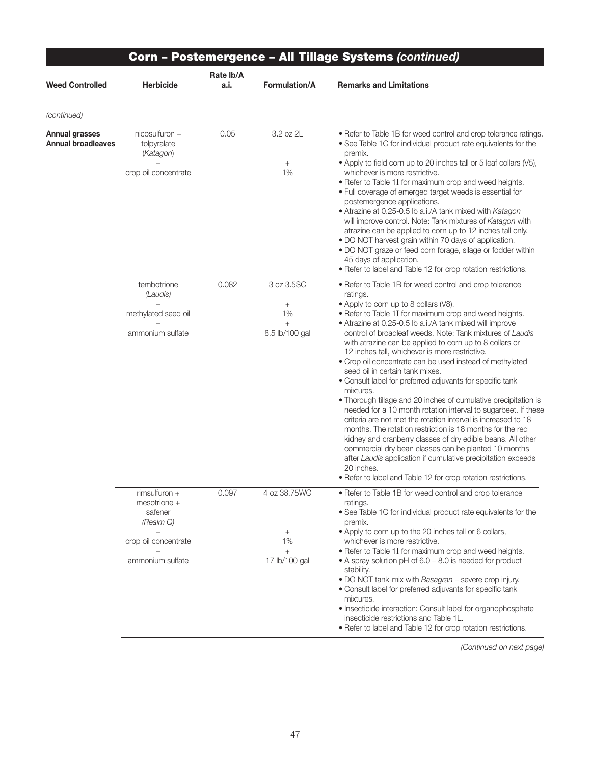## Corn – Postemergence – All Tillage Systems *(continued)*

| Weed Controlled | Herbicide | Rate lb/A a.i. | Formulation/A | Remarks and Limitations |
|---|---|---|---|---|
| *(continued)* | | | | |
| **Annual grasses Annual broadleaves** | nicosulfuron + tolpyralate (*Katagon*) + crop oil concentrate | 0.05 | 3.2 oz 2L + 1% | • Refer to Table 1B for weed control and crop tolerance ratings. • See Table 1C for individual product rate equivalents for the premix. • Apply to field corn up to 20 inches tall or 5 leaf collars (V5), whichever is more restrictive. • Refer to Table 1I for maximum crop and weed heights. • Full coverage of emerged target weeds is essential for postemergence applications. • Atrazine at 0.25-0.5 lb a.i./A tank mixed with *Katagon* will improve control. Note: Tank mixtures of *Katagon* with atrazine can be applied to corn up to 12 inches tall only. • DO NOT harvest grain within 70 days of application. • DO NOT graze or feed corn forage, silage or fodder within 45 days of application. • Refer to label and Table 12 for crop rotation restrictions. |
| | tembotrione (*Laudis*) + methylated seed oil + ammonium sulfate | 0.082 | 3 oz 3.5SC + 1% + 8.5 lb/100 gal | • Refer to Table 1B for weed control and crop tolerance ratings. • Apply to corn up to 8 collars (V8). • Refer to Table 1I for maximum crop and weed heights. • Atrazine at 0.25-0.5 lb a.i./A tank mixed will improve control of broadleaf weeds. Note: Tank mixtures of *Laudis* with atrazine can be applied to corn up to 8 collars or 12 inches tall, whichever is more restrictive. • Crop oil concentrate can be used instead of methylated seed oil in certain tank mixes. • Consult label for preferred adjuvants for specific tank mixtures. • Thorough tillage and 20 inches of cumulative precipitation is needed for a 10 month rotation interval to sugarbeet. If these criteria are not met the rotation interval is increased to 18 months. The rotation restriction is 18 months for the red kidney and cranberry classes of dry edible beans. All other commercial dry bean classes can be planted 10 months after *Laudis* application if cumulative precipitation exceeds 20 inches. • Refer to label and Table 12 for crop rotation restrictions. |
| | rimsulfuron + mesotrione + safener (*Realm Q*) + crop oil concentrate + ammonium sulfate | 0.097 | 4 oz 38.75WG + 1% + 17 lb/100 gal | • Refer to Table 1B for weed control and crop tolerance ratings. • See Table 1C for individual product rate equivalents for the premix. • Apply to corn up to the 20 inches tall or 6 collars, whichever is more restrictive. • Refer to Table 1I for maximum crop and weed heights. • A spray solution pH of 6.0 – 8.0 is needed for product stability. • DO NOT tank-mix with *Basagran* – severe crop injury. • Consult label for preferred adjuvants for specific tank mixtures. • Insecticide interaction: Consult label for organophosphate insecticide restrictions and Table 1L. • Refer to label and Table 12 for crop rotation restrictions. |

*(Continued on next page)*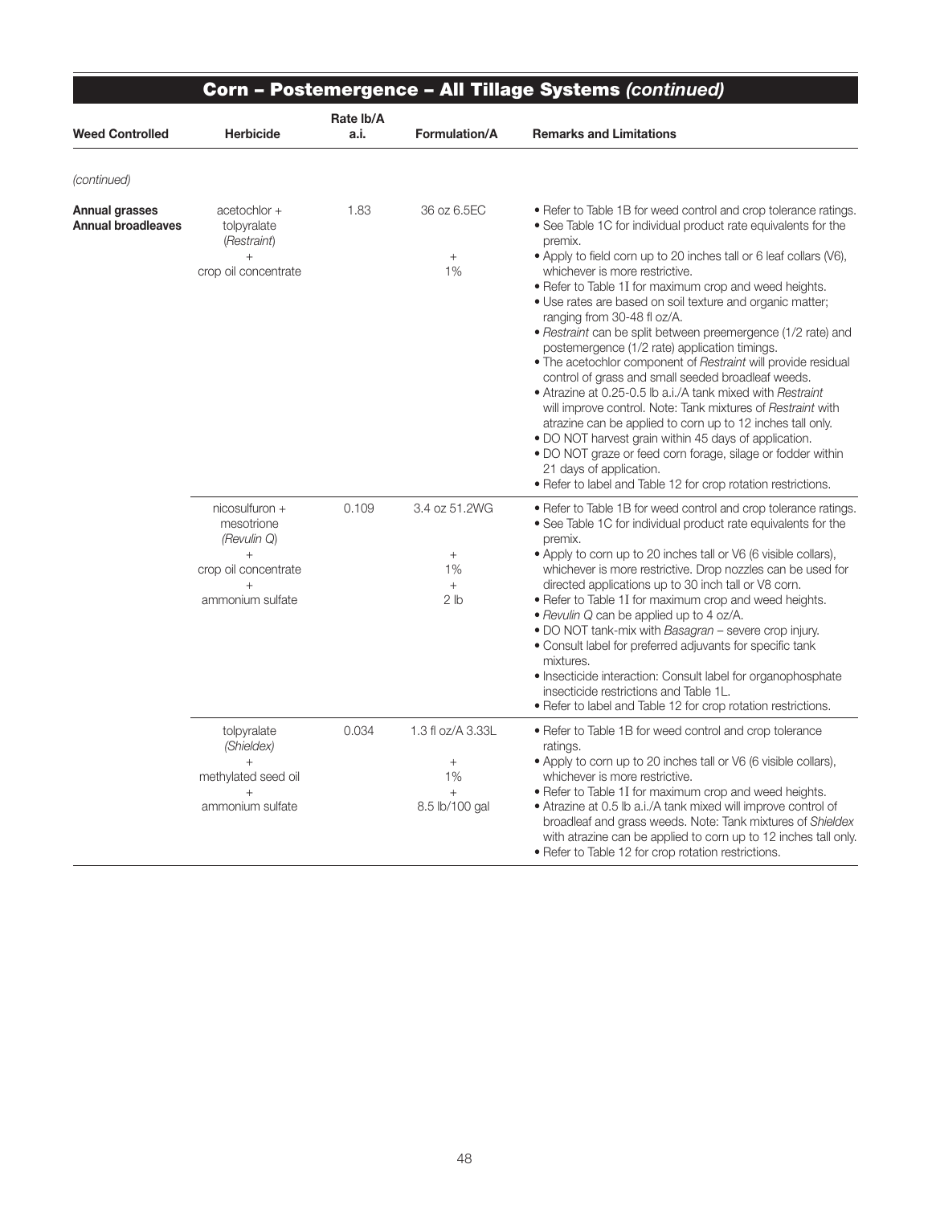## Corn – Postemergence – All Tillage Systems *(continued)*

| Weed Controlled | Herbicide | Rate lb/A a.i. | Formulation/A | Remarks and Limitations |
|---|---|---|---|---|
| *(continued)* | | | | |
| **Annual grasses** **Annual broadleaves** | acetochlor + tolpyralate (*Restraint*) + crop oil concentrate | 1.83 | 36 oz 6.5EC + 1% | • Refer to Table 1B for weed control and crop tolerance ratings. • See Table 1C for individual product rate equivalents for the premix. • Apply to field corn up to 20 inches tall or 6 leaf collars (V6), whichever is more restrictive. • Refer to Table 1I for maximum crop and weed heights. • Use rates are based on soil texture and organic matter; ranging from 30-48 fl oz/A. • *Restraint* can be split between preemergence (1/2 rate) and postemergence (1/2 rate) application timings. • The acetochlor component of *Restraint* will provide residual control of grass and small seeded broadleaf weeds. • Atrazine at 0.25-0.5 lb a.i./A tank mixed with *Restraint* will improve control. Note: Tank mixtures of *Restraint* with atrazine can be applied to corn up to 12 inches tall only. • DO NOT harvest grain within 45 days of application. • DO NOT graze or feed corn forage, silage or fodder within 21 days of application. • Refer to label and Table 12 for crop rotation restrictions. |
| | nicosulfuron + mesotrione (*Revulin Q*) + crop oil concentrate + ammonium sulfate | 0.109 | 3.4 oz 51.2WG + 1% + 2 lb | • Refer to Table 1B for weed control and crop tolerance ratings. • See Table 1C for individual product rate equivalents for the premix. • Apply to corn up to 20 inches tall or V6 (6 visible collars), whichever is more restrictive. Drop nozzles can be used for directed applications up to 30 inch tall or V8 corn. • Refer to Table 1I for maximum crop and weed heights. • *Revulin Q* can be applied up to 4 oz/A. • DO NOT tank-mix with *Basagran* – severe crop injury. • Consult label for preferred adjuvants for specific tank mixtures. • Insecticide interaction: Consult label for organophosphate insecticide restrictions and Table 1L. • Refer to label and Table 12 for crop rotation restrictions. |
| | tolpyralate (*Shieldex*) + methylated seed oil + ammonium sulfate | 0.034 | 1.3 fl oz/A 3.33L + 1% + 8.5 lb/100 gal | • Refer to Table 1B for weed control and crop tolerance ratings. • Apply to corn up to 20 inches tall or V6 (6 visible collars), whichever is more restrictive. • Refer to Table 1I for maximum crop and weed heights. • Atrazine at 0.5 lb a.i./A tank mixed will improve control of broadleaf and grass weeds. Note: Tank mixtures of *Shieldex* with atrazine can be applied to corn up to 12 inches tall only. • Refer to Table 12 for crop rotation restrictions. |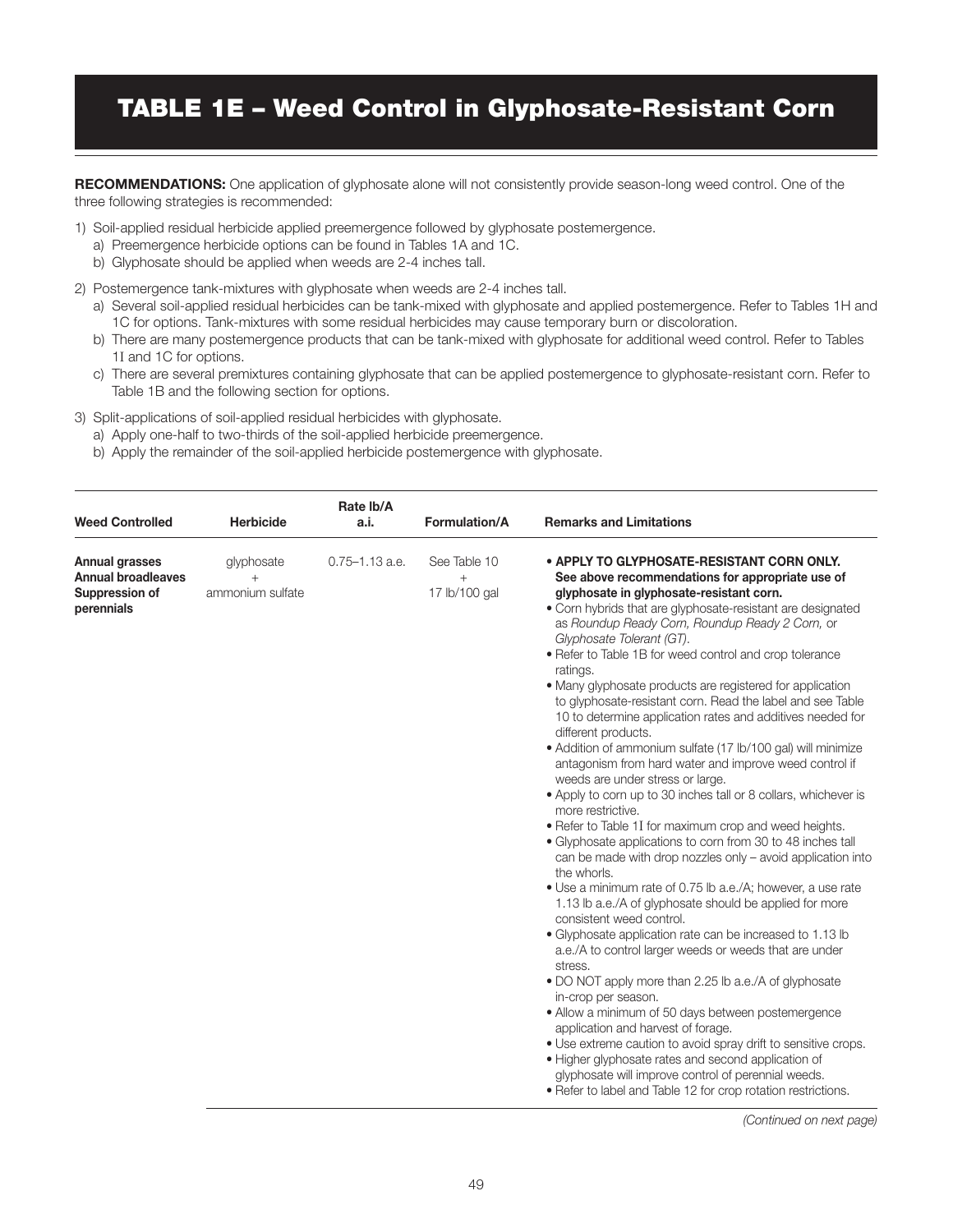# TABLE 1E – Weed Control in Glyphosate-Resistant Corn

**RECOMMENDATIONS:** One application of glyphosate alone will not consistently provide season-long weed control. One of the three following strategies is recommended:

1) Soil-applied residual herbicide applied preemergence followed by glyphosate postemergence.
   a) Preemergence herbicide options can be found in Tables 1A and 1C.
   b) Glyphosate should be applied when weeds are 2-4 inches tall.
2) Postemergence tank-mixtures with glyphosate when weeds are 2-4 inches tall.
   a) Several soil-applied residual herbicides can be tank-mixed with glyphosate and applied postemergence. Refer to Tables 1H and 1C for options. Tank-mixtures with some residual herbicides may cause temporary burn or discoloration.
   b) There are many postemergence products that can be tank-mixed with glyphosate for additional weed control. Refer to Tables 1I and 1C for options.
   c) There are several premixtures containing glyphosate that can be applied postemergence to glyphosate-resistant corn. Refer to Table 1B and the following section for options.
3) Split-applications of soil-applied residual herbicides with glyphosate.
   a) Apply one-half to two-thirds of the soil-applied herbicide preemergence.
   b) Apply the remainder of the soil-applied herbicide postemergence with glyphosate.

| Weed Controlled | Herbicide | Rate lb/A a.i. | Formulation/A | Remarks and Limitations |
|---|---|---|---|---|
| **Annual grasses**<br>**Annual broadleaves**<br>**Suppression of perennials** | glyphosate<br>+<br>ammonium sulfate | 0.75–1.13 a.e. | See Table 10<br>+<br>17 lb/100 gal | • **APPLY TO GLYPHOSATE-RESISTANT CORN ONLY. See above recommendations for appropriate use of glyphosate in glyphosate-resistant corn.**<br>• Corn hybrids that are glyphosate-resistant are designated as *Roundup Ready Corn, Roundup Ready 2 Corn,* or *Glyphosate Tolerant (GT)*.<br>• Refer to Table 1B for weed control and crop tolerance ratings.<br>• Many glyphosate products are registered for application to glyphosate-resistant corn. Read the label and see Table 10 to determine application rates and additives needed for different products.<br>• Addition of ammonium sulfate (17 lb/100 gal) will minimize antagonism from hard water and improve weed control if weeds are under stress or large.<br>• Apply to corn up to 30 inches tall or 8 collars, whichever is more restrictive.<br>• Refer to Table 1I for maximum crop and weed heights.<br>• Glyphosate applications to corn from 30 to 48 inches tall can be made with drop nozzles only – avoid application into the whorls.<br>• Use a minimum rate of 0.75 lb a.e./A; however, a use rate 1.13 lb a.e./A of glyphosate should be applied for more consistent weed control.<br>• Glyphosate application rate can be increased to 1.13 lb a.e./A to control larger weeds or weeds that are under stress.<br>• DO NOT apply more than 2.25 lb a.e./A of glyphosate in-crop per season.<br>• Allow a minimum of 50 days between postemergence application and harvest of forage.<br>• Use extreme caution to avoid spray drift to sensitive crops.<br>• Higher glyphosate rates and second application of glyphosate will improve control of perennial weeds.<br>• Refer to label and Table 12 for crop rotation restrictions. |

*(Continued on next page)*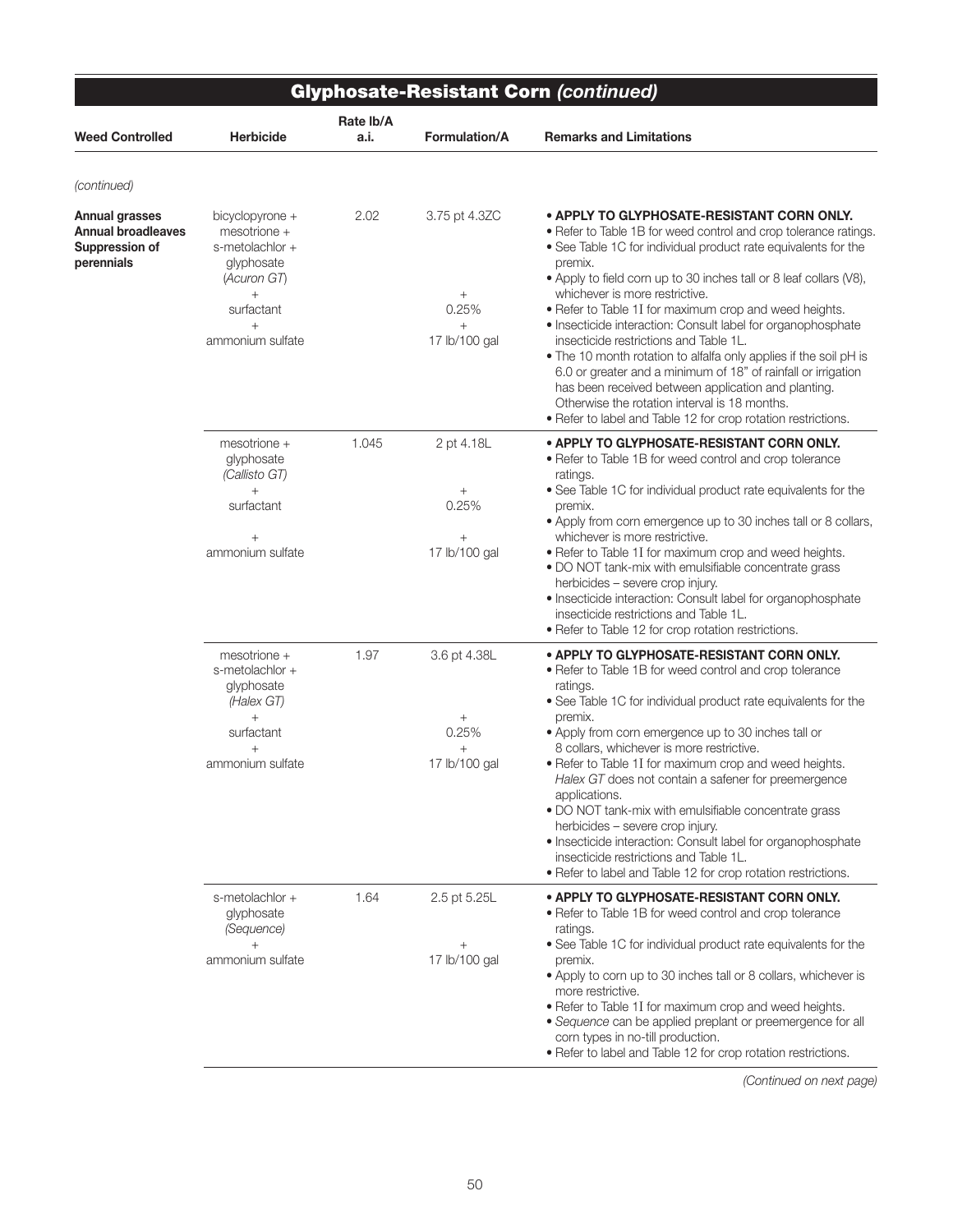## Glyphosate-Resistant Corn *(continued)*

| Weed Controlled | Herbicide | Rate lb/A a.i. | Formulation/A | Remarks and Limitations |
|---|---|---|---|---|
| *(continued)* | | | | |
| **Annual grasses Annual broadleaves Suppression of perennials** | bicyclopyrone + mesotrione + s-metolachlor + glyphosate (*Acuron GT*) + surfactant + ammonium sulfate | 2.02 | 3.75 pt 4.3ZC + 0.25% + 17 lb/100 gal | • **APPLY TO GLYPHOSATE-RESISTANT CORN ONLY.** • Refer to Table 1B for weed control and crop tolerance ratings. • See Table 1C for individual product rate equivalents for the premix. • Apply to field corn up to 30 inches tall or 8 leaf collars (V8), whichever is more restrictive. • Refer to Table 1I for maximum crop and weed heights. • Insecticide interaction: Consult label for organophosphate insecticide restrictions and Table 1L. • The 10 month rotation to alfalfa only applies if the soil pH is 6.0 or greater and a minimum of 18" of rainfall or irrigation has been received between application and planting. Otherwise the rotation interval is 18 months. • Refer to label and Table 12 for crop rotation restrictions. |
| | mesotrione + glyphosate (*Callisto GT*) + surfactant + ammonium sulfate | 1.045 | 2 pt 4.18L + 0.25% + 17 lb/100 gal | • **APPLY TO GLYPHOSATE-RESISTANT CORN ONLY.** • Refer to Table 1B for weed control and crop tolerance ratings. • See Table 1C for individual product rate equivalents for the premix. • Apply from corn emergence up to 30 inches tall or 8 collars, whichever is more restrictive. • Refer to Table 1I for maximum crop and weed heights. • DO NOT tank-mix with emulsifiable concentrate grass herbicides – severe crop injury. • Insecticide interaction: Consult label for organophosphate insecticide restrictions and Table 1L. • Refer to Table 12 for crop rotation restrictions. |
| | mesotrione + s-metolachlor + glyphosate (*Halex GT*) + surfactant + ammonium sulfate | 1.97 | 3.6 pt 4.38L + 0.25% + 17 lb/100 gal | • **APPLY TO GLYPHOSATE-RESISTANT CORN ONLY.** • Refer to Table 1B for weed control and crop tolerance ratings. • See Table 1C for individual product rate equivalents for the premix. • Apply from corn emergence up to 30 inches tall or 8 collars, whichever is more restrictive. • Refer to Table 1I for maximum crop and weed heights. *Halex GT* does not contain a safener for preemergence applications. • DO NOT tank-mix with emulsifiable concentrate grass herbicides – severe crop injury. • Insecticide interaction: Consult label for organophosphate insecticide restrictions and Table 1L. • Refer to label and Table 12 for crop rotation restrictions. |
| | s-metolachlor + glyphosate (*Sequence*) + ammonium sulfate | 1.64 | 2.5 pt 5.25L + 17 lb/100 gal | • **APPLY TO GLYPHOSATE-RESISTANT CORN ONLY.** • Refer to Table 1B for weed control and crop tolerance ratings. • See Table 1C for individual product rate equivalents for the premix. • Apply to corn up to 30 inches tall or 8 collars, whichever is more restrictive. • Refer to Table 1I for maximum crop and weed heights. • *Sequence* can be applied preplant or preemergence for all corn types in no-till production. • Refer to label and Table 12 for crop rotation restrictions. |

*(Continued on next page)*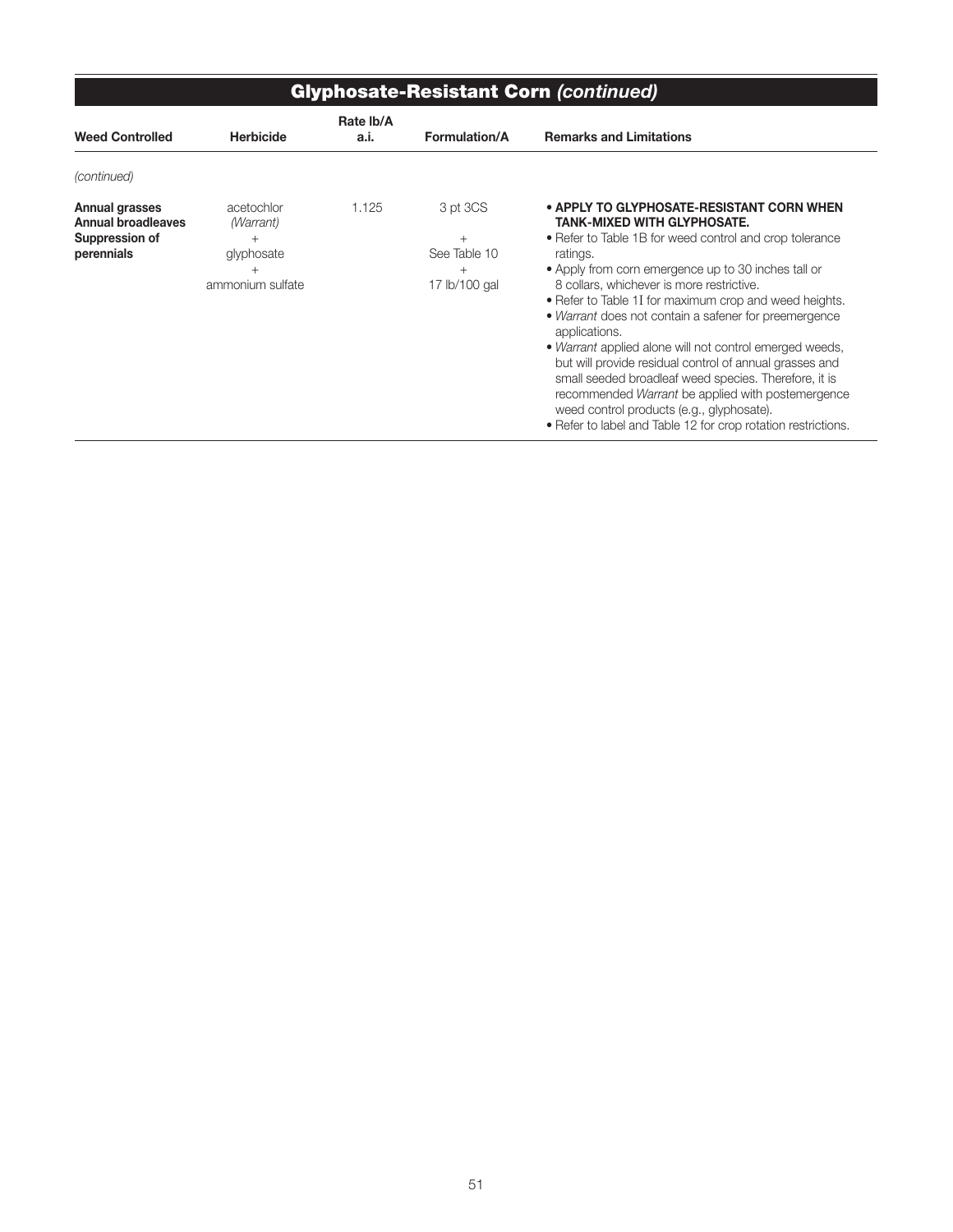## Glyphosate-Resistant Corn *(continued)*

| Weed Controlled | Herbicide | Rate lb/A a.i. | Formulation/A | Remarks and Limitations |
|---|---|---|---|---|
| *(continued)* | | | | |
| **Annual grasses** **Annual broadleaves** **Suppression of perennials** | acetochlor *(Warrant)* + glyphosate + ammonium sulfate | 1.125 | 3 pt 3CS + See Table 10 + 17 lb/100 gal | • **APPLY TO GLYPHOSATE-RESISTANT CORN WHEN TANK-MIXED WITH GLYPHOSATE.** • Refer to Table 1B for weed control and crop tolerance ratings. • Apply from corn emergence up to 30 inches tall or 8 collars, whichever is more restrictive. • Refer to Table 1I for maximum crop and weed heights. • *Warrant* does not contain a safener for preemergence applications. • *Warrant* applied alone will not control emerged weeds, but will provide residual control of annual grasses and small seeded broadleaf weed species. Therefore, it is recommended *Warrant* be applied with postemergence weed control products (e.g., glyphosate). • Refer to label and Table 12 for crop rotation restrictions. |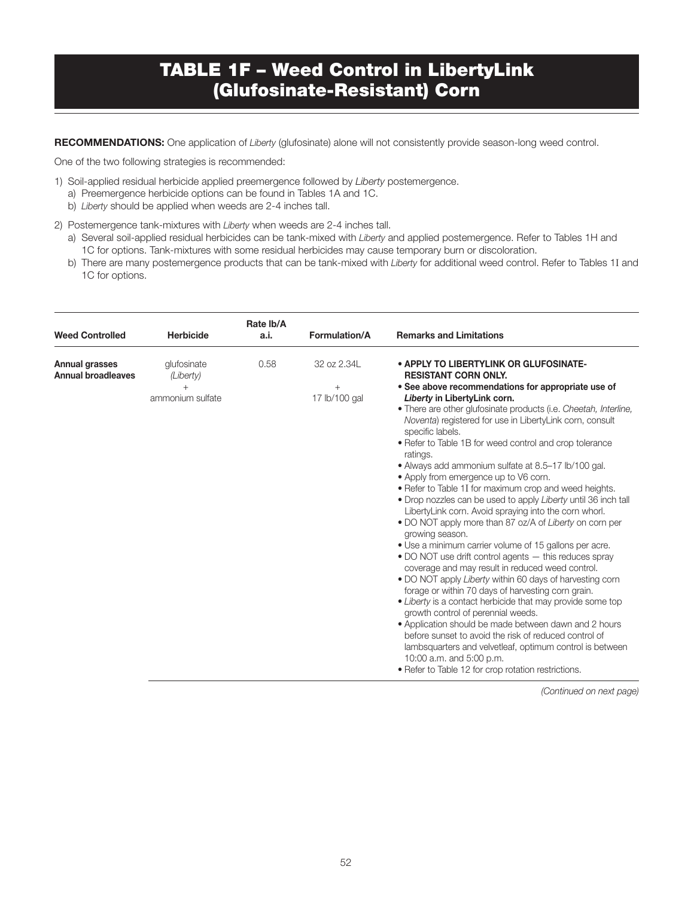# TABLE 1F – Weed Control in LibertyLink (Glufosinate-Resistant) Corn

**RECOMMENDATIONS:** One application of *Liberty* (glufosinate) alone will not consistently provide season-long weed control.

One of the two following strategies is recommended:

1) Soil-applied residual herbicide applied preemergence followed by *Liberty* postemergence.
   a) Preemergence herbicide options can be found in Tables 1A and 1C.
   b) *Liberty* should be applied when weeds are 2-4 inches tall.

2) Postemergence tank-mixtures with *Liberty* when weeds are 2-4 inches tall.
   a) Several soil-applied residual herbicides can be tank-mixed with *Liberty* and applied postemergence. Refer to Tables 1H and 1C for options. Tank-mixtures with some residual herbicides may cause temporary burn or discoloration.
   b) There are many postemergence products that can be tank-mixed with *Liberty* for additional weed control. Refer to Tables 1I and 1C for options.

| Weed Controlled | Herbicide | Rate lb/A a.i. | Formulation/A | Remarks and Limitations |
|---|---|---|---|---|
| **Annual grasses** **Annual broadleaves** | glufosinate (*Liberty*) + ammonium sulfate | 0.58 | 32 oz 2.34L + 17 lb/100 gal | • **APPLY TO LIBERTYLINK OR GLUFOSINATE-RESISTANT CORN ONLY.** • **See above recommendations for appropriate use of *Liberty* in LibertyLink corn.** • There are other glufosinate products (i.e. *Cheetah, Interline, Noventa*) registered for use in LibertyLink corn, consult specific labels. • Refer to Table 1B for weed control and crop tolerance ratings. • Always add ammonium sulfate at 8.5–17 lb/100 gal. • Apply from emergence up to V6 corn. • Refer to Table 1I for maximum crop and weed heights. • Drop nozzles can be used to apply *Liberty* until 36 inch tall LibertyLink corn. Avoid spraying into the corn whorl. • DO NOT apply more than 87 oz/A of *Liberty* on corn per growing season. • Use a minimum carrier volume of 15 gallons per acre. • DO NOT use drift control agents — this reduces spray coverage and may result in reduced weed control. • DO NOT apply *Liberty* within 60 days of harvesting corn forage or within 70 days of harvesting corn grain. • *Liberty* is a contact herbicide that may provide some top growth control of perennial weeds. • Application should be made between dawn and 2 hours before sunset to avoid the risk of reduced control of lambsquarters and velvetleaf, optimum control is between 10:00 a.m. and 5:00 p.m. • Refer to Table 12 for crop rotation restrictions. |

*(Continued on next page)*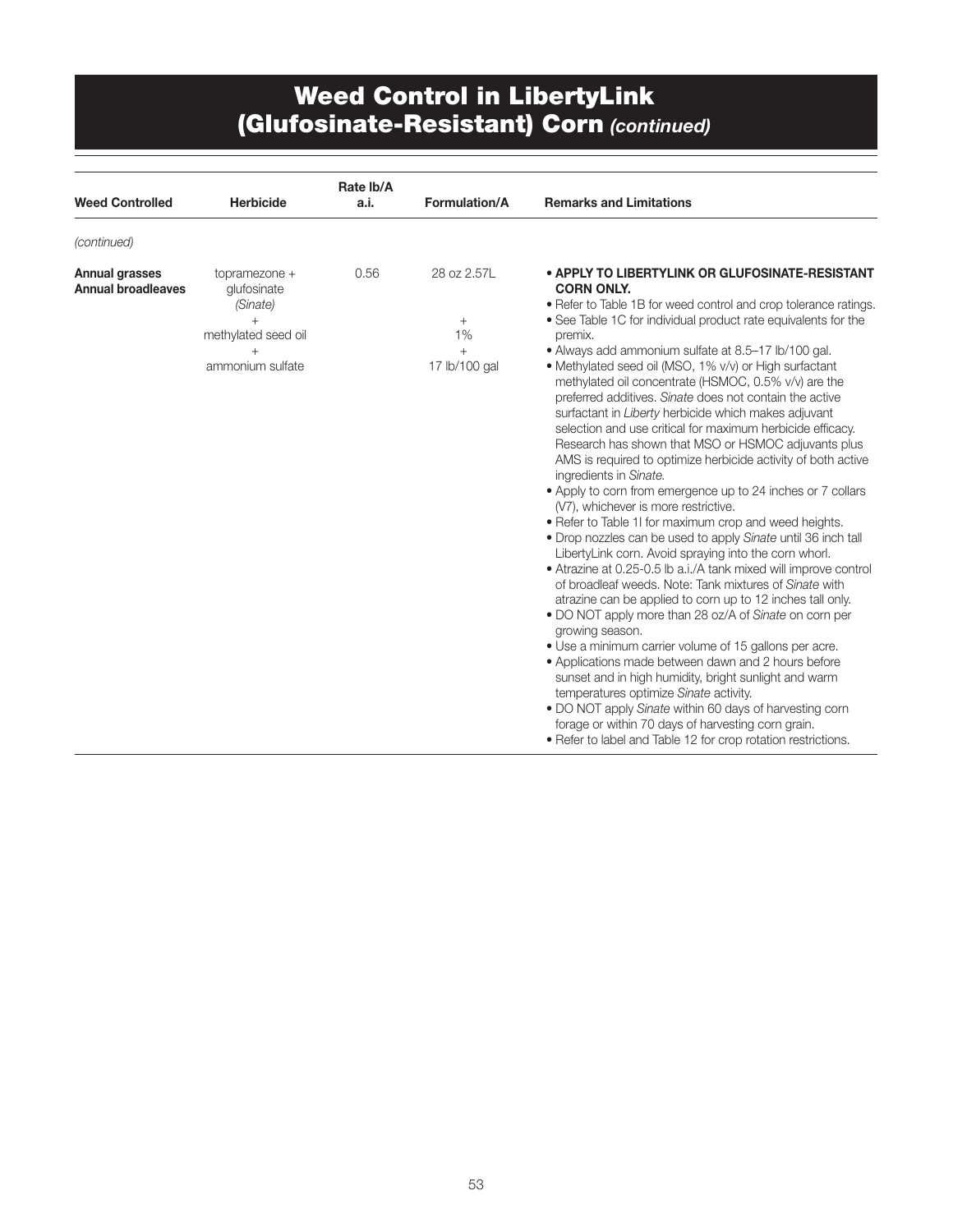# Weed Control in LibertyLink (Glufosinate-Resistant) Corn *(continued)*

| Weed Controlled | Herbicide | Rate lb/A a.i. | Formulation/A | Remarks and Limitations |
|---|---|---|---|---|
| *(continued)* | | | | |
| **Annual grasses<br>Annual broadleaves** | topramezone + glufosinate *(Sinate)*<br>+<br>methylated seed oil<br>+<br>ammonium sulfate | 0.56 | 28 oz 2.57L<br><br>+<br>1%<br>+<br>17 lb/100 gal | • **APPLY TO LIBERTYLINK OR GLUFOSINATE-RESISTANT CORN ONLY.**<br>• Refer to Table 1B for weed control and crop tolerance ratings.<br>• See Table 1C for individual product rate equivalents for the premix.<br>• Always add ammonium sulfate at 8.5–17 lb/100 gal.<br>• Methylated seed oil (MSO, 1% v/v) or High surfactant methylated oil concentrate (HSMOC, 0.5% v/v) are the preferred additives. *Sinate* does not contain the active surfactant in *Liberty* herbicide which makes adjuvant selection and use critical for maximum herbicide efficacy. Research has shown that MSO or HSMOC adjuvants plus AMS is required to optimize herbicide activity of both active ingredients in *Sinate*.<br>• Apply to corn from emergence up to 24 inches or 7 collars (V7), whichever is more restrictive.<br>• Refer to Table 1I for maximum crop and weed heights.<br>• Drop nozzles can be used to apply *Sinate* until 36 inch tall LibertyLink corn. Avoid spraying into the corn whorl.<br>• Atrazine at 0.25-0.5 lb a.i./A tank mixed will improve control of broadleaf weeds. Note: Tank mixtures of *Sinate* with atrazine can be applied to corn up to 12 inches tall only.<br>• DO NOT apply more than 28 oz/A of *Sinate* on corn per growing season.<br>• Use a minimum carrier volume of 15 gallons per acre.<br>• Applications made between dawn and 2 hours before sunset and in high humidity, bright sunlight and warm temperatures optimize *Sinate* activity.<br>• DO NOT apply *Sinate* within 60 days of harvesting corn forage or within 70 days of harvesting corn grain.<br>• Refer to label and Table 12 for crop rotation restrictions. |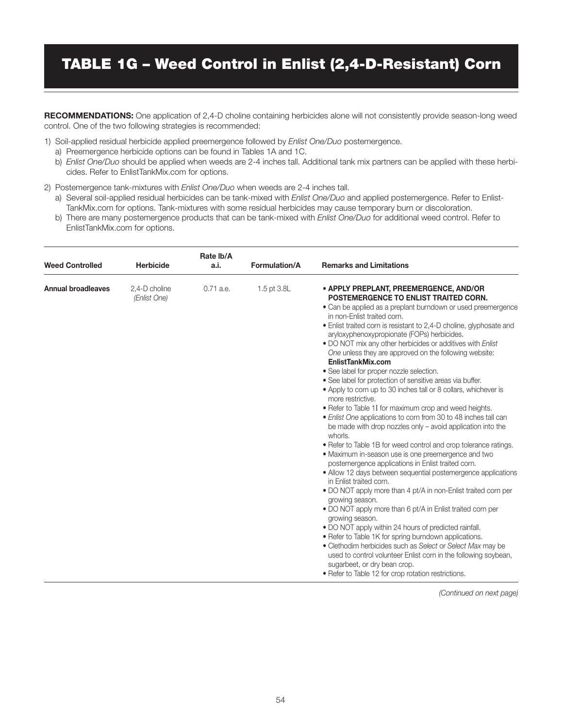# TABLE 1G – Weed Control in Enlist (2,4-D-Resistant) Corn

**RECOMMENDATIONS:** One application of 2,4-D choline containing herbicides alone will not consistently provide season-long weed control. One of the two following strategies is recommended:

1) Soil-applied residual herbicide applied preemergence followed by *Enlist One/Duo* postemergence.
   a) Preemergence herbicide options can be found in Tables 1A and 1C.
   b) *Enlist One/Duo* should be applied when weeds are 2-4 inches tall. Additional tank mix partners can be applied with these herbicides. Refer to EnlistTankMix.com for options.

2) Postemergence tank-mixtures with *Enlist One/Duo* when weeds are 2-4 inches tall.
   a) Several soil-applied residual herbicides can be tank-mixed with *Enlist One/Duo* and applied postemergence. Refer to EnlistTankMix.com for options. Tank-mixtures with some residual herbicides may cause temporary burn or discoloration.
   b) There are many postemergence products that can be tank-mixed with *Enlist One/Duo* for additional weed control. Refer to EnlistTankMix.com for options.

| Weed Controlled | Herbicide | Rate lb/A a.i. | Formulation/A | Remarks and Limitations |
|---|---|---|---|---|
| **Annual broadleaves** | 2,4-D choline *(Enlist One)* | 0.71 a.e. | 1.5 pt 3.8L | • **APPLY PREPLANT, PREEMERGENCE, AND/OR POSTEMERGENCE TO ENLIST TRAITED CORN.**<br>• Can be applied as a preplant burndown or used preemergence in non-Enlist traited corn.<br>• Enlist traited corn is resistant to 2,4-D choline, glyphosate and aryloxyphenoxypropionate (FOPs) herbicides.<br>• DO NOT mix any other herbicides or additives with *Enlist One* unless they are approved on the following website: **EnlistTankMix.com**<br>• See label for proper nozzle selection.<br>• See label for protection of sensitive areas via buffer.<br>• Apply to corn up to 30 inches tall or 8 collars, whichever is more restrictive.<br>• Refer to Table 1I for maximum crop and weed heights.<br>• *Enlist One* applications to corn from 30 to 48 inches tall can be made with drop nozzles only – avoid application into the whorls.<br>• Refer to Table 1B for weed control and crop tolerance ratings.<br>• Maximum in-season use is one preemergence and two postemergence applications in Enlist traited corn.<br>• Allow 12 days between sequential postemergence applications in Enlist traited corn.<br>• DO NOT apply more than 4 pt/A in non-Enlist traited corn per growing season.<br>• DO NOT apply more than 6 pt/A in Enlist traited corn per growing season.<br>• DO NOT apply within 24 hours of predicted rainfall.<br>• Refer to Table 1K for spring burndown applications.<br>• Clethodim herbicides such as *Select* or *Select Max* may be used to control volunteer Enlist corn in the following soybean, sugarbeet, or dry bean crop.<br>• Refer to Table 12 for crop rotation restrictions. |

*(Continued on next page)*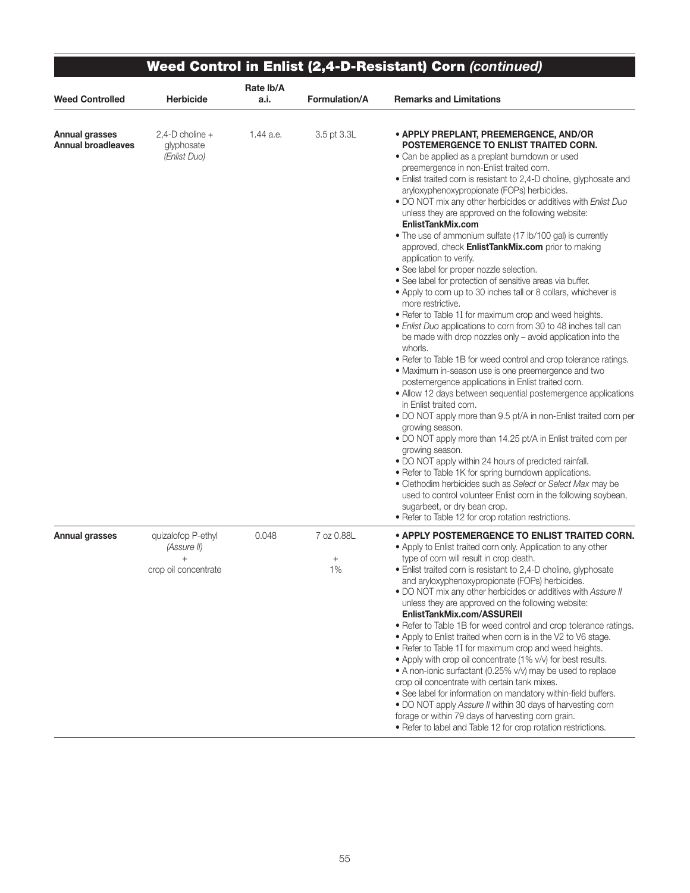## Weed Control in Enlist (2,4-D-Resistant) Corn *(continued)*

| Weed Controlled | Herbicide | Rate lb/A a.i. | Formulation/A | Remarks and Limitations |
|---|---|---|---|---|
| **Annual grasses** **Annual broadleaves** | 2,4-D choline + glyphosate *(Enlist Duo)* | 1.44 a.e. | 3.5 pt 3.3L | • **APPLY PREPLANT, PREEMERGENCE, AND/OR POSTEMERGENCE TO ENLIST TRAITED CORN.** • Can be applied as a preplant burndown or used preemergence in non-Enlist traited corn. • Enlist traited corn is resistant to 2,4-D choline, glyphosate and aryloxyphenoxypropionate (FOPs) herbicides. • DO NOT mix any other herbicides or additives with *Enlist Duo* unless they are approved on the following website: **EnlistTankMix.com** • The use of ammonium sulfate (17 lb/100 gal) is currently approved, check **EnlistTankMix.com** prior to making application to verify. • See label for proper nozzle selection. • See label for protection of sensitive areas via buffer. • Apply to corn up to 30 inches tall or 8 collars, whichever is more restrictive. • Refer to Table 1I for maximum crop and weed heights. • *Enlist Duo* applications to corn from 30 to 48 inches tall can be made with drop nozzles only – avoid application into the whorls. • Refer to Table 1B for weed control and crop tolerance ratings. • Maximum in-season use is one preemergence and two postemergence applications in Enlist traited corn. • Allow 12 days between sequential postemergence applications in Enlist traited corn. • DO NOT apply more than 9.5 pt/A in non-Enlist traited corn per growing season. • DO NOT apply more than 14.25 pt/A in Enlist traited corn per growing season. • DO NOT apply within 24 hours of predicted rainfall. • Refer to Table 1K for spring burndown applications. • Clethodim herbicides such as *Select* or *Select Max* may be used to control volunteer Enlist corn in the following soybean, sugarbeet, or dry bean crop. • Refer to Table 12 for crop rotation restrictions. |
| **Annual grasses** | quizalofop P-ethyl *(Assure II)* + crop oil concentrate | 0.048 | 7 oz 0.88L + 1% | • **APPLY POSTEMERGENCE TO ENLIST TRAITED CORN.** • Apply to Enlist traited corn only. Application to any other type of corn will result in crop death. • Enlist traited corn is resistant to 2,4-D choline, glyphosate and aryloxyphenoxypropionate (FOPs) herbicides. • DO NOT mix any other herbicides or additives with *Assure II* unless they are approved on the following website: **EnlistTankMix.com/ASSUREII** • Refer to Table 1B for weed control and crop tolerance ratings. • Apply to Enlist traited when corn is in the V2 to V6 stage. • Refer to Table 1I for maximum crop and weed heights. • Apply with crop oil concentrate (1% v/v) for best results. • A non-ionic surfactant (0.25% v/v) may be used to replace crop oil concentrate with certain tank mixes. • See label for information on mandatory within-field buffers. • DO NOT apply *Assure II* within 30 days of harvesting corn forage or within 79 days of harvesting corn grain. • Refer to label and Table 12 for crop rotation restrictions. |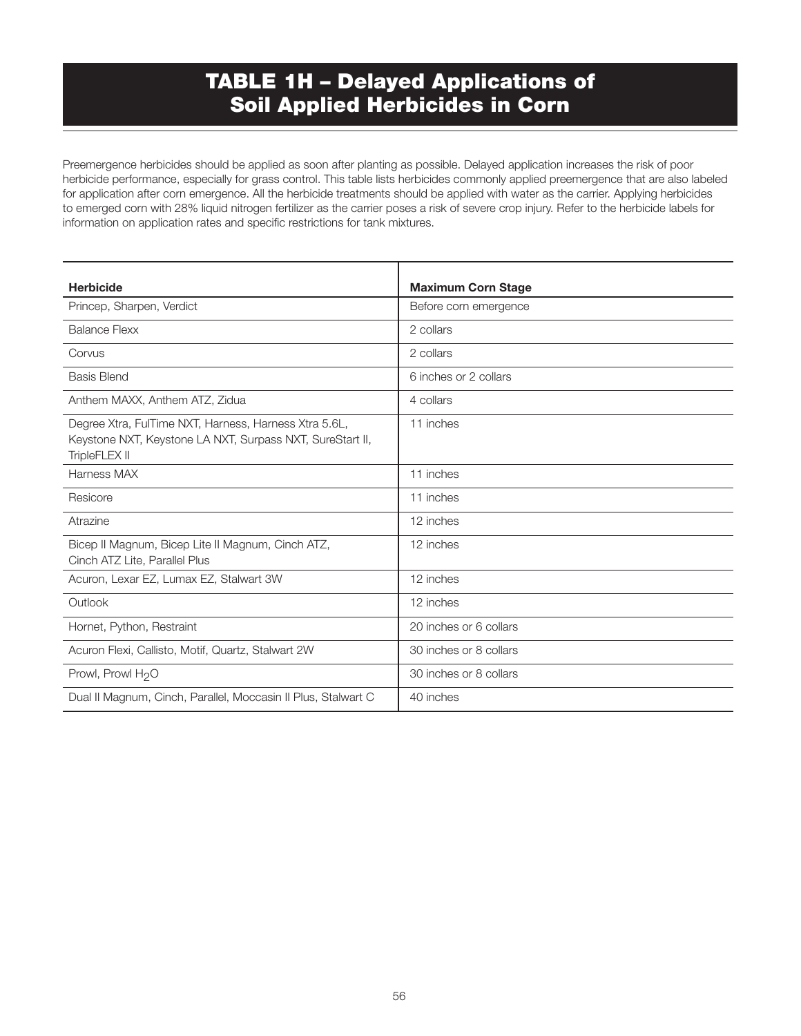# TABLE 1H – Delayed Applications of Soil Applied Herbicides in Corn

Preemergence herbicides should be applied as soon after planting as possible. Delayed application increases the risk of poor herbicide performance, especially for grass control. This table lists herbicides commonly applied preemergence that are also labeled for application after corn emergence. All the herbicide treatments should be applied with water as the carrier. Applying herbicides to emerged corn with 28% liquid nitrogen fertilizer as the carrier poses a risk of severe crop injury. Refer to the herbicide labels for information on application rates and specific restrictions for tank mixtures.

| Herbicide | Maximum Corn Stage |
|---|---|
| Princep, Sharpen, Verdict | Before corn emergence |
| Balance Flexx | 2 collars |
| Corvus | 2 collars |
| Basis Blend | 6 inches or 2 collars |
| Anthem MAXX, Anthem ATZ, Zidua | 4 collars |
| Degree Xtra, FulTime NXT, Harness, Harness Xtra 5.6L, Keystone NXT, Keystone LA NXT, Surpass NXT, SureStart II, TripleFLEX II | 11 inches |
| Harness MAX | 11 inches |
| Resicore | 11 inches |
| Atrazine | 12 inches |
| Bicep II Magnum, Bicep Lite II Magnum, Cinch ATZ, Cinch ATZ Lite, Parallel Plus | 12 inches |
| Acuron, Lexar EZ, Lumax EZ, Stalwart 3W | 12 inches |
| Outlook | 12 inches |
| Hornet, Python, Restraint | 20 inches or 6 collars |
| Acuron Flexi, Callisto, Motif, Quartz, Stalwart 2W | 30 inches or 8 collars |
| Prowl, Prowl $H_2O$ | 30 inches or 8 collars |
| Dual II Magnum, Cinch, Parallel, Moccasin II Plus, Stalwart C | 40 inches |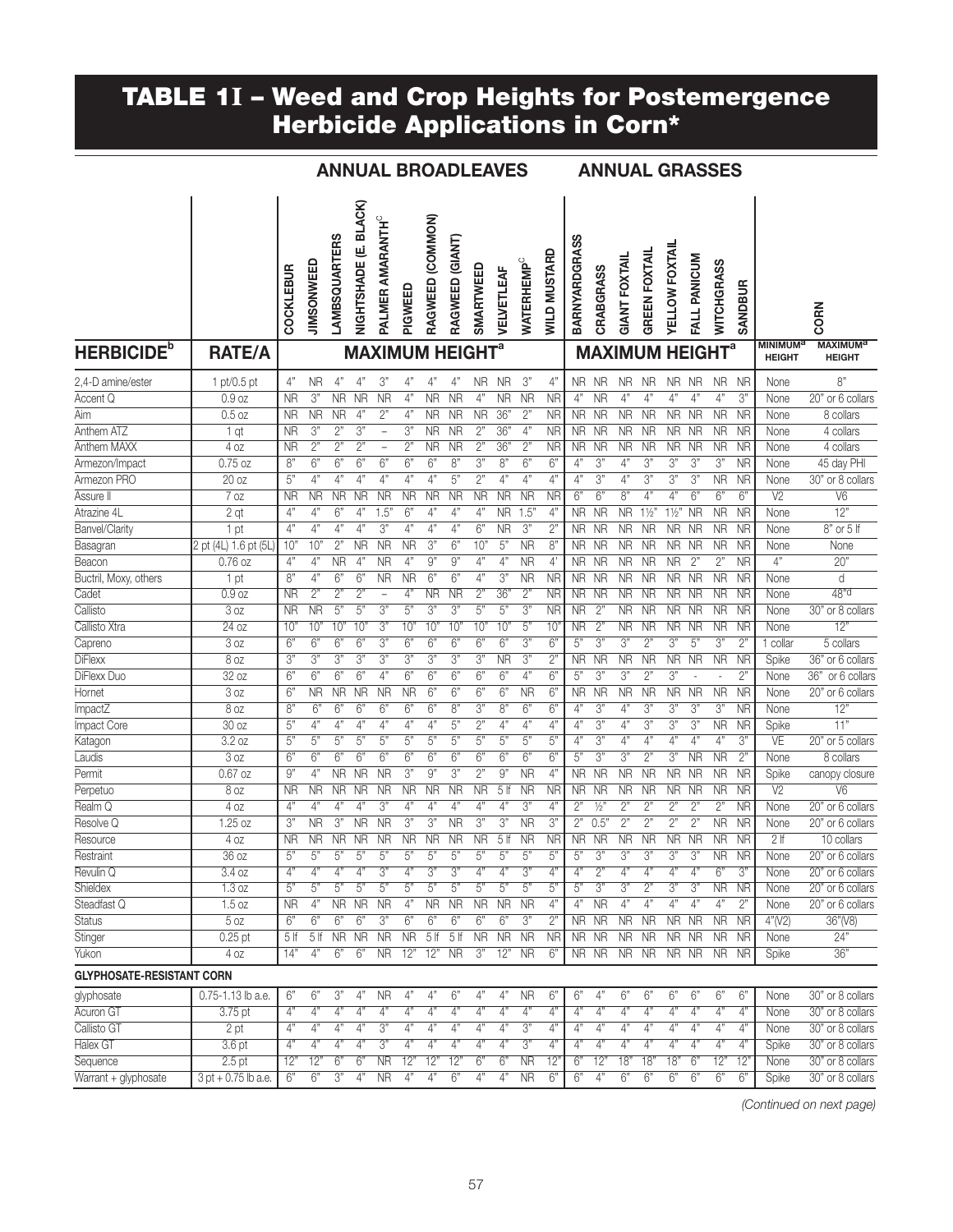# TABLE 1I – Weed and Crop Heights for Postemergence Herbicide Applications in Corn*

| HERBICIDE[b] | RATE/A | COCKLEBUR | JIMSONWEED | LAMBSQUARTERS | NIGHTSHADE (E. BLACK) | PALMER AMARANTH[c] | PIGWEED | RAGWEED (COMMON) | RAGWEED (GIANT) | SMARTWEED | VELVETLEAF | WATERHEMP[c] | WILD MUSTARD | BARNYARDGRASS | CRABGRASS | GIANT FOXTAIL | GREEN FOXTAIL | YELLOW FOXTAIL | FALL PANICUM | WITCHGRASS | SANDBUR | CORN MINIMUM[a] HEIGHT | CORN MAXIMUM[a] HEIGHT |
|---|---|---|---|---|---|---|---|---|---|---|---|---|---|---|---|---|---|---|---|---|---|---|---|
| | | ANNUAL BROADLEAVES – MAXIMUM HEIGHT[a] | | | | | | | | | | | | ANNUAL GRASSES – MAXIMUM HEIGHT[a] | | | | | | | | | |
| 2,4-D amine/ester | 1 pt/0.5 pt | 4" | NR | 4" | 4" | 3" | 4" | 4" | 4" | NR | NR | 3" | 4" | NR | NR | NR | NR | NR | NR | NR | NR | None | 8" |
| Accent Q | 0.9 oz | NR | 3" | NR | NR | NR | 4" | NR | NR | 4" | NR | NR | NR | 4" | NR | 4" | 4" | 4" | 4" | 4" | 3" | None | 20" or 6 collars |
| Aim | 0.5 oz | NR | NR | NR | 4" | 2" | 4" | NR | NR | NR | 36" | 2" | NR | NR | NR | NR | NR | NR | NR | NR | NR | None | 8 collars |
| Anthem ATZ | 1 qt | NR | 3" | 2" | 3" | – | 3" | NR | NR | 2" | 36" | 4" | NR | NR | NR | NR | NR | NR | NR | NR | NR | None | 4 collars |
| Anthem MAXX | 4 oz | NR | 2" | 2" | 2" | – | 2" | NR | NR | 2" | 36" | 2" | NR | NR | NR | NR | NR | NR | NR | NR | NR | None | 4 collars |
| Armezon/Impact | 0.75 oz | 8" | 6" | 6" | 6" | 6" | 6" | 6" | 8" | 3" | 8" | 6" | 6" | 4" | 3" | 4" | 3" | 3" | 3" | 3" | NR | None | 45 day PHI |
| Armezon PRO | 20 oz | 5" | 4" | 4" | 4" | 4" | 4" | 4" | 5" | 2" | 4" | 4" | 4" | 4" | 3" | 4" | 3" | 3" | 3" | NR | NR | None | 30" or 8 collars |
| Assure II | 7 oz | NR | NR | NR | NR | NR | NR | NR | NR | NR | NR | NR | NR | 6" | 6" | 8" | 4" | 4" | 6" | 6" | 6" | V2 | V6 |
| Atrazine 4L | 2 qt | 4" | 4" | 6" | 4" | 1.5" | 6" | 4" | 4" | 4" | NR | 1.5" | 4" | NR | NR | NR | 1½" | 1½" | NR | NR | NR | None | 12" |
| Banvel/Clarity | 1 pt | 4" | 4" | 4" | 3" | 4" | 4" | 4" | 4" | 6" | NR | 3" | 2" | NR | NR | NR | NR | NR | NR | NR | NR | None | 8" or 5 lf |
| Basagran | 2 pt (4L) 1.6 pt (5L) | 10" | 10" | 2" | NR | NR | NR | 3" | 6" | 10" | 5" | NR | 8" | NR | NR | NR | NR | NR | NR | NR | NR | None | None |
| Beacon | 0.76 oz | 4" | 4" | NR | 4" | NR | 4" | 9" | 9" | 4" | 4" | NR | 4' | NR | NR | NR | NR | NR | 2" | 2" | NR | 4" | 20" |
| Buctril, Moxy, others | 1 pt | 8" | 4" | 6" | 6" | NR | NR | 6" | 6" | 4" | 3" | NR | NR | NR | NR | NR | NR | NR | NR | NR | NR | None | d |
| Cadet | 0.9 oz | NR | 2" | 2" | 2" | – | 4" | NR | NR | 2" | 36" | 2" | NR | NR | NR | NR | NR | NR | NR | NR | NR | None | 48"d |
| Callisto | 3 oz | NR | NR | 5" | 5" | 3" | 5" | 3" | 3" | 5" | 5" | 3" | NR | NR | 2" | NR | NR | NR | NR | NR | NR | None | 30" or 8 collars |
| Callisto Xtra | 24 oz | 10" | 10" | 10" | 10" | 3" | 10" | 10" | 10" | 10" | 10" | 5" | 10" | NR | 2" | NR | NR | NR | NR | NR | NR | None | 12" |
| Capreno | 3 oz | 6" | 6" | 6" | 6" | 3" | 6" | 6" | 6" | 6" | 6" | 3" | 6" | 5" | 3" | 3" | 2" | 3" | 5" | 3" | 2" | 1 collar | 5 collars |
| DiFlexx | 8 oz | 3" | 3" | 3" | 3" | 3" | 3" | 3" | 3" | 3" | NR | 3" | 2" | NR | NR | NR | NR | NR | NR | NR | NR | Spike | 36" or 6 collars |
| DiFlexx Duo | 32 oz | 6" | 6" | 6" | 6" | 4" | 6" | 6" | 6" | 6" | 6" | 4" | 6" | 5" | 3" | 3" | 2" | 3" | - | - | 2" | None | 36" or 6 collars |
| Hornet | 3 oz | 6" | NR | NR | NR | NR | NR | 6" | 6" | 6" | 6" | NR | 6" | NR | NR | NR | NR | NR | NR | NR | NR | None | 20" or 6 collars |
| ImpactZ | 8 oz | 8" | 6" | 6" | 6" | 6" | 6" | 6" | 8" | 3" | 8" | 6" | 6" | 4" | 3" | 4" | 3" | 3" | 3" | 3" | NR | None | 12" |
| Impact Core | 30 oz | 5" | 4" | 4" | 4" | 4" | 4" | 4" | 5" | 2" | 4" | 4" | 4" | 4" | 3" | 4" | 3" | 3" | 3" | NR | NR | Spike | 11" |
| Katagon | 3.2 oz | 5" | 5" | 5" | 5" | 5" | 5" | 5" | 5" | 5" | 5" | 5" | 5" | 4" | 3" | 4" | 4" | 4" | 4" | 4" | 3" | VE | 20" or 5 collars |
| Laudis | 3 oz | 6" | 6" | 6" | 6" | 6" | 6" | 6" | 6" | 6" | 6" | 6" | 6" | 5" | 3" | 3" | 2" | 3" | NR | NR | 2" | None | 8 collars |
| Permit | 0.67 oz | 9" | 4" | NR | NR | NR | 3" | 9" | 3" | 2" | 9" | NR | 4" | NR | NR | NR | NR | NR | NR | NR | NR | Spike | canopy closure |
| Perpetuo | 8 oz | NR | NR | NR | NR | NR | NR | NR | NR | NR | 5 lf | NR | NR | NR | NR | NR | NR | NR | NR | NR | NR | V2 | V6 |
| Realm Q | 4 oz | 4" | 4" | 4" | 4" | 3" | 4" | 4" | 4" | 4" | 4" | 3" | 4" | 2" | ½" | 2" | 2" | 2" | 2" | 2" | NR | None | 20" or 6 collars |
| Resolve Q | 1.25 oz | 3" | NR | 3" | NR | NR | 3" | 3" | NR | 3" | 3" | NR | 3" | 2" | 0.5" | 2" | 2" | 2" | 2" | NR | NR | None | 20" or 6 collars |
| Resource | 4 oz | NR | NR | NR | NR | NR | NR | NR | NR | NR | 5 lf | NR | NR | NR | NR | NR | NR | NR | NR | NR | NR | 2 lf | 10 collars |
| Restraint | 36 oz | 5" | 5" | 5" | 5" | 5" | 5" | 5" | 5" | 5" | 5" | 5" | 5" | 5" | 3" | 3" | 3" | 3" | 3" | NR | NR | None | 20" or 6 collars |
| Revulin Q | 3.4 oz | 4" | 4" | 4" | 4" | 3" | 4" | 3" | 3" | 4" | 4" | 3" | 4" | 4" | 2" | 4" | 4" | 4" | 4" | 6" | 3" | None | 20" or 6 collars |
| Shieldex | 1.3 oz | 5" | 5" | 5" | 5" | 5" | 5" | 5" | 5" | 5" | 5" | 5" | 5" | 5" | 3" | 3" | 2" | 3" | 3" | NR | NR | None | 20" or 6 collars |
| Steadfast Q | 1.5 oz | NR | 4" | NR | NR | NR | 4" | NR | NR | NR | NR | NR | 4" | 4" | NR | 4" | 4" | 4" | 4" | 4" | 2" | None | 20" or 6 collars |
| Status | 5 oz | 6" | 6" | 6" | 3" | 6" | 6" | 6" | 6" | 6" | 6" | 3" | 2" | NR | NR | NR | NR | NR | NR | NR | NR | 4"(V2) | 36"(V8) |
| Stinger | 0.25 pt | 5 lf | 5 lf | NR | NR | NR | NR | 5 lf | 5 lf | NR | NR | NR | NR | NR | NR | NR | NR | NR | NR | NR | NR | None | 24" |
| Yukon | 4 oz | 14" | 4" | 6" | 6" | NR | 12" | 12" | NR | 3" | 12" | NR | 6" | NR | NR | NR | NR | NR | NR | NR | NR | Spike | 36" |
| **GLYPHOSATE-RESISTANT CORN** | | | | | | | | | | | | | | | | | | | | | | | |
| glyphosate | 0.75-1.13 lb a.e. | 6" | 6" | 3" | 4" | NR | 4" | 4" | 6" | 4" | 4" | NR | 6" | 6" | 4" | 6" | 6" | 6" | 6" | 6" | 6" | None | 30" or 8 collars |
| Acuron GT | 3.75 pt | 4" | 4" | 4" | 4" | 4" | 4" | 4" | 4" | 4" | 4" | 4" | 4" | 4" | 4" | 4" | 4" | 4" | 4" | 4" | 4" | None | 30" or 8 collars |
| Callisto GT | 2 pt | 4" | 4" | 4" | 4" | 3" | 4" | 4" | 4" | 4" | 4" | 3" | 4" | 4" | 4" | 4" | 4" | 4" | 4" | 4" | 4" | None | 30" or 8 collars |
| Halex GT | 3.6 pt | 4" | 4" | 4" | 4" | 3" | 4" | 4" | 4" | 4" | 4" | 3" | 4" | 4" | 4" | 4" | 4" | 4" | 4" | 4" | 4" | Spike | 30" or 8 collars |
| Sequence | 2.5 pt | 12" | 12" | 6" | 6" | NR | 12" | 12" | 12" | 6" | 6" | NR | 12" | 6" | 12" | 18" | 18" | 18" | 6" | 12" | 12" | None | 30" or 8 collars |
| Warrant + glyphosate | 3 pt + 0.75 lb a.e. | 6" | 6" | 3" | 4" | NR | 4" | 4" | 6" | 4" | 4" | NR | 6" | 6" | 4" | 6" | 6" | 6" | 6" | 6" | 6" | Spike | 30" or 8 collars |

*(Continued on next page)*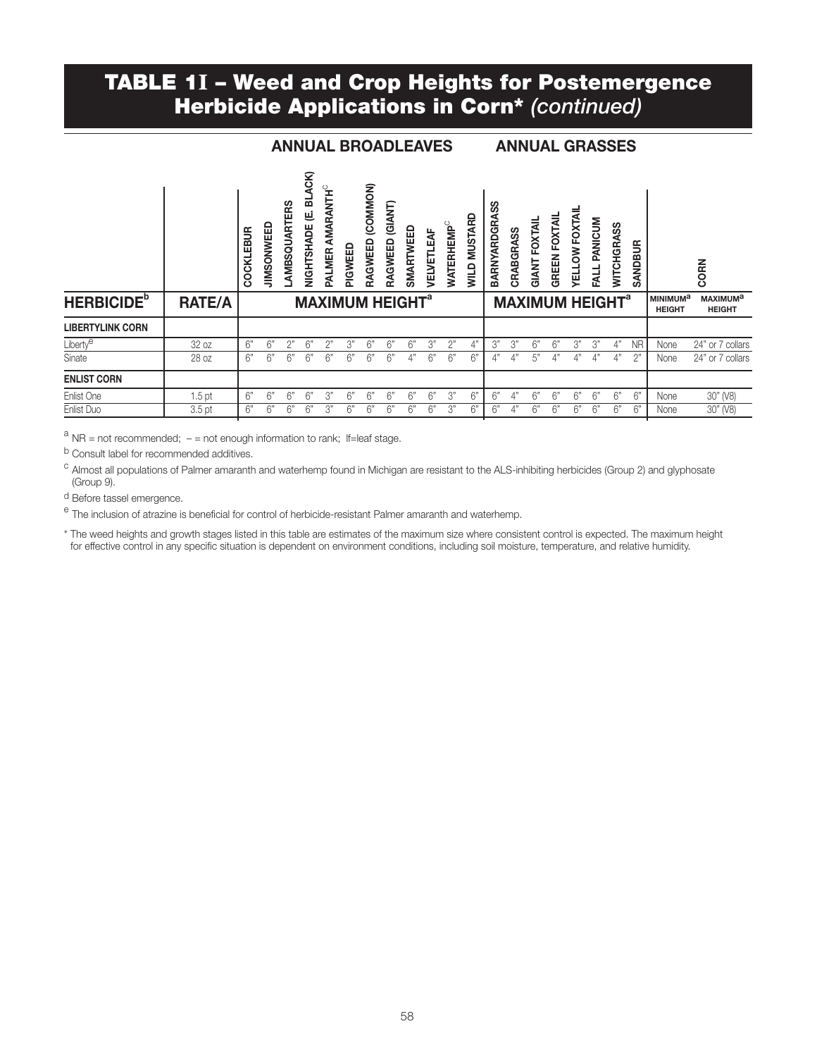# TABLE 1I – Weed and Crop Heights for Postemergence Herbicide Applications in Corn* *(continued)*

| | | ANNUAL BROADLEAVES | | | | | | | | | | | | ANNUAL GRASSES | | | | | | | | | |
|---|---|---|---|---|---|---|---|---|---|---|---|---|---|---|---|---|---|---|---|---|---|---|---|
| | | COCKLEBUR | JIMSONWEED | LAMBSQUARTERS | NIGHTSHADE (E. BLACK) | PALMER AMARANTH[c] | PIGWEED | RAGWEED (COMMON) | RAGWEED (GIANT) | SMARTWEED | VELVETLEAF | WATERHEMP[c] | WILD MUSTARD | BARNYARDGRASS | CRABGRASS | GIANT FOXTAIL | GREEN FOXTAIL | YELLOW FOXTAIL | FALL PANICUM | WITCHGRASS | SANDBUR | CORN | |
| **HERBICIDE[b]** | **RATE/A** | **MAXIMUM HEIGHT[a]** | | | | | | | | | | | | **MAXIMUM HEIGHT[a]** | | | | | | | | **MINIMUM[a] HEIGHT** | **MAXIMUM[a] HEIGHT** |
| **LIBERTYLINK CORN** | | | | | | | | | | | | | | | | | | | | | | | |
| Liberty[e] | 32 oz | 6" | 6" | 2" | 6" | 2" | 3" | 6" | 6" | 6" | 3" | 2" | 4" | 3" | 3" | 6" | 6" | 3" | 3" | 4" | NR | None | 24" or 7 collars |
| Sinate | 28 oz | 6" | 6" | 6" | 6" | 6" | 6" | 6" | 6" | 4" | 6" | 6" | 6" | 4" | 4" | 5" | 4" | 4" | 4" | 4" | 2" | None | 24" or 7 collars |
| **ENLIST CORN** | | | | | | | | | | | | | | | | | | | | | | | |
| Enlist One | 1.5 pt | 6" | 6" | 6" | 6" | 3" | 6" | 6" | 6" | 6" | 6" | 3" | 6" | 6" | 4" | 6" | 6" | 6" | 6" | 6" | 6" | None | 30" (V8) |
| Enlist Duo | 3.5 pt | 6" | 6" | 6" | 6" | 3" | 6" | 6" | 6" | 6" | 6" | 3" | 6" | 6" | 4" | 6" | 6" | 6" | 6" | 6" | 6" | None | 30" (V8) |

[a] NR = not recommended; – = not enough information to rank; lf=leaf stage.

[b] Consult label for recommended additives.

[c] Almost all populations of Palmer amaranth and waterhemp found in Michigan are resistant to the ALS-inhibiting herbicides (Group 2) and glyphosate (Group 9).

[d] Before tassel emergence.

[e] The inclusion of atrazine is beneficial for control of herbicide-resistant Palmer amaranth and waterhemp.

* The weed heights and growth stages listed in this table are estimates of the maximum size where consistent control is expected. The maximum height for effective control in any specific situation is dependent on environment conditions, including soil moisture, temperature, and relative humidity.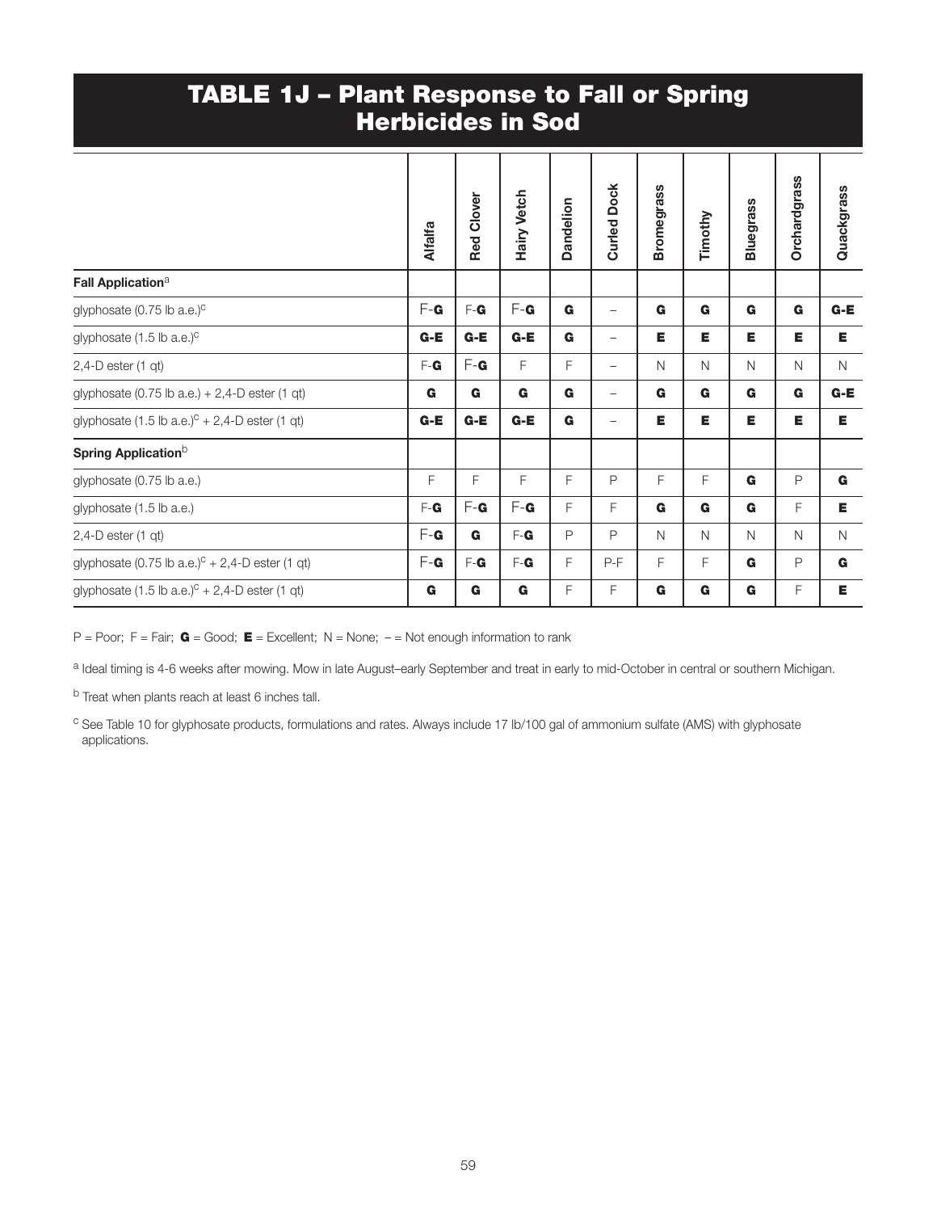# TABLE 1J – Plant Response to Fall or Spring Herbicides in Sod

| | Alfalfa | Red Clover | Hairy Vetch | Dandelion | Curled Dock | Bromegrass | Timothy | Bluegrass | Orchardgrass | Quackgrass |
|---|---|---|---|---|---|---|---|---|---|---|
| **Fall Application**[a] | | | | | | | | | | |
| glyphosate (0.75 lb a.e.)[c] | F-G | F-G | F-G | G | – | G | G | G | G | G-E |
| glyphosate (1.5 lb a.e.)[c] | G-E | G-E | G-E | G | – | E | E | E | E | E |
| 2,4-D ester (1 qt) | F-G | F-G | F | F | – | N | N | N | N | N |
| glyphosate (0.75 lb a.e.) + 2,4-D ester (1 qt) | G | G | G | G | – | G | G | G | G | G-E |
| glyphosate (1.5 lb a.e.)[c] + 2,4-D ester (1 qt) | G-E | G-E | G-E | G | – | E | E | E | E | E |
| **Spring Application**[b] | | | | | | | | | | |
| glyphosate (0.75 lb a.e.) | F | F | F | F | P | F | F | G | P | G |
| glyphosate (1.5 lb a.e.) | F-G | F-G | F-G | F | F | G | G | G | F | E |
| 2,4-D ester (1 qt) | F-G | G | F-G | P | P | N | N | N | N | N |
| glyphosate (0.75 lb a.e.)[c] + 2,4-D ester (1 qt) | F-G | F-G | F-G | F | P-F | F | F | G | P | G |
| glyphosate (1.5 lb a.e.)[c] + 2,4-D ester (1 qt) | G | G | G | F | F | G | G | G | F | E |

P = Poor; F = Fair; **G** = Good; **E** = Excellent; N = None; – = Not enough information to rank

[a] Ideal timing is 4-6 weeks after mowing. Mow in late August–early September and treat in early to mid-October in central or southern Michigan.

[b] Treat when plants reach at least 6 inches tall.

[c] See Table 10 for glyphosate products, formulations and rates. Always include 17 lb/100 gal of ammonium sulfate (AMS) with glyphosate applications.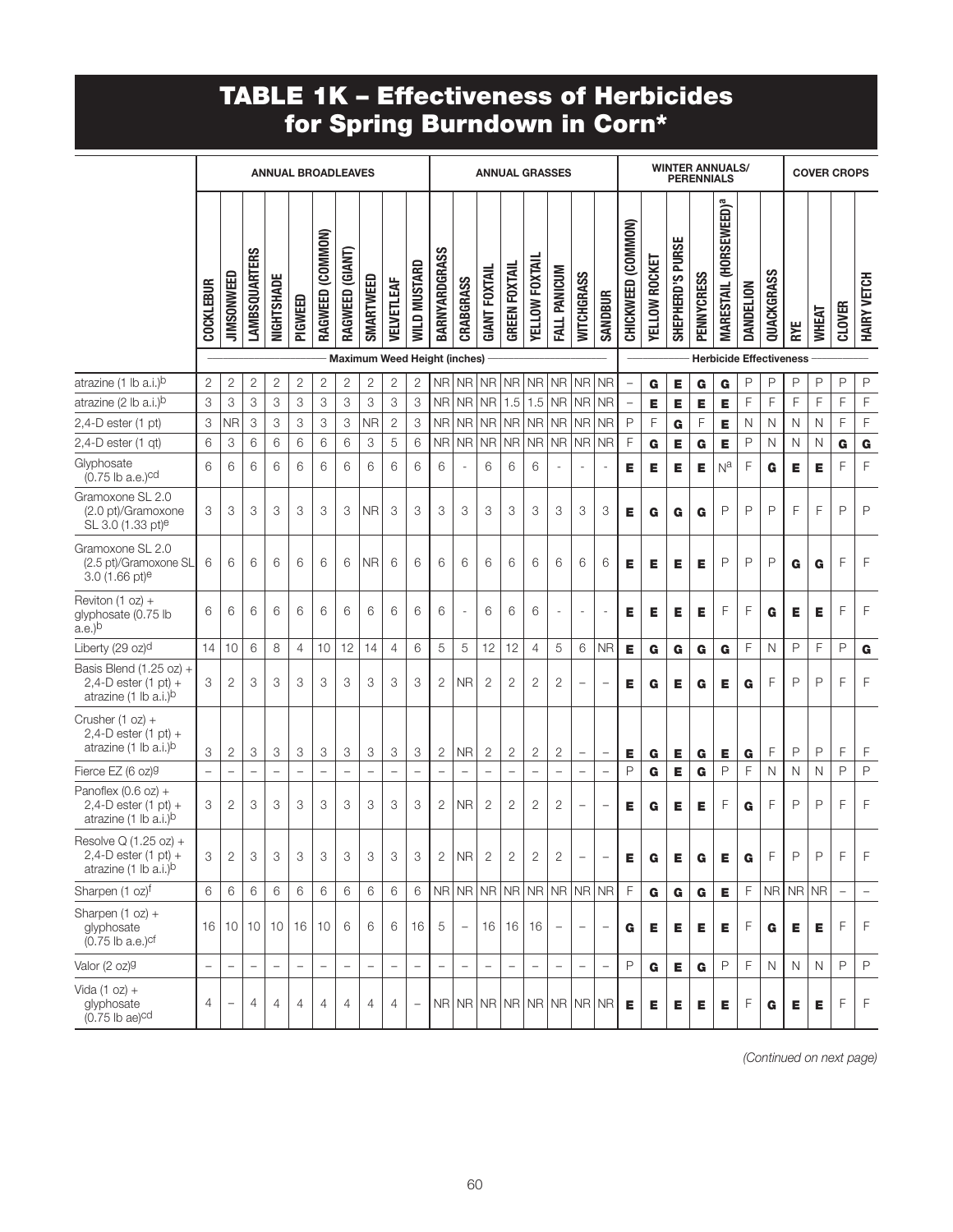# TABLE 1K – Effectiveness of Herbicides for Spring Burndown in Corn*

| | ANNUAL BROADLEAVES | | | | | | | | | | ANNUAL GRASSES | | | | | | | | WINTER ANNUALS/ PERENNIALS | | | | | | | COVER CROPS | | | |
|---|---|---|---|---|---|---|---|---|---|---|---|---|---|---|---|---|---|---|---|---|---|---|---|---|---|---|---|---|---|
| | COCKLEBUR | JIMSONWEED | LAMBSQUARTERS | NIGHTSHADE | PIGWEED | RAGWEED (COMMON) | RAGWEED (GIANT) | SMARTWEED | VELVETLEAF | WILD MUSTARD | BARNYARDGRASS | CRABGRASS | GIANT FOXTAIL | GREEN FOXTAIL | YELLOW FOXTAIL | FALL PANICUM | WITCHGRASS | SANDBUR | CHICKWEED (COMMON) | YELLOW ROCKET | SHEPHERD'S PURSE | PENNYCRESS | MARESTAIL (HORSEWEED)[a] | DANDELION | QUACKGRASS | RYE | WHEAT | CLOVER | HAIRY VETCH |
| | Maximum Weed Height (inches) | | | | | | | | | | | | | | | | | | Herbicide Effectiveness | | | | | | | | | | |
| atrazine (1 lb a.i.)[b] | 2 | 2 | 2 | 2 | 2 | 2 | 2 | 2 | 2 | 2 | NR | NR | NR | NR | NR | NR | NR | NR | – | **G** | **E** | **G** | **G** | P | P | P | P | P | P |
| atrazine (2 lb a.i.)[b] | 3 | 3 | 3 | 3 | 3 | 3 | 3 | 3 | 3 | 3 | NR | NR | NR | 1.5 | 1.5 | NR | NR | NR | – | **E** | **E** | **E** | **E** | F | F | F | F | F | F |
| 2,4-D ester (1 pt) | 3 | NR | 3 | 3 | 3 | 3 | 3 | NR | 2 | 3 | NR | NR | NR | NR | NR | NR | NR | NR | P | F | **G** | F | **E** | N | N | N | N | F | F |
| 2,4-D ester (1 qt) | 6 | 3 | 6 | 6 | 6 | 6 | 6 | 3 | 5 | 6 | NR | NR | NR | NR | NR | NR | NR | NR | F | **G** | **E** | **G** | **E** | P | N | N | N | **G** | **G** |
| Glyphosate (0.75 lb a.e.)[cd] | 6 | 6 | 6 | 6 | 6 | 6 | 6 | 6 | 6 | 6 | 6 | - | 6 | 6 | 6 | - | - | - | **E** | **E** | **E** | **E** | N[a] | F | **G** | **E** | **E** | F | F |
| Gramoxone SL 2.0 (2.0 pt)/Gramoxone SL 3.0 (1.33 pt)[e] | 3 | 3 | 3 | 3 | 3 | 3 | 3 | NR | 3 | 3 | 3 | 3 | 3 | 3 | 3 | 3 | 3 | 3 | **E** | **G** | **G** | **G** | P | P | P | F | F | P | P |
| Gramoxone SL 2.0 (2.5 pt)/Gramoxone SL 3.0 (1.66 pt)[e] | 6 | 6 | 6 | 6 | 6 | 6 | 6 | NR | 6 | 6 | 6 | 6 | 6 | 6 | 6 | 6 | 6 | 6 | **E** | **E** | **E** | **E** | P | P | P | **G** | **G** | F | F |
| Reviton (1 oz) + glyphosate (0.75 lb a.e.)[b] | 6 | 6 | 6 | 6 | 6 | 6 | 6 | 6 | 6 | 6 | 6 | - | 6 | 6 | 6 | - | - | - | **E** | **E** | **E** | **E** | F | F | **G** | **E** | **E** | F | F |
| Liberty (29 oz)[d] | 14 | 10 | 6 | 8 | 4 | 10 | 12 | 14 | 4 | 6 | 5 | 5 | 12 | 12 | 4 | 5 | 6 | NR | **E** | **G** | **G** | **G** | **G** | F | N | P | F | P | **G** |
| Basis Blend (1.25 oz) + 2,4-D ester (1 pt) + atrazine (1 lb a.i.)[b] | 3 | 2 | 3 | 3 | 3 | 3 | 3 | 3 | 3 | 3 | 2 | NR | 2 | 2 | 2 | 2 | – | – | **E** | **G** | **E** | **G** | **E** | **G** | F | P | P | F | F |
| Crusher (1 oz) + 2,4-D ester (1 pt) + atrazine (1 lb a.i.)[b] | 3 | 2 | 3 | 3 | 3 | 3 | 3 | 3 | 3 | 3 | 2 | NR | 2 | 2 | 2 | 2 | – | – | **E** | **G** | **E** | **G** | **E** | **G** | F | P | P | F | F |
| Fierce EZ (6 oz)[g] | – | – | – | – | – | – | – | – | – | – | – | – | – | – | – | – | – | – | P | **G** | **E** | **G** | P | F | N | N | N | P | P |
| Panoflex (0.6 oz) + 2,4-D ester (1 pt) + atrazine (1 lb a.i.)[b] | 3 | 2 | 3 | 3 | 3 | 3 | 3 | 3 | 3 | 3 | 2 | NR | 2 | 2 | 2 | 2 | – | – | **E** | **G** | **E** | **E** | F | **G** | F | P | P | F | F |
| Resolve Q (1.25 oz) + 2,4-D ester (1 pt) + atrazine (1 lb a.i.)[b] | 3 | 2 | 3 | 3 | 3 | 3 | 3 | 3 | 3 | 3 | 2 | NR | 2 | 2 | 2 | 2 | – | – | **E** | **G** | **E** | **G** | **E** | **G** | F | P | P | F | F |
| Sharpen (1 oz)[f] | 6 | 6 | 6 | 6 | 6 | 6 | 6 | 6 | 6 | 6 | NR | NR | NR | NR | NR | NR | NR | NR | F | **G** | **G** | **G** | **E** | F | NR | NR | NR | – | – |
| Sharpen (1 oz) + glyphosate (0.75 lb a.e.)[cf] | 16 | 10 | 10 | 10 | 16 | 10 | 6 | 6 | 6 | 16 | 5 | – | 16 | 16 | 16 | – | – | – | **G** | **E** | **E** | **E** | **E** | F | **G** | **E** | **E** | F | F |
| Valor (2 oz)[g] | – | – | – | – | – | – | – | – | – | – | – | – | – | – | – | – | – | – | P | **G** | **E** | **G** | P | F | N | N | N | P | P |
| Vida (1 oz) + glyphosate (0.75 lb ae)[cd] | 4 | – | 4 | 4 | 4 | 4 | 4 | 4 | 4 | – | NR | NR | NR | NR | NR | NR | NR | NR | **E** | **E** | **E** | **E** | **E** | F | **G** | **E** | **E** | F | F |

*(Continued on next page)*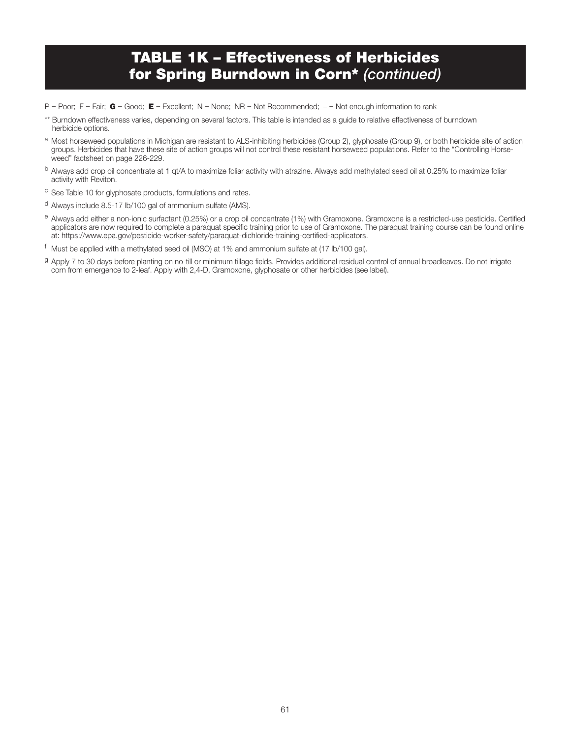# TABLE 1K – Effectiveness of Herbicides for Spring Burndown in Corn* *(continued)*

P = Poor; F = Fair; **G** = Good; **E** = Excellent; N = None; NR = Not Recommended; – = Not enough information to rank

** Burndown effectiveness varies, depending on several factors. This table is intended as a guide to relative effectiveness of burndown herbicide options.

[a] Most horseweed populations in Michigan are resistant to ALS-inhibiting herbicides (Group 2), glyphosate (Group 9), or both herbicide site of action groups. Herbicides that have these site of action groups will not control these resistant horseweed populations. Refer to the "Controlling Horseweed" factsheet on page 226-229.

[b] Always add crop oil concentrate at 1 qt/A to maximize foliar activity with atrazine. Always add methylated seed oil at 0.25% to maximize foliar activity with Reviton.

[c] See Table 10 for glyphosate products, formulations and rates.

[d] Always include 8.5-17 lb/100 gal of ammonium sulfate (AMS).

[e] Always add either a non-ionic surfactant (0.25%) or a crop oil concentrate (1%) with Gramoxone. Gramoxone is a restricted-use pesticide. Certified applicators are now required to complete a paraquat specific training prior to use of Gramoxone. The paraquat training course can be found online at: https://www.epa.gov/pesticide-worker-safety/paraquat-dichloride-training-certified-applicators.

[f] Must be applied with a methylated seed oil (MSO) at 1% and ammonium sulfate at (17 lb/100 gal).

[g] Apply 7 to 30 days before planting on no-till or minimum tillage fields. Provides additional residual control of annual broadleaves. Do not irrigate corn from emergence to 2-leaf. Apply with 2,4-D, Gramoxone, glyphosate or other herbicides (see label).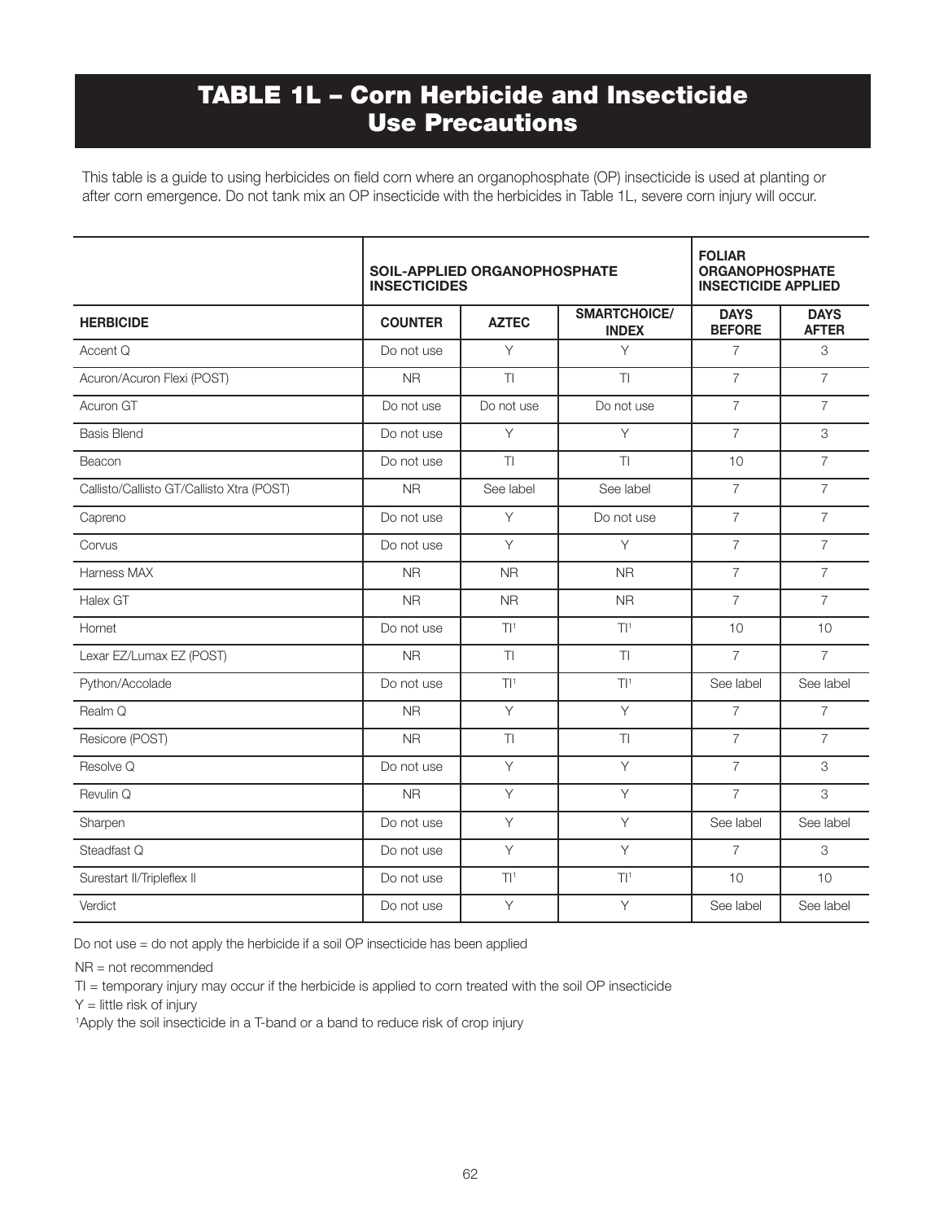# TABLE 1L – Corn Herbicide and Insecticide Use Precautions

This table is a guide to using herbicides on field corn where an organophosphate (OP) insecticide is used at planting or after corn emergence. Do not tank mix an OP insecticide with the herbicides in Table 1L, severe corn injury will occur.

| | SOIL-APPLIED ORGANOPHOSPHATE INSECTICIDES | | | FOLIAR ORGANOPHOSPHATE INSECTICIDE APPLIED | |
|---|---|---|---|---|---|
| **HERBICIDE** | **COUNTER** | **AZTEC** | **SMARTCHOICE/ INDEX** | **DAYS BEFORE** | **DAYS AFTER** |
| Accent Q | Do not use | Y | Y | 7 | 3 |
| Acuron/Acuron Flexi (POST) | NR | TI | TI | 7 | 7 |
| Acuron GT | Do not use | Do not use | Do not use | 7 | 7 |
| Basis Blend | Do not use | Y | Y | 7 | 3 |
| Beacon | Do not use | TI | TI | 10 | 7 |
| Callisto/Callisto GT/Callisto Xtra (POST) | NR | See label | See label | 7 | 7 |
| Capreno | Do not use | Y | Do not use | 7 | 7 |
| Corvus | Do not use | Y | Y | 7 | 7 |
| Harness MAX | NR | NR | NR | 7 | 7 |
| Halex GT | NR | NR | NR | 7 | 7 |
| Hornet | Do not use | TI[1] | TI[1] | 10 | 10 |
| Lexar EZ/Lumax EZ (POST) | NR | TI | TI | 7 | 7 |
| Python/Accolade | Do not use | TI[1] | TI[1] | See label | See label |
| Realm Q | NR | Y | Y | 7 | 7 |
| Resicore (POST) | NR | TI | TI | 7 | 7 |
| Resolve Q | Do not use | Y | Y | 7 | 3 |
| Revulin Q | NR | Y | Y | 7 | 3 |
| Sharpen | Do not use | Y | Y | See label | See label |
| Steadfast Q | Do not use | Y | Y | 7 | 3 |
| Surestart II/Tripleflex II | Do not use | TI[1] | TI[1] | 10 | 10 |
| Verdict | Do not use | Y | Y | See label | See label |

Do not use = do not apply the herbicide if a soil OP insecticide has been applied

NR = not recommended

TI = temporary injury may occur if the herbicide is applied to corn treated with the soil OP insecticide

Y = little risk of injury

[1]Apply the soil insecticide in a T-band or a band to reduce risk of crop injury